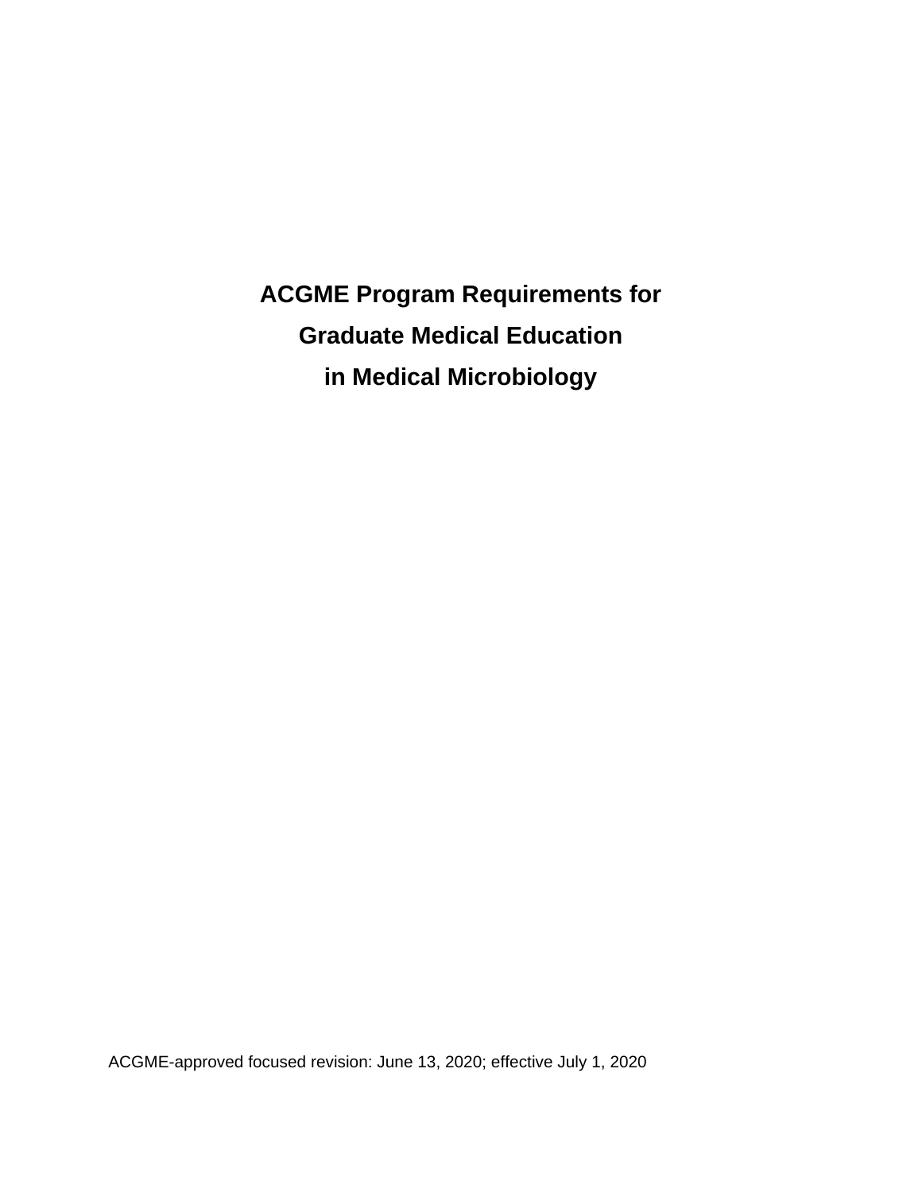# ACGME Program Requirements for Graduate Medical Education in Medical Microbiology

ACGME-approved focused revision: June 13, 2020; effective July 1, 2020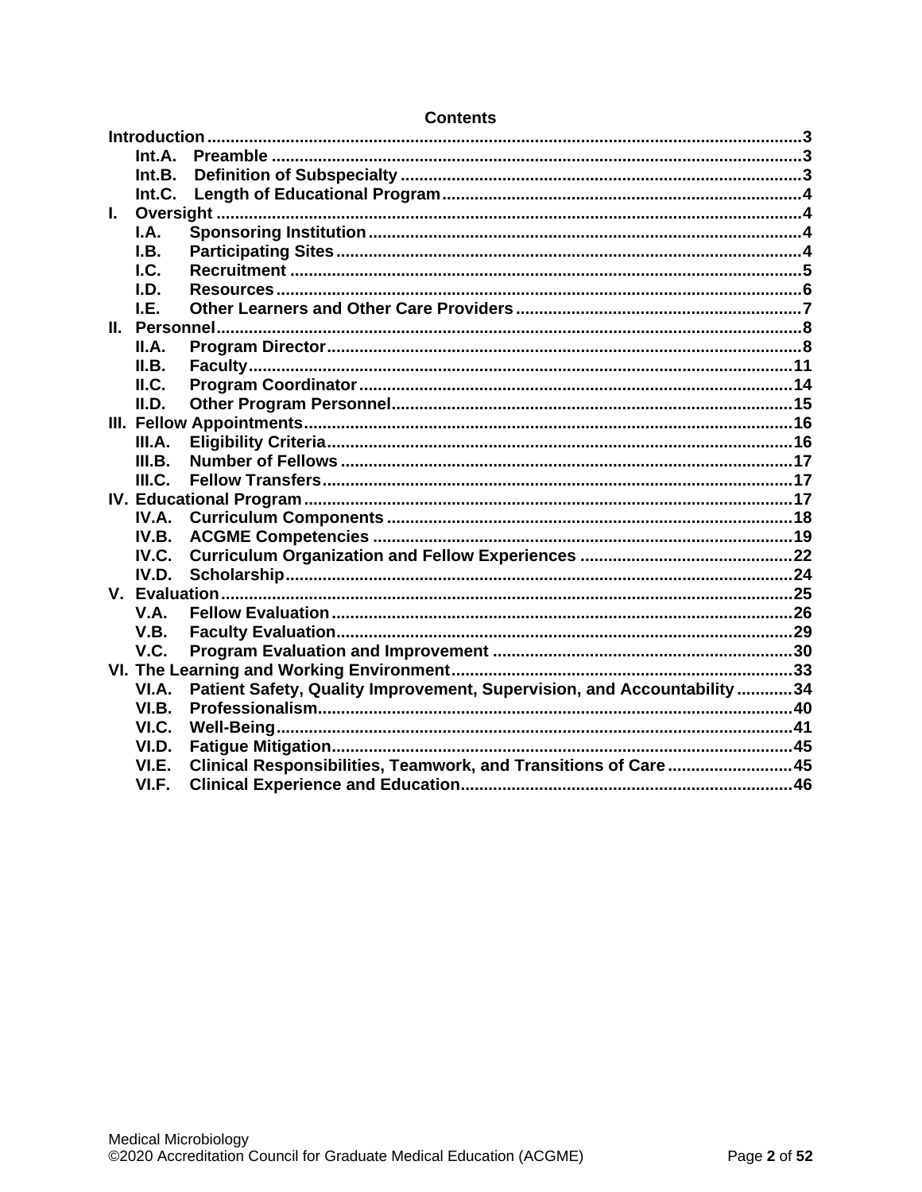## Contents

**Introduction** ..... 3
- **Int.A. Preamble** ..... 3
- **Int.B. Definition of Subspecialty** ..... 3
- **Int.C. Length of Educational Program** ..... 4

**I. Oversight** ..... 4
- **I.A. Sponsoring Institution** ..... 4
- **I.B. Participating Sites** ..... 4
- **I.C. Recruitment** ..... 5
- **I.D. Resources** ..... 6
- **I.E. Other Learners and Other Care Providers** ..... 7

**II. Personnel** ..... 8
- **II.A. Program Director** ..... 8
- **II.B. Faculty** ..... 11
- **II.C. Program Coordinator** ..... 14
- **II.D. Other Program Personnel** ..... 15

**III. Fellow Appointments** ..... 16
- **III.A. Eligibility Criteria** ..... 16
- **III.B. Number of Fellows** ..... 17
- **III.C. Fellow Transfers** ..... 17

**IV. Educational Program** ..... 17
- **IV.A. Curriculum Components** ..... 18
- **IV.B. ACGME Competencies** ..... 19
- **IV.C. Curriculum Organization and Fellow Experiences** ..... 22
- **IV.D. Scholarship** ..... 24

**V. Evaluation** ..... 25
- **V.A. Fellow Evaluation** ..... 26
- **V.B. Faculty Evaluation** ..... 29
- **V.C. Program Evaluation and Improvement** ..... 30

**VI. The Learning and Working Environment** ..... 33
- **VI.A. Patient Safety, Quality Improvement, Supervision, and Accountability** ..... 34
- **VI.B. Professionalism** ..... 40
- **VI.C. Well-Being** ..... 41
- **VI.D. Fatigue Mitigation** ..... 45
- **VI.E. Clinical Responsibilities, Teamwork, and Transitions of Care** ..... 45
- **VI.F. Clinical Experience and Education** ..... 46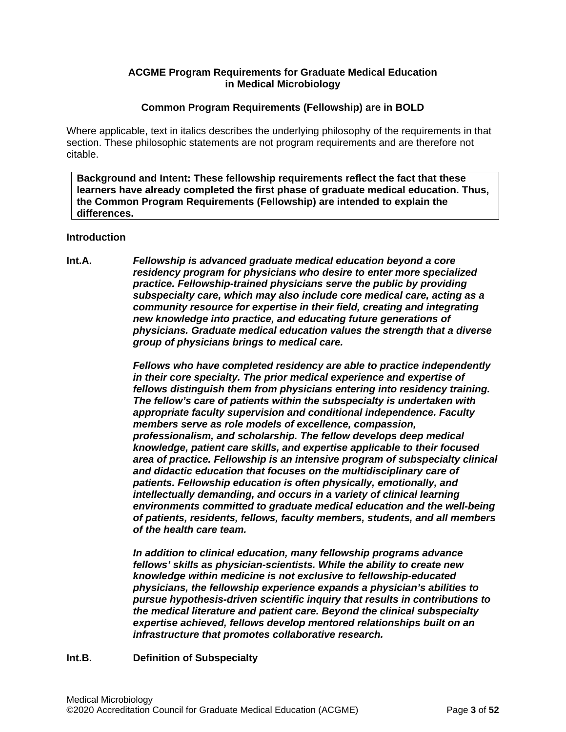**ACGME Program Requirements for Graduate Medical Education in Medical Microbiology**

**Common Program Requirements (Fellowship) are in BOLD**

Where applicable, text in italics describes the underlying philosophy of the requirements in that section. These philosophic statements are not program requirements and are therefore not citable.

> **Background and Intent: These fellowship requirements reflect the fact that these learners have already completed the first phase of graduate medical education. Thus, the Common Program Requirements (Fellowship) are intended to explain the differences.**

**Introduction**

**Int.A.** ***Fellowship is advanced graduate medical education beyond a core residency program for physicians who desire to enter more specialized practice. Fellowship-trained physicians serve the public by providing subspecialty care, which may also include core medical care, acting as a community resource for expertise in their field, creating and integrating new knowledge into practice, and educating future generations of physicians. Graduate medical education values the strength that a diverse group of physicians brings to medical care.***

***Fellows who have completed residency are able to practice independently in their core specialty. The prior medical experience and expertise of fellows distinguish them from physicians entering into residency training. The fellow's care of patients within the subspecialty is undertaken with appropriate faculty supervision and conditional independence. Faculty members serve as role models of excellence, compassion, professionalism, and scholarship. The fellow develops deep medical knowledge, patient care skills, and expertise applicable to their focused area of practice. Fellowship is an intensive program of subspecialty clinical and didactic education that focuses on the multidisciplinary care of patients. Fellowship education is often physically, emotionally, and intellectually demanding, and occurs in a variety of clinical learning environments committed to graduate medical education and the well-being of patients, residents, fellows, faculty members, students, and all members of the health care team.***

***In addition to clinical education, many fellowship programs advance fellows' skills as physician-scientists. While the ability to create new knowledge within medicine is not exclusive to fellowship-educated physicians, the fellowship experience expands a physician's abilities to pursue hypothesis-driven scientific inquiry that results in contributions to the medical literature and patient care. Beyond the clinical subspecialty expertise achieved, fellows develop mentored relationships built on an infrastructure that promotes collaborative research.***

**Int.B.** **Definition of Subspecialty**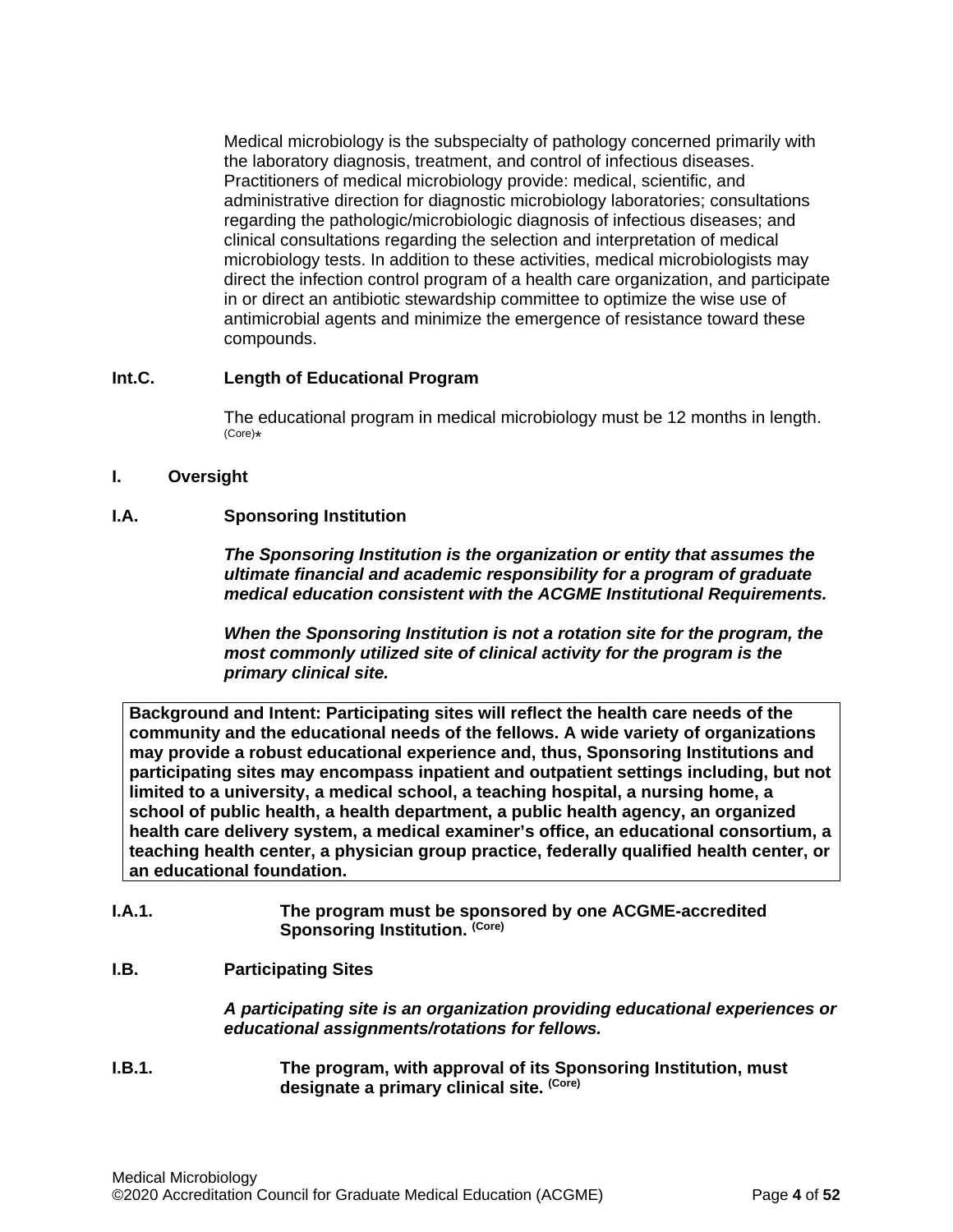Medical microbiology is the subspecialty of pathology concerned primarily with the laboratory diagnosis, treatment, and control of infectious diseases. Practitioners of medical microbiology provide: medical, scientific, and administrative direction for diagnostic microbiology laboratories; consultations regarding the pathologic/microbiologic diagnosis of infectious diseases; and clinical consultations regarding the selection and interpretation of medical microbiology tests. In addition to these activities, medical microbiologists may direct the infection control program of a health care organization, and participate in or direct an antibiotic stewardship committee to optimize the wise use of antimicrobial agents and minimize the emergence of resistance toward these compounds.

**Int.C. Length of Educational Program**

The educational program in medical microbiology must be 12 months in length. (Core)*

## I. Oversight

**I.A. Sponsoring Institution**

***The Sponsoring Institution is the organization or entity that assumes the ultimate financial and academic responsibility for a program of graduate medical education consistent with the ACGME Institutional Requirements.***

***When the Sponsoring Institution is not a rotation site for the program, the most commonly utilized site of clinical activity for the program is the primary clinical site.***

| **Background and Intent: Participating sites will reflect the health care needs of the community and the educational needs of the fellows. A wide variety of organizations may provide a robust educational experience and, thus, Sponsoring Institutions and participating sites may encompass inpatient and outpatient settings including, but not limited to a university, a medical school, a teaching hospital, a nursing home, a school of public health, a health department, a public health agency, an organized health care delivery system, a medical examiner's office, an educational consortium, a teaching health center, a physician group practice, federally qualified health center, or an educational foundation.** |
|---|

**I.A.1. The program must be sponsored by one ACGME-accredited Sponsoring Institution. (Core)**

**I.B. Participating Sites**

***A participating site is an organization providing educational experiences or educational assignments/rotations for fellows.***

**I.B.1. The program, with approval of its Sponsoring Institution, must designate a primary clinical site. (Core)**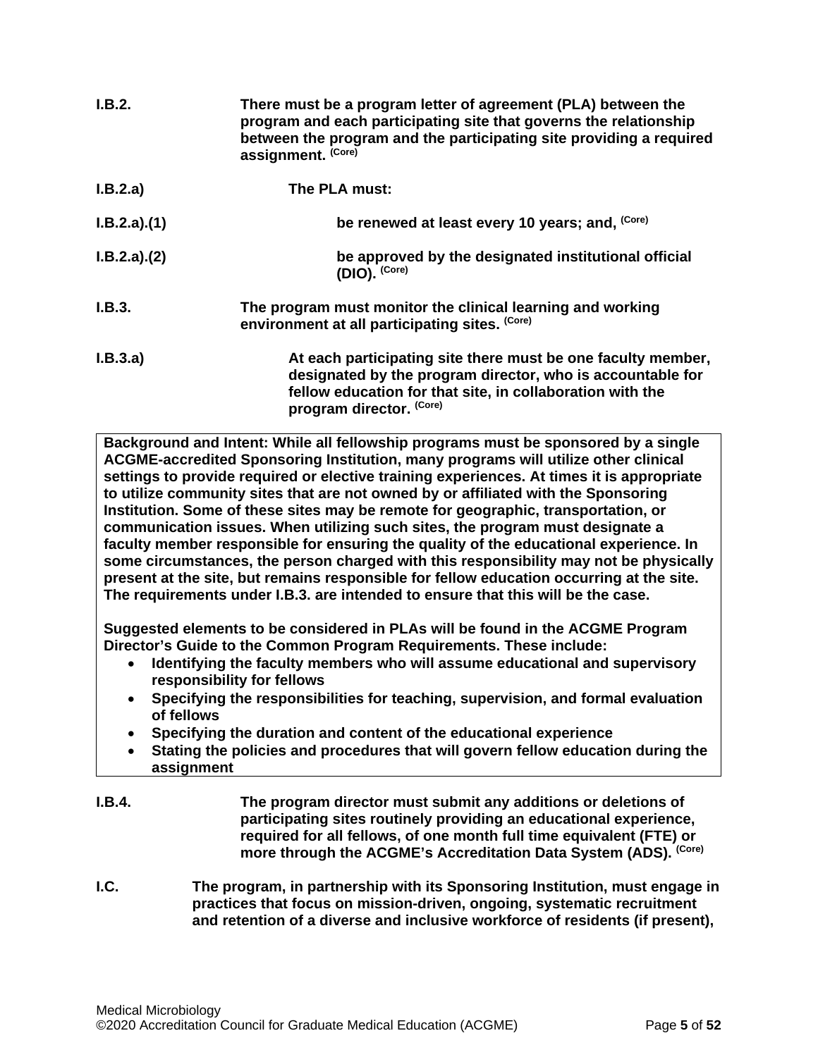**I.B.2.** **There must be a program letter of agreement (PLA) between the program and each participating site that governs the relationship between the program and the participating site providing a required assignment.** (Core)

**I.B.2.a)** **The PLA must:**

**I.B.2.a).(1)** **be renewed at least every 10 years; and,** (Core)

**I.B.2.a).(2)** **be approved by the designated institutional official (DIO).** (Core)

**I.B.3.** **The program must monitor the clinical learning and working environment at all participating sites.** (Core)

**I.B.3.a)** **At each participating site there must be one faculty member, designated by the program director, who is accountable for fellow education for that site, in collaboration with the program director.** (Core)

> **Background and Intent: While all fellowship programs must be sponsored by a single ACGME-accredited Sponsoring Institution, many programs will utilize other clinical settings to provide required or elective training experiences. At times it is appropriate to utilize community sites that are not owned by or affiliated with the Sponsoring Institution. Some of these sites may be remote for geographic, transportation, or communication issues. When utilizing such sites, the program must designate a faculty member responsible for ensuring the quality of the educational experience. In some circumstances, the person charged with this responsibility may not be physically present at the site, but remains responsible for fellow education occurring at the site. The requirements under I.B.3. are intended to ensure that this will be the case.**
>
> **Suggested elements to be considered in PLAs will be found in the ACGME Program Director's Guide to the Common Program Requirements. These include:**
>
> - **Identifying the faculty members who will assume educational and supervisory responsibility for fellows**
> - **Specifying the responsibilities for teaching, supervision, and formal evaluation of fellows**
> - **Specifying the duration and content of the educational experience**
> - **Stating the policies and procedures that will govern fellow education during the assignment**

**I.B.4.** **The program director must submit any additions or deletions of participating sites routinely providing an educational experience, required for all fellows, of one month full time equivalent (FTE) or more through the ACGME's Accreditation Data System (ADS).** (Core)

**I.C.** **The program, in partnership with its Sponsoring Institution, must engage in practices that focus on mission-driven, ongoing, systematic recruitment and retention of a diverse and inclusive workforce of residents (if present),**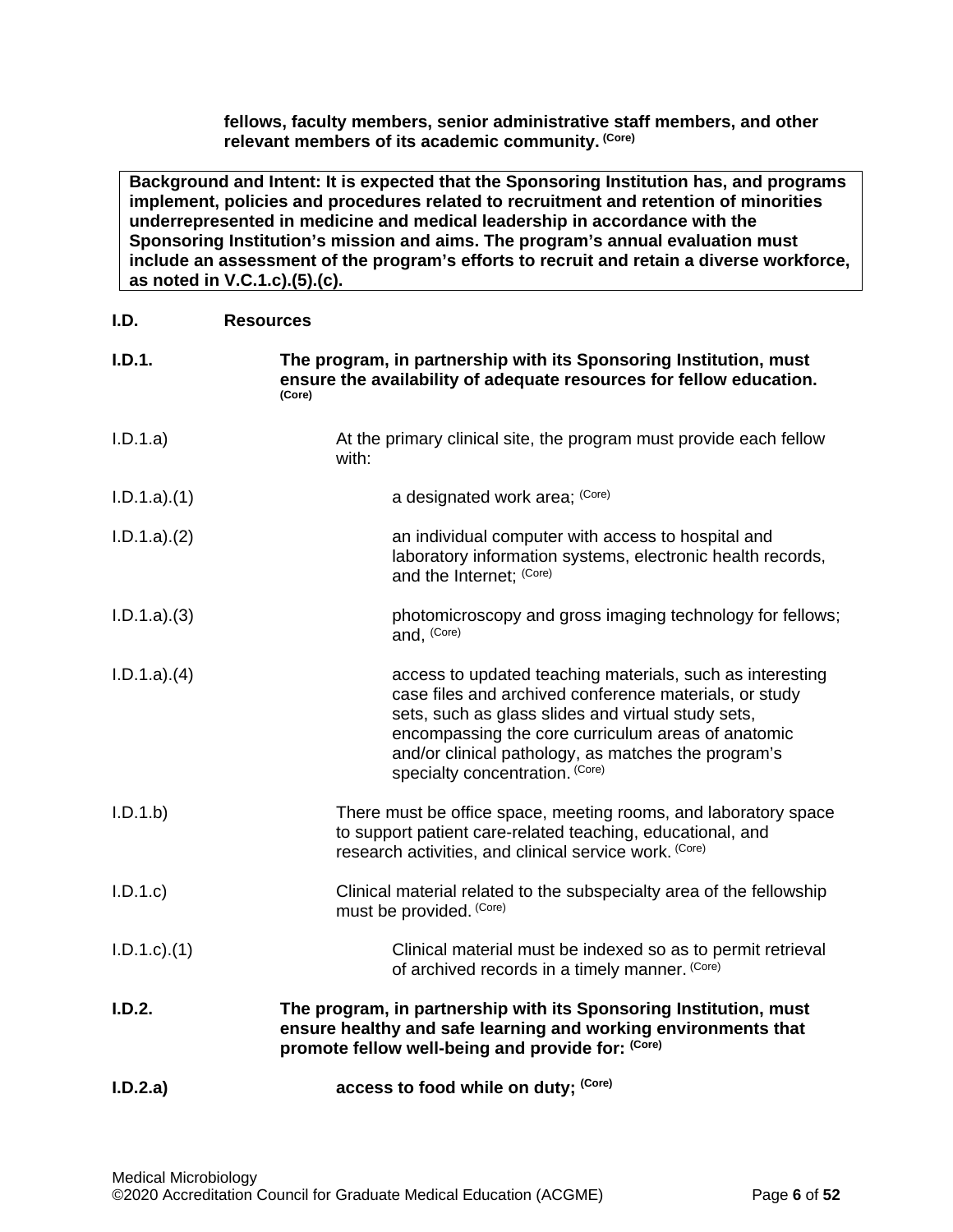**fellows, faculty members, senior administrative staff members, and other relevant members of its academic community.** **(Core)**

> **Background and Intent: It is expected that the Sponsoring Institution has, and programs implement, policies and procedures related to recruitment and retention of minorities underrepresented in medicine and medical leadership in accordance with the Sponsoring Institution's mission and aims. The program's annual evaluation must include an assessment of the program's efforts to recruit and retain a diverse workforce, as noted in V.C.1.c).(5).(c).**

**I.D. Resources**

**I.D.1. The program, in partnership with its Sponsoring Institution, must ensure the availability of adequate resources for fellow education.** **(Core)**

I.D.1.a) At the primary clinical site, the program must provide each fellow with:

I.D.1.a).(1) a designated work area; (Core)

I.D.1.a).(2) an individual computer with access to hospital and laboratory information systems, electronic health records, and the Internet; (Core)

I.D.1.a).(3) photomicroscopy and gross imaging technology for fellows; and, (Core)

I.D.1.a).(4) access to updated teaching materials, such as interesting case files and archived conference materials, or study sets, such as glass slides and virtual study sets, encompassing the core curriculum areas of anatomic and/or clinical pathology, as matches the program's specialty concentration. (Core)

I.D.1.b) There must be office space, meeting rooms, and laboratory space to support patient care-related teaching, educational, and research activities, and clinical service work. (Core)

I.D.1.c) Clinical material related to the subspecialty area of the fellowship must be provided. (Core)

I.D.1.c).(1) Clinical material must be indexed so as to permit retrieval of archived records in a timely manner. (Core)

**I.D.2. The program, in partnership with its Sponsoring Institution, must ensure healthy and safe learning and working environments that promote fellow well-being and provide for:** **(Core)**

**I.D.2.a) access to food while on duty;** **(Core)**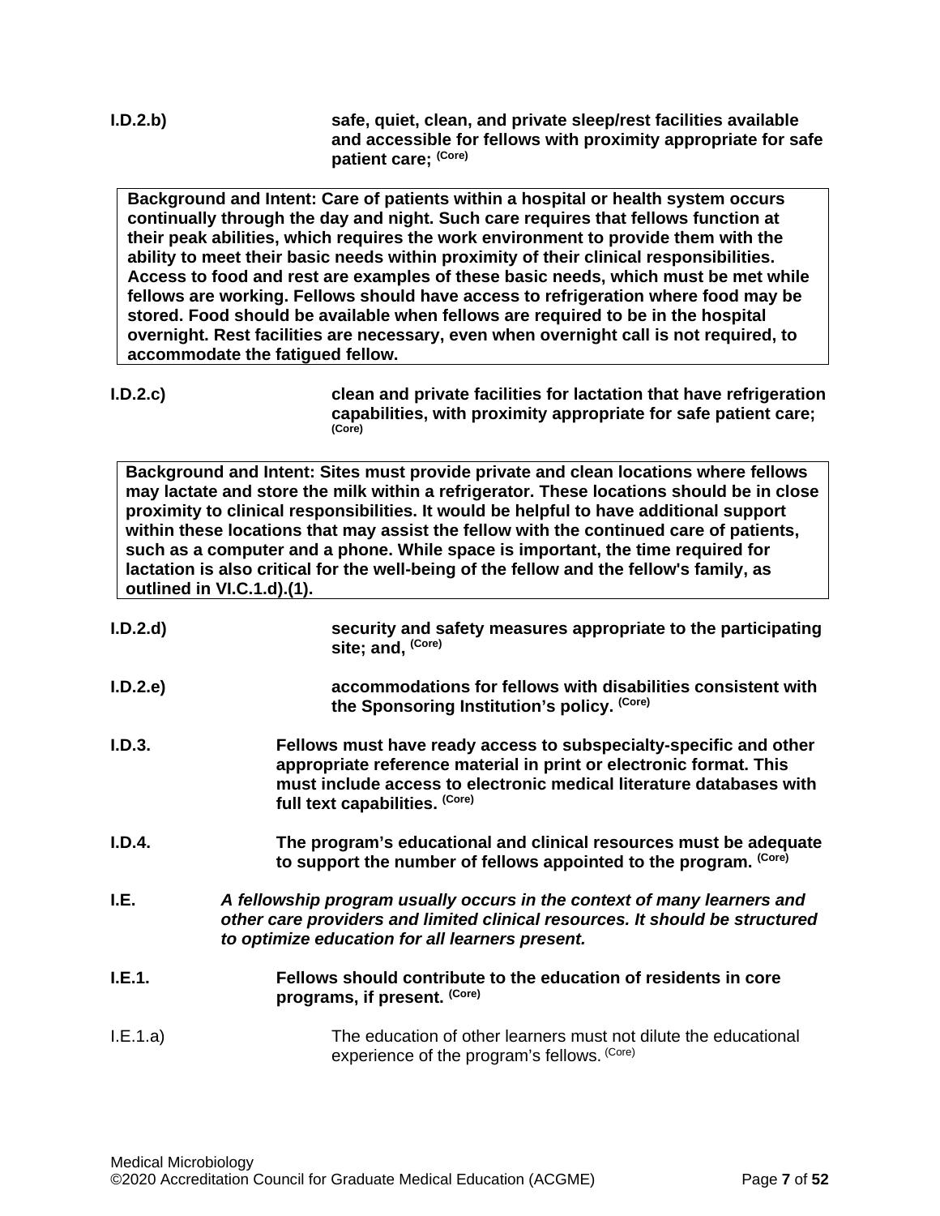**I.D.2.b)** **safe, quiet, clean, and private sleep/rest facilities available and accessible for fellows with proximity appropriate for safe patient care;** **(Core)**

> **Background and Intent: Care of patients within a hospital or health system occurs continually through the day and night. Such care requires that fellows function at their peak abilities, which requires the work environment to provide them with the ability to meet their basic needs within proximity of their clinical responsibilities. Access to food and rest are examples of these basic needs, which must be met while fellows are working. Fellows should have access to refrigeration where food may be stored. Food should be available when fellows are required to be in the hospital overnight. Rest facilities are necessary, even when overnight call is not required, to accommodate the fatigued fellow.**

**I.D.2.c)** **clean and private facilities for lactation that have refrigeration capabilities, with proximity appropriate for safe patient care;** **(Core)**

> **Background and Intent: Sites must provide private and clean locations where fellows may lactate and store the milk within a refrigerator. These locations should be in close proximity to clinical responsibilities. It would be helpful to have additional support within these locations that may assist the fellow with the continued care of patients, such as a computer and a phone. While space is important, the time required for lactation is also critical for the well-being of the fellow and the fellow's family, as outlined in VI.C.1.d).(1).**

**I.D.2.d)** **security and safety measures appropriate to the participating site; and,** **(Core)**

**I.D.2.e)** **accommodations for fellows with disabilities consistent with the Sponsoring Institution's policy.** **(Core)**

**I.D.3.** **Fellows must have ready access to subspecialty-specific and other appropriate reference material in print or electronic format. This must include access to electronic medical literature databases with full text capabilities.** **(Core)**

**I.D.4.** **The program's educational and clinical resources must be adequate to support the number of fellows appointed to the program.** **(Core)**

**I.E.** ***A fellowship program usually occurs in the context of many learners and other care providers and limited clinical resources. It should be structured to optimize education for all learners present.***

**I.E.1.** **Fellows should contribute to the education of residents in core programs, if present.** **(Core)**

I.E.1.a) The education of other learners must not dilute the educational experience of the program's fellows. (Core)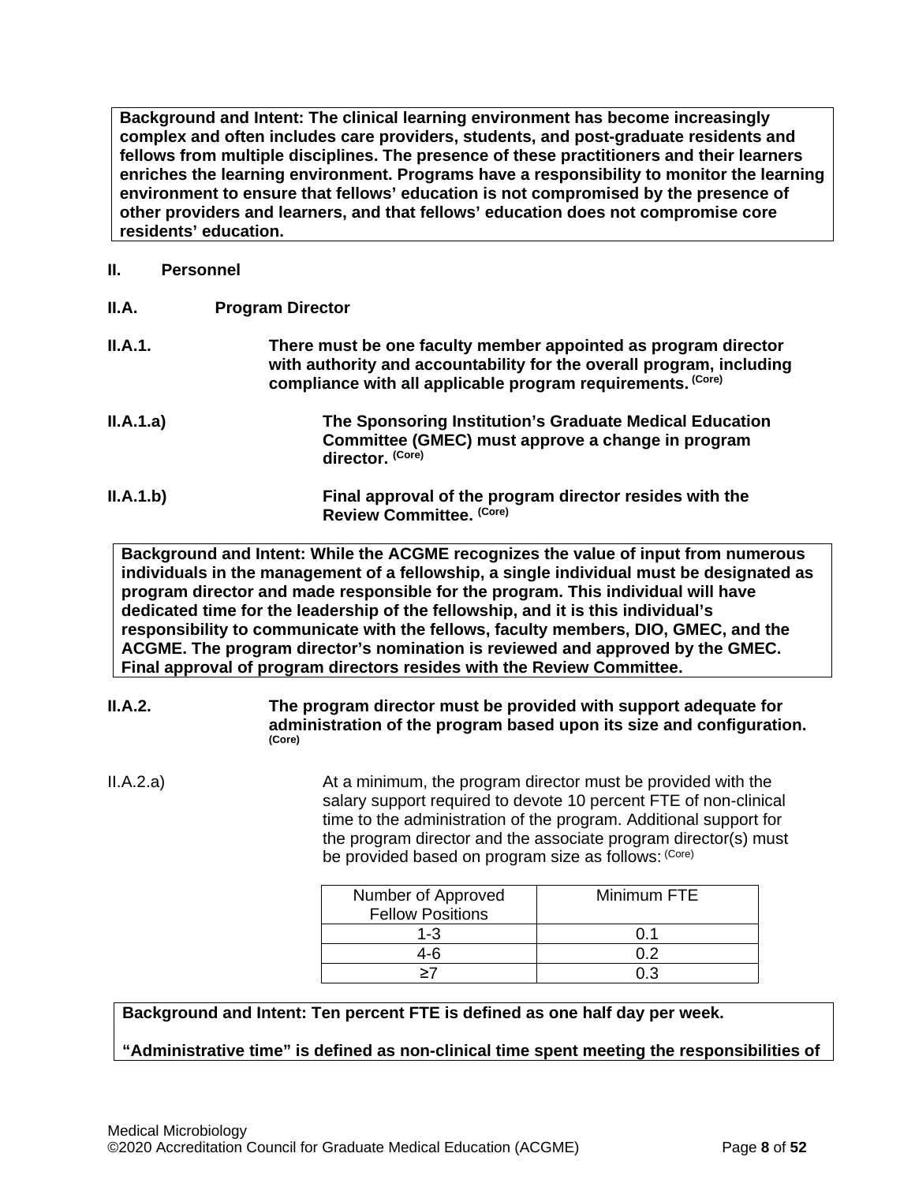**Background and Intent: The clinical learning environment has become increasingly complex and often includes care providers, students, and post-graduate residents and fellows from multiple disciplines. The presence of these practitioners and their learners enriches the learning environment. Programs have a responsibility to monitor the learning environment to ensure that fellows' education is not compromised by the presence of other providers and learners, and that fellows' education does not compromise core residents' education.**

## II. Personnel

### II.A. Program Director

**II.A.1. There must be one faculty member appointed as program director with authority and accountability for the overall program, including compliance with all applicable program requirements.** (Core)

**II.A.1.a) The Sponsoring Institution's Graduate Medical Education Committee (GMEC) must approve a change in program director.** (Core)

**II.A.1.b) Final approval of the program director resides with the Review Committee.** (Core)

**Background and Intent: While the ACGME recognizes the value of input from numerous individuals in the management of a fellowship, a single individual must be designated as program director and made responsible for the program. This individual will have dedicated time for the leadership of the fellowship, and it is this individual's responsibility to communicate with the fellows, faculty members, DIO, GMEC, and the ACGME. The program director's nomination is reviewed and approved by the GMEC. Final approval of program directors resides with the Review Committee.**

**II.A.2. The program director must be provided with support adequate for administration of the program based upon its size and configuration.** (Core)

II.A.2.a) At a minimum, the program director must be provided with the salary support required to devote 10 percent FTE of non-clinical time to the administration of the program. Additional support for the program director and the associate program director(s) must be provided based on program size as follows: (Core)

| Number of Approved Fellow Positions | Minimum FTE |
|---|---|
| 1-3 | 0.1 |
| 4-6 | 0.2 |
| ≥7 | 0.3 |

**Background and Intent: Ten percent FTE is defined as one half day per week.**

**"Administrative time" is defined as non-clinical time spent meeting the responsibilities of**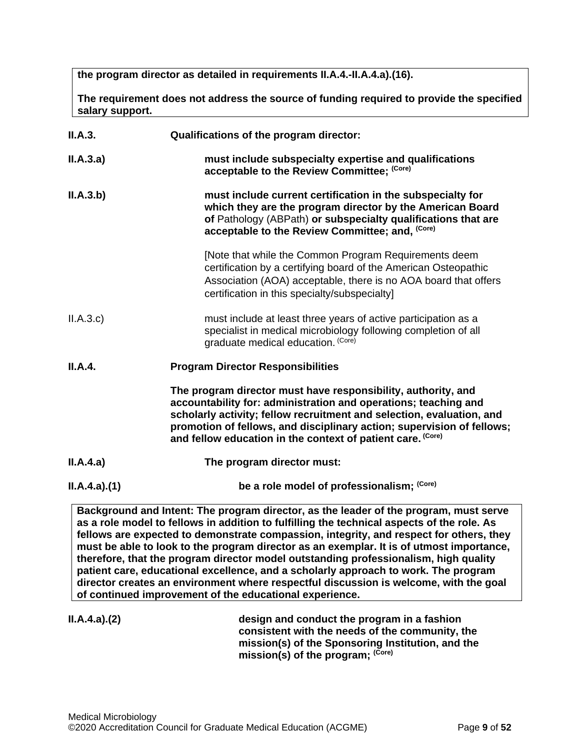**the program director as detailed in requirements II.A.4.-II.A.4.a).(16).**

**The requirement does not address the source of funding required to provide the specified salary support.**

**II.A.3.** **Qualifications of the program director:**

**II.A.3.a)** **must include subspecialty expertise and qualifications acceptable to the Review Committee;** **(Core)**

**II.A.3.b)** **must include current certification in the subspecialty for which they are the program director by the American Board of** Pathology (ABPath) **or subspecialty qualifications that are acceptable to the Review Committee; and,** **(Core)**

[Note that while the Common Program Requirements deem certification by a certifying board of the American Osteopathic Association (AOA) acceptable, there is no AOA board that offers certification in this specialty/subspecialty]

II.A.3.c) must include at least three years of active participation as a specialist in medical microbiology following completion of all graduate medical education. (Core)

**II.A.4.** **Program Director Responsibilities**

**The program director must have responsibility, authority, and accountability for: administration and operations; teaching and scholarly activity; fellow recruitment and selection, evaluation, and promotion of fellows, and disciplinary action; supervision of fellows; and fellow education in the context of patient care.** **(Core)**

**II.A.4.a)** **The program director must:**

**II.A.4.a).(1)** **be a role model of professionalism;** **(Core)**

**Background and Intent: The program director, as the leader of the program, must serve as a role model to fellows in addition to fulfilling the technical aspects of the role. As fellows are expected to demonstrate compassion, integrity, and respect for others, they must be able to look to the program director as an exemplar. It is of utmost importance, therefore, that the program director model outstanding professionalism, high quality patient care, educational excellence, and a scholarly approach to work. The program director creates an environment where respectful discussion is welcome, with the goal of continued improvement of the educational experience.**

**II.A.4.a).(2)** **design and conduct the program in a fashion consistent with the needs of the community, the mission(s) of the Sponsoring Institution, and the mission(s) of the program;** **(Core)**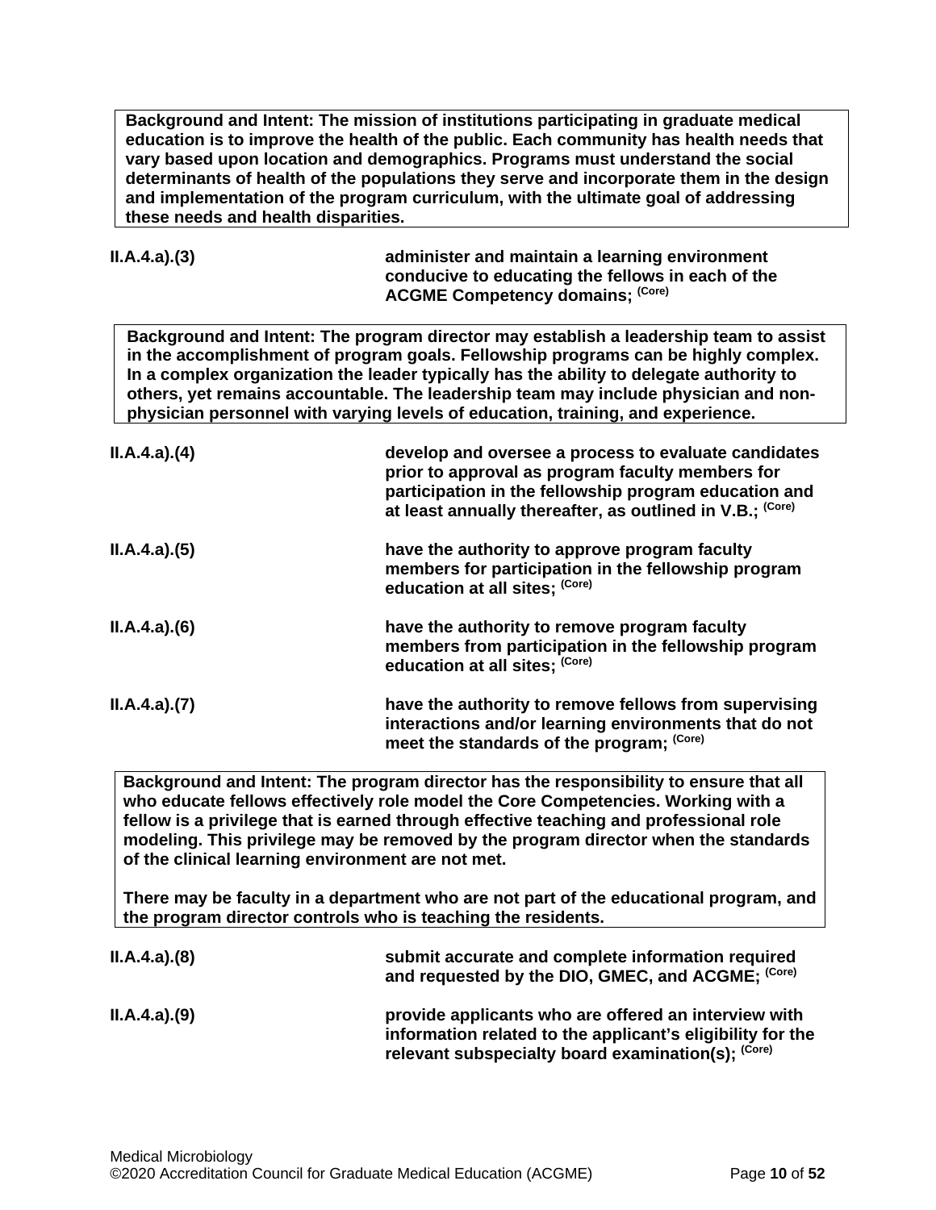**Background and Intent: The mission of institutions participating in graduate medical education is to improve the health of the public. Each community has health needs that vary based upon location and demographics. Programs must understand the social determinants of health of the populations they serve and incorporate them in the design and implementation of the program curriculum, with the ultimate goal of addressing these needs and health disparities.**

**II.A.4.a).(3)** **administer and maintain a learning environment conducive to educating the fellows in each of the ACGME Competency domains;** (Core)

**Background and Intent: The program director may establish a leadership team to assist in the accomplishment of program goals. Fellowship programs can be highly complex. In a complex organization the leader typically has the ability to delegate authority to others, yet remains accountable. The leadership team may include physician and non-physician personnel with varying levels of education, training, and experience.**

**II.A.4.a).(4)** **develop and oversee a process to evaluate candidates prior to approval as program faculty members for participation in the fellowship program education and at least annually thereafter, as outlined in V.B.;** (Core)

**II.A.4.a).(5)** **have the authority to approve program faculty members for participation in the fellowship program education at all sites;** (Core)

**II.A.4.a).(6)** **have the authority to remove program faculty members from participation in the fellowship program education at all sites;** (Core)

**II.A.4.a).(7)** **have the authority to remove fellows from supervising interactions and/or learning environments that do not meet the standards of the program;** (Core)

**Background and Intent: The program director has the responsibility to ensure that all who educate fellows effectively role model the Core Competencies. Working with a fellow is a privilege that is earned through effective teaching and professional role modeling. This privilege may be removed by the program director when the standards of the clinical learning environment are not met.**

**There may be faculty in a department who are not part of the educational program, and the program director controls who is teaching the residents.**

**II.A.4.a).(8)** **submit accurate and complete information required and requested by the DIO, GMEC, and ACGME;** (Core)

**II.A.4.a).(9)** **provide applicants who are offered an interview with information related to the applicant's eligibility for the relevant subspecialty board examination(s);** (Core)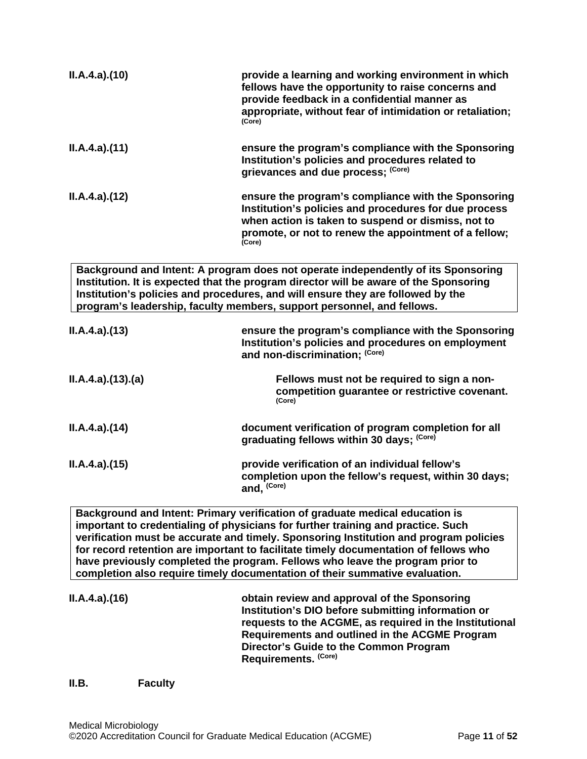| | |
|---|---|
| II.A.4.a).(10) | **provide a learning and working environment in which fellows have the opportunity to raise concerns and provide feedback in a confidential manner as appropriate, without fear of intimidation or retaliation;** (Core) |
| II.A.4.a).(11) | **ensure the program's compliance with the Sponsoring Institution's policies and procedures related to grievances and due process;** (Core) |
| II.A.4.a).(12) | **ensure the program's compliance with the Sponsoring Institution's policies and procedures for due process when action is taken to suspend or dismiss, not to promote, or not to renew the appointment of a fellow;** (Core) |

**Background and Intent: A program does not operate independently of its Sponsoring Institution. It is expected that the program director will be aware of the Sponsoring Institution's policies and procedures, and will ensure they are followed by the program's leadership, faculty members, support personnel, and fellows.**

| | |
|---|---|
| II.A.4.a).(13) | **ensure the program's compliance with the Sponsoring Institution's policies and procedures on employment and non-discrimination;** (Core) |
| II.A.4.a).(13).(a) | **Fellows must not be required to sign a non-competition guarantee or restrictive covenant.** (Core) |
| II.A.4.a).(14) | **document verification of program completion for all graduating fellows within 30 days;** (Core) |
| II.A.4.a).(15) | **provide verification of an individual fellow's completion upon the fellow's request, within 30 days; and,** (Core) |

**Background and Intent: Primary verification of graduate medical education is important to credentialing of physicians for further training and practice. Such verification must be accurate and timely. Sponsoring Institution and program policies for record retention are important to facilitate timely documentation of fellows who have previously completed the program. Fellows who leave the program prior to completion also require timely documentation of their summative evaluation.**

| | |
|---|---|
| II.A.4.a).(16) | **obtain review and approval of the Sponsoring Institution's DIO before submitting information or requests to the ACGME, as required in the Institutional Requirements and outlined in the ACGME Program Director's Guide to the Common Program Requirements.** (Core) |

**II.B. Faculty**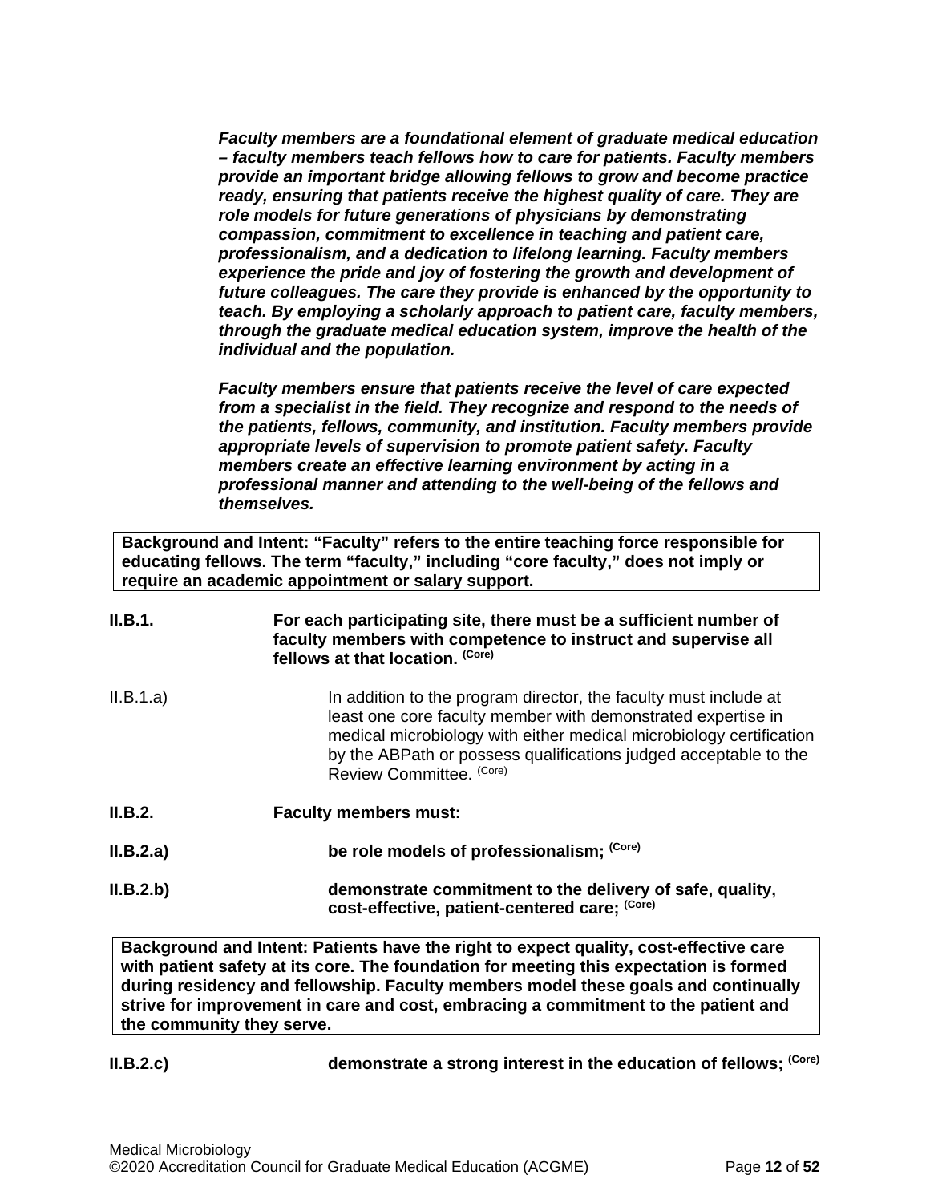***Faculty members are a foundational element of graduate medical education – faculty members teach fellows how to care for patients. Faculty members provide an important bridge allowing fellows to grow and become practice ready, ensuring that patients receive the highest quality of care. They are role models for future generations of physicians by demonstrating compassion, commitment to excellence in teaching and patient care, professionalism, and a dedication to lifelong learning. Faculty members experience the pride and joy of fostering the growth and development of future colleagues. The care they provide is enhanced by the opportunity to teach. By employing a scholarly approach to patient care, faculty members, through the graduate medical education system, improve the health of the individual and the population.***

***Faculty members ensure that patients receive the level of care expected from a specialist in the field. They recognize and respond to the needs of the patients, fellows, community, and institution. Faculty members provide appropriate levels of supervision to promote patient safety. Faculty members create an effective learning environment by acting in a professional manner and attending to the well-being of the fellows and themselves.***

| **Background and Intent: "Faculty" refers to the entire teaching force responsible for educating fellows. The term "faculty," including "core faculty," does not imply or require an academic appointment or salary support.** |
|---|

**II.B.1.** **For each participating site, there must be a sufficient number of faculty members with competence to instruct and supervise all fellows at that location.** **(Core)**

II.B.1.a) In addition to the program director, the faculty must include at least one core faculty member with demonstrated expertise in medical microbiology with either medical microbiology certification by the ABPath or possess qualifications judged acceptable to the Review Committee. (Core)

**II.B.2.** **Faculty members must:**

**II.B.2.a)** **be role models of professionalism;** **(Core)**

**II.B.2.b)** **demonstrate commitment to the delivery of safe, quality, cost-effective, patient-centered care;** **(Core)**

| **Background and Intent: Patients have the right to expect quality, cost-effective care with patient safety at its core. The foundation for meeting this expectation is formed during residency and fellowship. Faculty members model these goals and continually strive for improvement in care and cost, embracing a commitment to the patient and the community they serve.** |
|---|

**II.B.2.c)** **demonstrate a strong interest in the education of fellows;** **(Core)**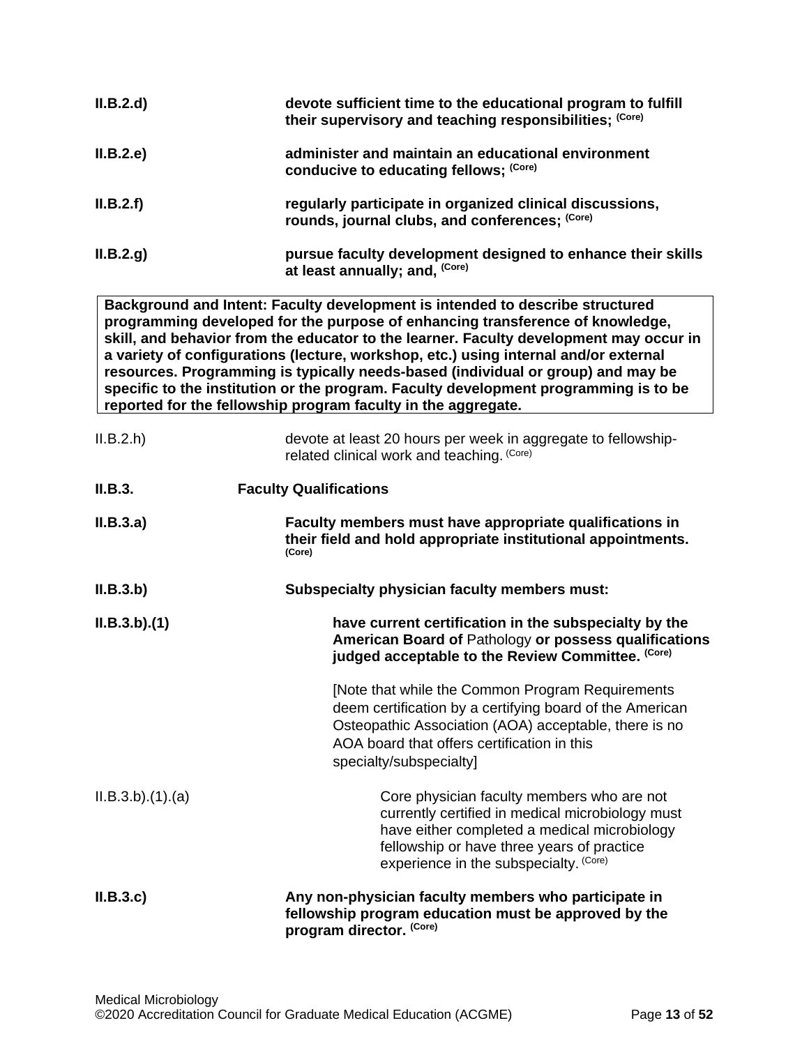**II.B.2.d)** **devote sufficient time to the educational program to fulfill their supervisory and teaching responsibilities; (Core)**

**II.B.2.e)** **administer and maintain an educational environment conducive to educating fellows; (Core)**

**II.B.2.f)** **regularly participate in organized clinical discussions, rounds, journal clubs, and conferences; (Core)**

**II.B.2.g)** **pursue faculty development designed to enhance their skills at least annually; and, (Core)**

> **Background and Intent: Faculty development is intended to describe structured programming developed for the purpose of enhancing transference of knowledge, skill, and behavior from the educator to the learner. Faculty development may occur in a variety of configurations (lecture, workshop, etc.) using internal and/or external resources. Programming is typically needs-based (individual or group) and may be specific to the institution or the program. Faculty development programming is to be reported for the fellowship program faculty in the aggregate.**

II.B.2.h) devote at least 20 hours per week in aggregate to fellowship-related clinical work and teaching. (Core)

**II.B.3.** **Faculty Qualifications**

**II.B.3.a)** **Faculty members must have appropriate qualifications in their field and hold appropriate institutional appointments. (Core)**

**II.B.3.b)** **Subspecialty physician faculty members must:**

**II.B.3.b).(1)** **have current certification in the subspecialty by the American Board of** Pathology **or possess qualifications judged acceptable to the Review Committee. (Core)**

[Note that while the Common Program Requirements deem certification by a certifying board of the American Osteopathic Association (AOA) acceptable, there is no AOA board that offers certification in this specialty/subspecialty]

II.B.3.b).(1).(a) Core physician faculty members who are not currently certified in medical microbiology must have either completed a medical microbiology fellowship or have three years of practice experience in the subspecialty. (Core)

**II.B.3.c)** **Any non-physician faculty members who participate in fellowship program education must be approved by the program director. (Core)**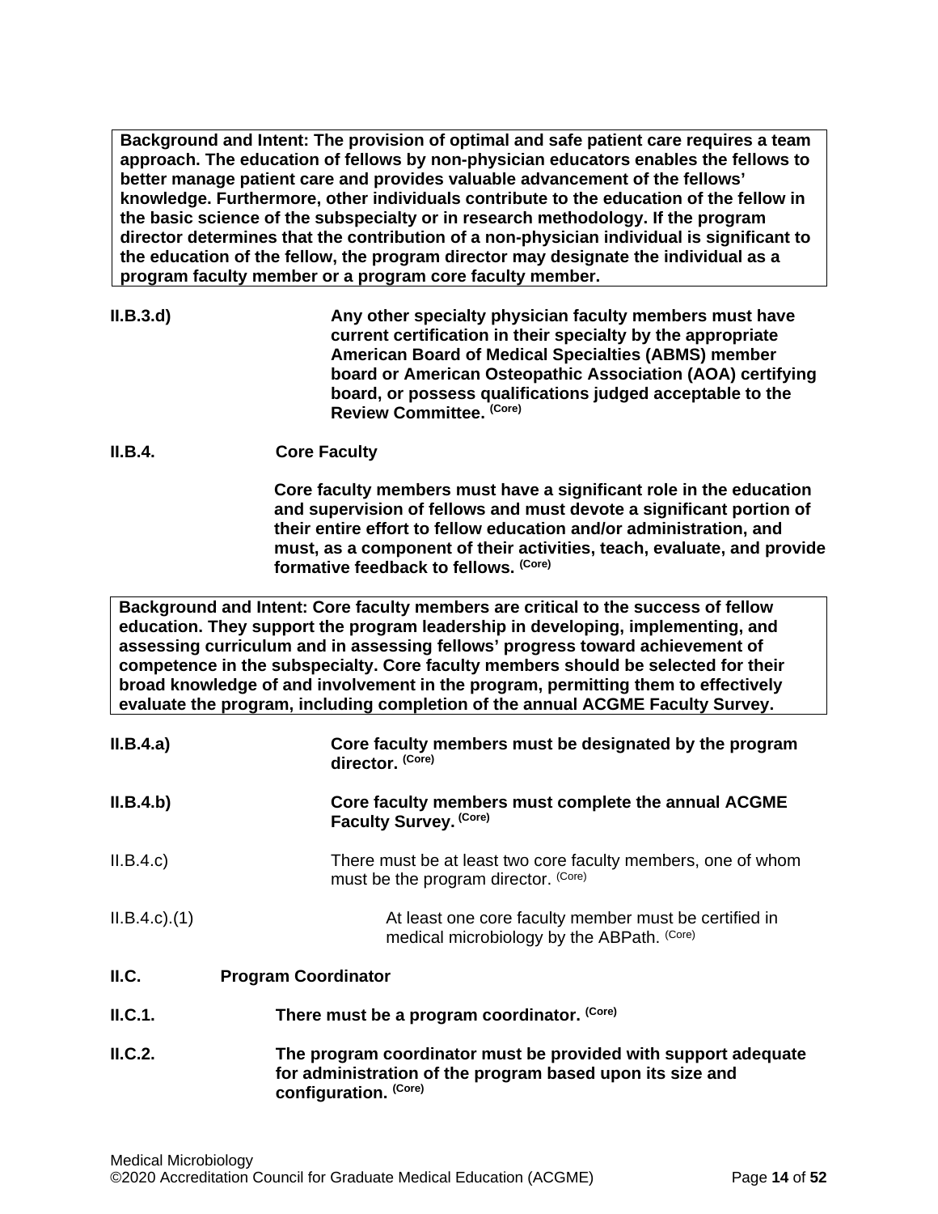**Background and Intent: The provision of optimal and safe patient care requires a team approach. The education of fellows by non-physician educators enables the fellows to better manage patient care and provides valuable advancement of the fellows' knowledge. Furthermore, other individuals contribute to the education of the fellow in the basic science of the subspecialty or in research methodology. If the program director determines that the contribution of a non-physician individual is significant to the education of the fellow, the program director may designate the individual as a program faculty member or a program core faculty member.**

**II.B.3.d)** **Any other specialty physician faculty members must have current certification in their specialty by the appropriate American Board of Medical Specialties (ABMS) member board or American Osteopathic Association (AOA) certifying board, or possess qualifications judged acceptable to the Review Committee. (Core)**

**II.B.4. Core Faculty**

**Core faculty members must have a significant role in the education and supervision of fellows and must devote a significant portion of their entire effort to fellow education and/or administration, and must, as a component of their activities, teach, evaluate, and provide formative feedback to fellows. (Core)**

**Background and Intent: Core faculty members are critical to the success of fellow education. They support the program leadership in developing, implementing, and assessing curriculum and in assessing fellows' progress toward achievement of competence in the subspecialty. Core faculty members should be selected for their broad knowledge of and involvement in the program, permitting them to effectively evaluate the program, including completion of the annual ACGME Faculty Survey.**

**II.B.4.a)** **Core faculty members must be designated by the program director. (Core)**

**II.B.4.b)** **Core faculty members must complete the annual ACGME Faculty Survey. (Core)**

II.B.4.c) There must be at least two core faculty members, one of whom must be the program director. (Core)

II.B.4.c).(1) At least one core faculty member must be certified in medical microbiology by the ABPath. (Core)

**II.C. Program Coordinator**

**II.C.1.** **There must be a program coordinator. (Core)**

**II.C.2.** **The program coordinator must be provided with support adequate for administration of the program based upon its size and configuration. (Core)**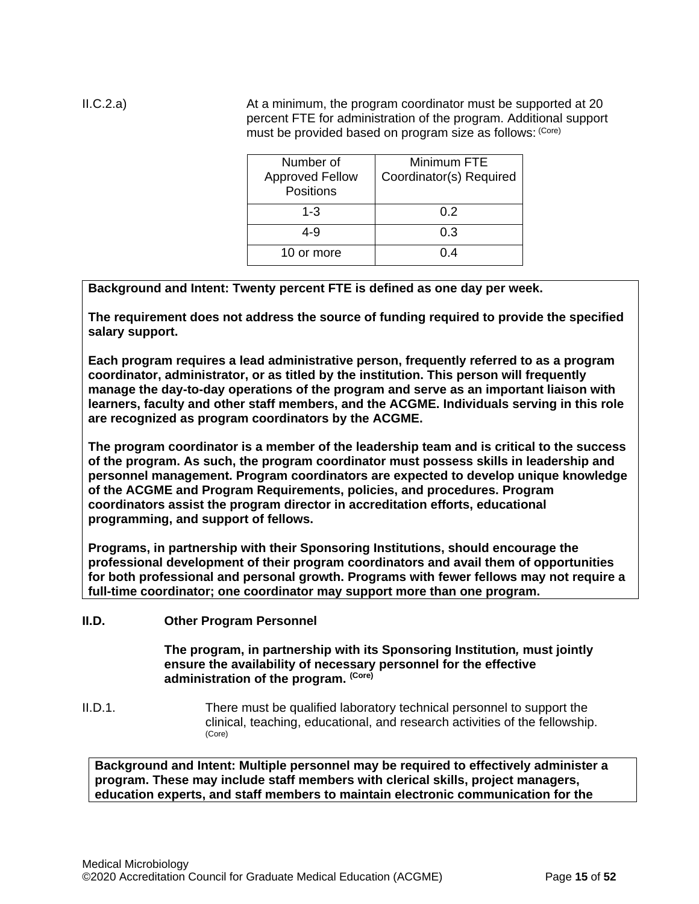II.C.2.a) At a minimum, the program coordinator must be supported at 20 percent FTE for administration of the program. Additional support must be provided based on program size as follows: (Core)

| Number of Approved Fellow Positions | Minimum FTE Coordinator(s) Required |
|---|---|
| 1-3 | 0.2 |
| 4-9 | 0.3 |
| 10 or more | 0.4 |

**Background and Intent: Twenty percent FTE is defined as one day per week.**

**The requirement does not address the source of funding required to provide the specified salary support.**

**Each program requires a lead administrative person, frequently referred to as a program coordinator, administrator, or as titled by the institution. This person will frequently manage the day-to-day operations of the program and serve as an important liaison with learners, faculty and other staff members, and the ACGME. Individuals serving in this role are recognized as program coordinators by the ACGME.**

**The program coordinator is a member of the leadership team and is critical to the success of the program. As such, the program coordinator must possess skills in leadership and personnel management. Program coordinators are expected to develop unique knowledge of the ACGME and Program Requirements, policies, and procedures. Program coordinators assist the program director in accreditation efforts, educational programming, and support of fellows.**

**Programs, in partnership with their Sponsoring Institutions, should encourage the professional development of their program coordinators and avail them of opportunities for both professional and personal growth. Programs with fewer fellows may not require a full-time coordinator; one coordinator may support more than one program.**

**II.D. Other Program Personnel**

**The program, in partnership with its Sponsoring Institution*, *must jointly ensure the availability of necessary personnel for the effective administration of the program.** (Core)

II.D.1. There must be qualified laboratory technical personnel to support the clinical, teaching, educational, and research activities of the fellowship. (Core)

**Background and Intent: Multiple personnel may be required to effectively administer a program. These may include staff members with clerical skills, project managers, education experts, and staff members to maintain electronic communication for the**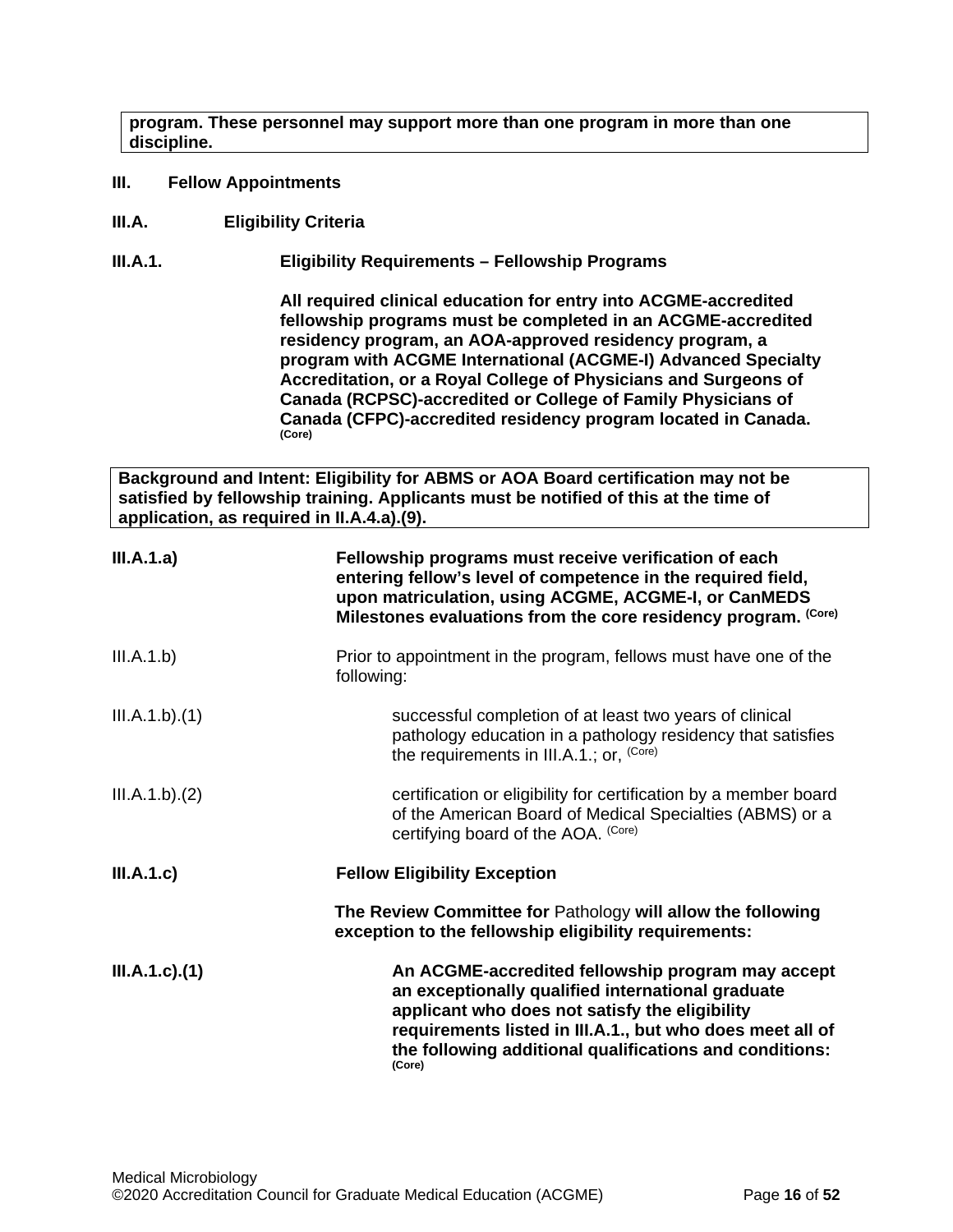**program. These personnel may support more than one program in more than one discipline.**

**III. Fellow Appointments**

**III.A. Eligibility Criteria**

**III.A.1. Eligibility Requirements – Fellowship Programs**

**All required clinical education for entry into ACGME-accredited fellowship programs must be completed in an ACGME-accredited residency program, an AOA-approved residency program, a program with ACGME International (ACGME-I) Advanced Specialty Accreditation, or a Royal College of Physicians and Surgeons of Canada (RCPSC)-accredited or College of Family Physicians of Canada (CFPC)-accredited residency program located in Canada.** **(Core)**

**Background and Intent: Eligibility for ABMS or AOA Board certification may not be satisfied by fellowship training. Applicants must be notified of this at the time of application, as required in II.A.4.a).(9).**

**III.A.1.a)** **Fellowship programs must receive verification of each entering fellow's level of competence in the required field, upon matriculation, using ACGME, ACGME-I, or CanMEDS Milestones evaluations from the core residency program.** **(Core)**

III.A.1.b) Prior to appointment in the program, fellows must have one of the following:

III.A.1.b).(1) successful completion of at least two years of clinical pathology education in a pathology residency that satisfies the requirements in III.A.1.; or, (Core)

III.A.1.b).(2) certification or eligibility for certification by a member board of the American Board of Medical Specialties (ABMS) or a certifying board of the AOA. (Core)

**III.A.1.c) Fellow Eligibility Exception**

**The Review Committee for** Pathology **will allow the following exception to the fellowship eligibility requirements:**

**III.A.1.c).(1)** **An ACGME-accredited fellowship program may accept an exceptionally qualified international graduate applicant who does not satisfy the eligibility requirements listed in III.A.1., but who does meet all of the following additional qualifications and conditions:** **(Core)**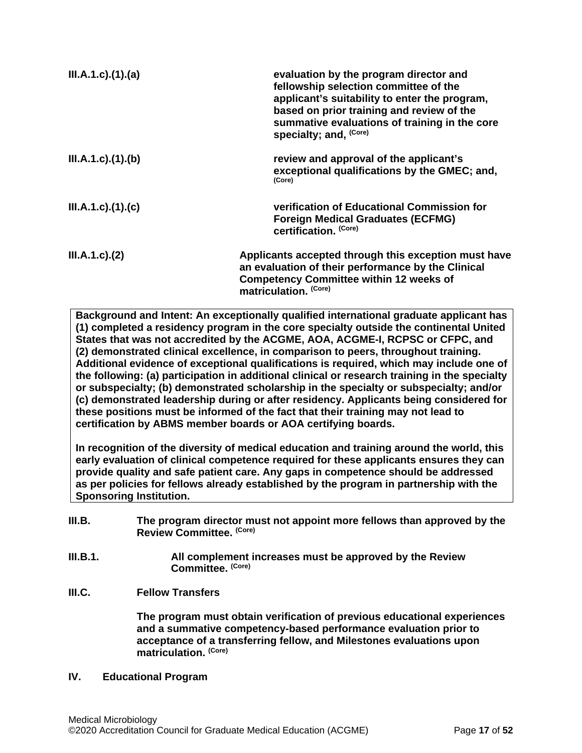**III.A.1.c).(1).(a)** evaluation by the program director and fellowship selection committee of the applicant's suitability to enter the program, based on prior training and review of the summative evaluations of training in the core specialty; and, (Core)

**III.A.1.c).(1).(b)** review and approval of the applicant's exceptional qualifications by the GMEC; and, (Core)

**III.A.1.c).(1).(c)** verification of Educational Commission for Foreign Medical Graduates (ECFMG) certification. (Core)

**III.A.1.c).(2)** Applicants accepted through this exception must have an evaluation of their performance by the Clinical Competency Committee within 12 weeks of matriculation. (Core)

> **Background and Intent:** An exceptionally qualified international graduate applicant has (1) completed a residency program in the core specialty outside the continental United States that was not accredited by the ACGME, AOA, ACGME-I, RCPSC or CFPC, and (2) demonstrated clinical excellence, in comparison to peers, throughout training. Additional evidence of exceptional qualifications is required, which may include one of the following: (a) participation in additional clinical or research training in the specialty or subspecialty; (b) demonstrated scholarship in the specialty or subspecialty; and/or (c) demonstrated leadership during or after residency. Applicants being considered for these positions must be informed of the fact that their training may not lead to certification by ABMS member boards or AOA certifying boards.
>
> In recognition of the diversity of medical education and training around the world, this early evaluation of clinical competence required for these applicants ensures they can provide quality and safe patient care. Any gaps in competence should be addressed as per policies for fellows already established by the program in partnership with the Sponsoring Institution.

**III.B.** The program director must not appoint more fellows than approved by the Review Committee. (Core)

**III.B.1.** All complement increases must be approved by the Review Committee. (Core)

**III.C.** Fellow Transfers

The program must obtain verification of previous educational experiences and a summative competency-based performance evaluation prior to acceptance of a transferring fellow, and Milestones evaluations upon matriculation. (Core)

## IV. Educational Program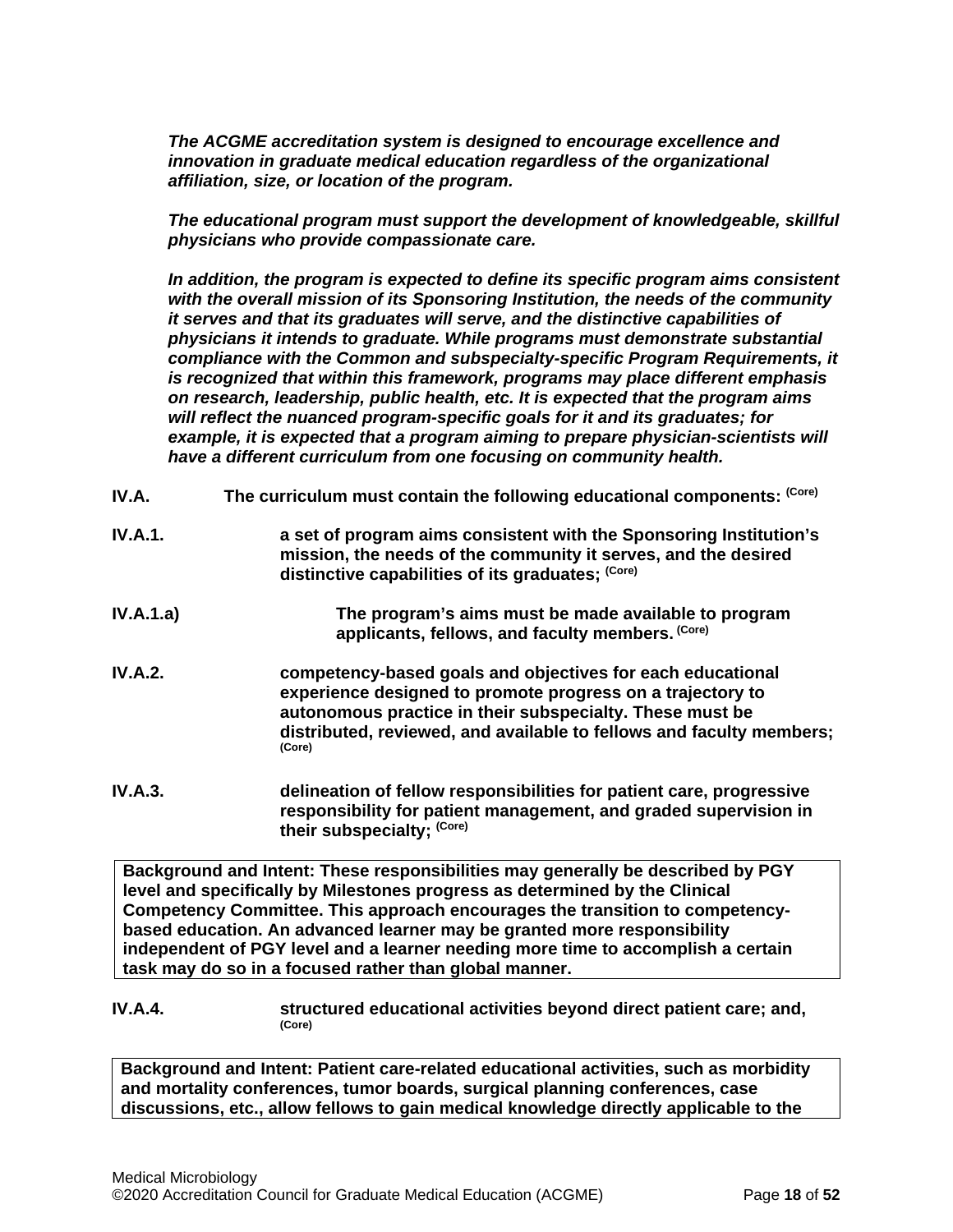***The ACGME accreditation system is designed to encourage excellence and innovation in graduate medical education regardless of the organizational affiliation, size, or location of the program.***

***The educational program must support the development of knowledgeable, skillful physicians who provide compassionate care.***

***In addition, the program is expected to define its specific program aims consistent with the overall mission of its Sponsoring Institution, the needs of the community it serves and that its graduates will serve, and the distinctive capabilities of physicians it intends to graduate. While programs must demonstrate substantial compliance with the Common and subspecialty-specific Program Requirements, it is recognized that within this framework, programs may place different emphasis on research, leadership, public health, etc. It is expected that the program aims will reflect the nuanced program-specific goals for it and its graduates; for example, it is expected that a program aiming to prepare physician-scientists will have a different curriculum from one focusing on community health.***

**IV.A. The curriculum must contain the following educational components: (Core)**

**IV.A.1. a set of program aims consistent with the Sponsoring Institution's mission, the needs of the community it serves, and the desired distinctive capabilities of its graduates; (Core)**

**IV.A.1.a) The program's aims must be made available to program applicants, fellows, and faculty members. (Core)**

**IV.A.2. competency-based goals and objectives for each educational experience designed to promote progress on a trajectory to autonomous practice in their subspecialty. These must be distributed, reviewed, and available to fellows and faculty members; (Core)**

**IV.A.3. delineation of fellow responsibilities for patient care, progressive responsibility for patient management, and graded supervision in their subspecialty; (Core)**

| **Background and Intent: These responsibilities may generally be described by PGY level and specifically by Milestones progress as determined by the Clinical Competency Committee. This approach encourages the transition to competency-based education. An advanced learner may be granted more responsibility independent of PGY level and a learner needing more time to accomplish a certain task may do so in a focused rather than global manner.** |
|---|

**IV.A.4. structured educational activities beyond direct patient care; and, (Core)**

| **Background and Intent: Patient care-related educational activities, such as morbidity and mortality conferences, tumor boards, surgical planning conferences, case discussions, etc., allow fellows to gain medical knowledge directly applicable to the** |
|---|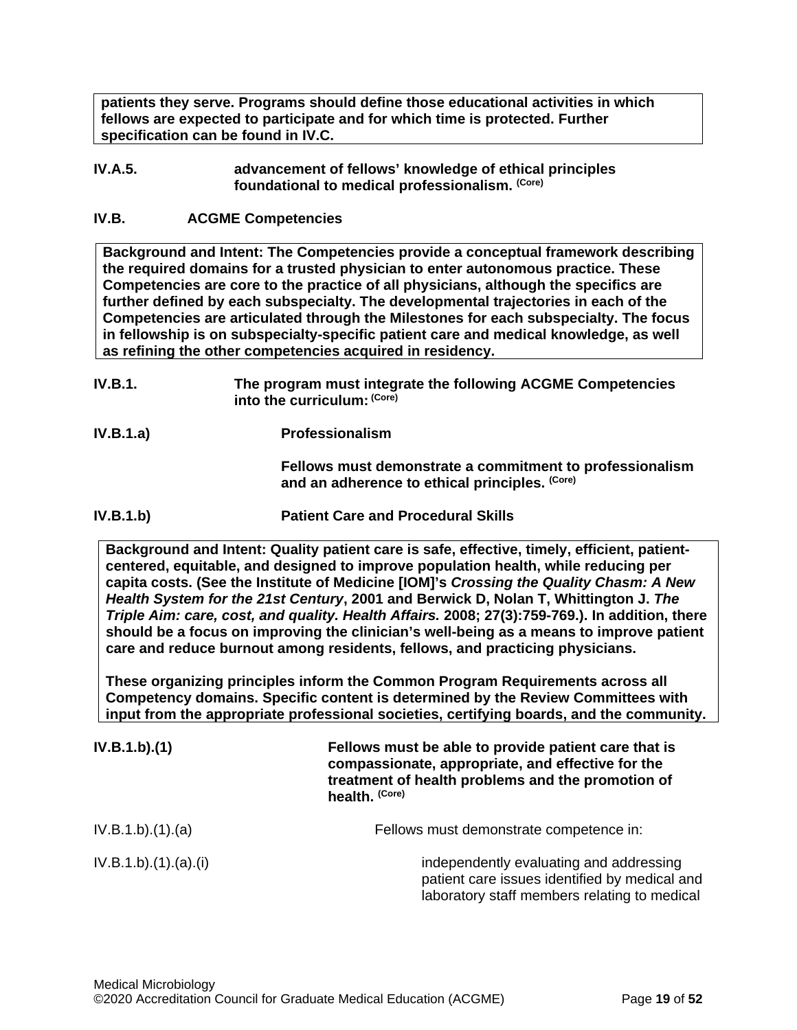**patients they serve. Programs should define those educational activities in which fellows are expected to participate and for which time is protected. Further specification can be found in IV.C.**

**IV.A.5.** **advancement of fellows' knowledge of ethical principles foundational to medical professionalism.** **(Core)**

**IV.B. ACGME Competencies**

**Background and Intent: The Competencies provide a conceptual framework describing the required domains for a trusted physician to enter autonomous practice. These Competencies are core to the practice of all physicians, although the specifics are further defined by each subspecialty. The developmental trajectories in each of the Competencies are articulated through the Milestones for each subspecialty. The focus in fellowship is on subspecialty-specific patient care and medical knowledge, as well as refining the other competencies acquired in residency.**

**IV.B.1.** **The program must integrate the following ACGME Competencies into the curriculum:** **(Core)**

**IV.B.1.a)** **Professionalism**

**Fellows must demonstrate a commitment to professionalism and an adherence to ethical principles.** **(Core)**

**IV.B.1.b)** **Patient Care and Procedural Skills**

**Background and Intent: Quality patient care is safe, effective, timely, efficient, patient-centered, equitable, and designed to improve population health, while reducing per capita costs. (See the Institute of Medicine [IOM]'s *Crossing the Quality Chasm: A New Health System for the 21st Century*, 2001 and Berwick D, Nolan T, Whittington J. *The Triple Aim: care, cost, and quality. Health Affairs.* 2008; 27(3):759-769.). In addition, there should be a focus on improving the clinician's well-being as a means to improve patient care and reduce burnout among residents, fellows, and practicing physicians.**

**These organizing principles inform the Common Program Requirements across all Competency domains. Specific content is determined by the Review Committees with input from the appropriate professional societies, certifying boards, and the community.**

**IV.B.1.b).(1)** **Fellows must be able to provide patient care that is compassionate, appropriate, and effective for the treatment of health problems and the promotion of health.** **(Core)**

IV.B.1.b).(1).(a) Fellows must demonstrate competence in:

IV.B.1.b).(1).(a).(i) independently evaluating and addressing patient care issues identified by medical and laboratory staff members relating to medical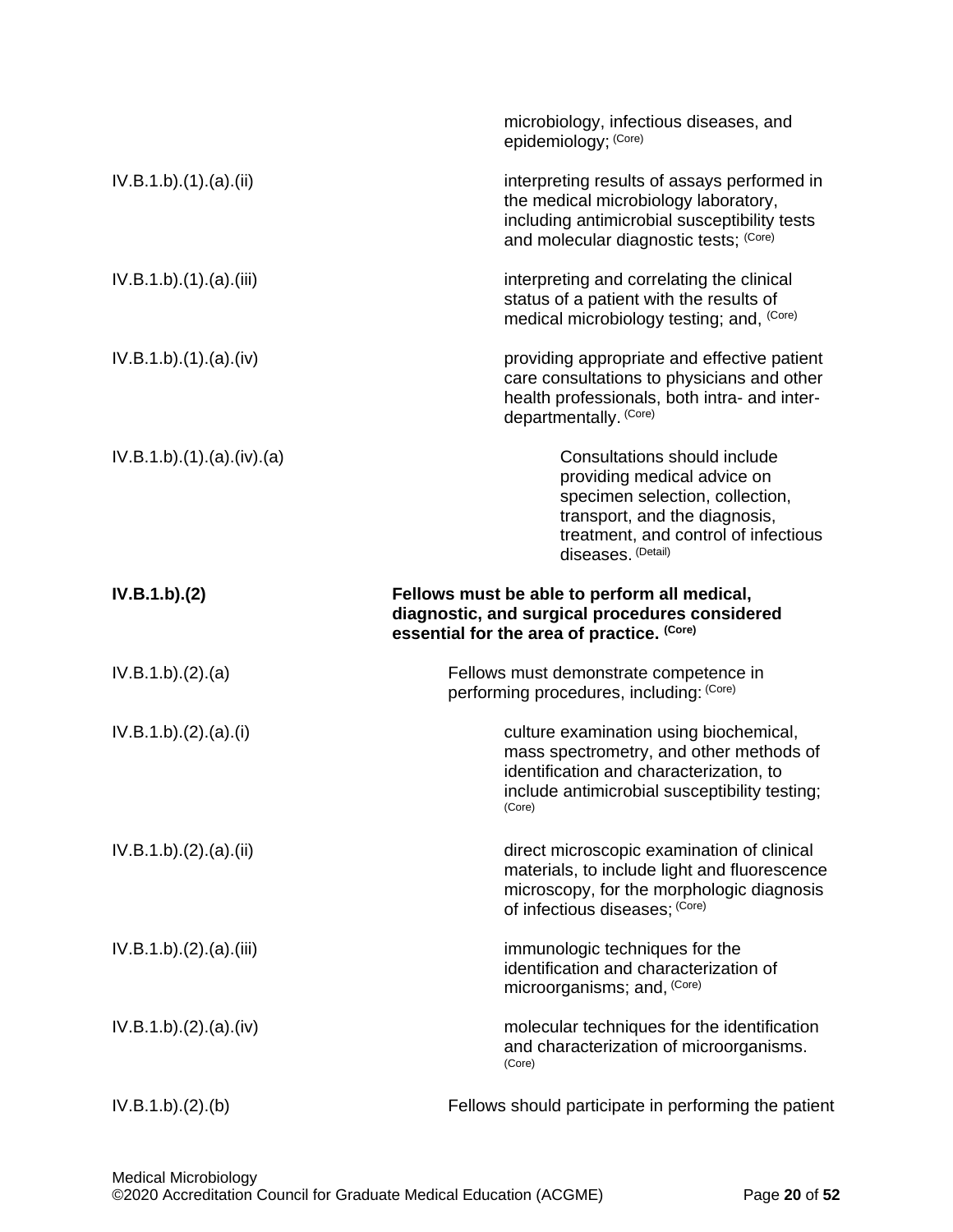microbiology, infectious diseases, and epidemiology; (Core)

IV.B.1.b).(1).(a).(ii) interpreting results of assays performed in the medical microbiology laboratory, including antimicrobial susceptibility tests and molecular diagnostic tests; (Core)

IV.B.1.b).(1).(a).(iii) interpreting and correlating the clinical status of a patient with the results of medical microbiology testing; and, (Core)

IV.B.1.b).(1).(a).(iv) providing appropriate and effective patient care consultations to physicians and other health professionals, both intra- and inter-departmentally. (Core)

IV.B.1.b).(1).(a).(iv).(a) Consultations should include providing medical advice on specimen selection, collection, transport, and the diagnosis, treatment, and control of infectious diseases. (Detail)

**IV.B.1.b).(2) Fellows must be able to perform all medical, diagnostic, and surgical procedures considered essential for the area of practice. (Core)**

IV.B.1.b).(2).(a) Fellows must demonstrate competence in performing procedures, including: (Core)

IV.B.1.b).(2).(a).(i) culture examination using biochemical, mass spectrometry, and other methods of identification and characterization, to include antimicrobial susceptibility testing; (Core)

IV.B.1.b).(2).(a).(ii) direct microscopic examination of clinical materials, to include light and fluorescence microscopy, for the morphologic diagnosis of infectious diseases; (Core)

IV.B.1.b).(2).(a).(iii) immunologic techniques for the identification and characterization of microorganisms; and, (Core)

IV.B.1.b).(2).(a).(iv) molecular techniques for the identification and characterization of microorganisms. (Core)

IV.B.1.b).(2).(b) Fellows should participate in performing the patient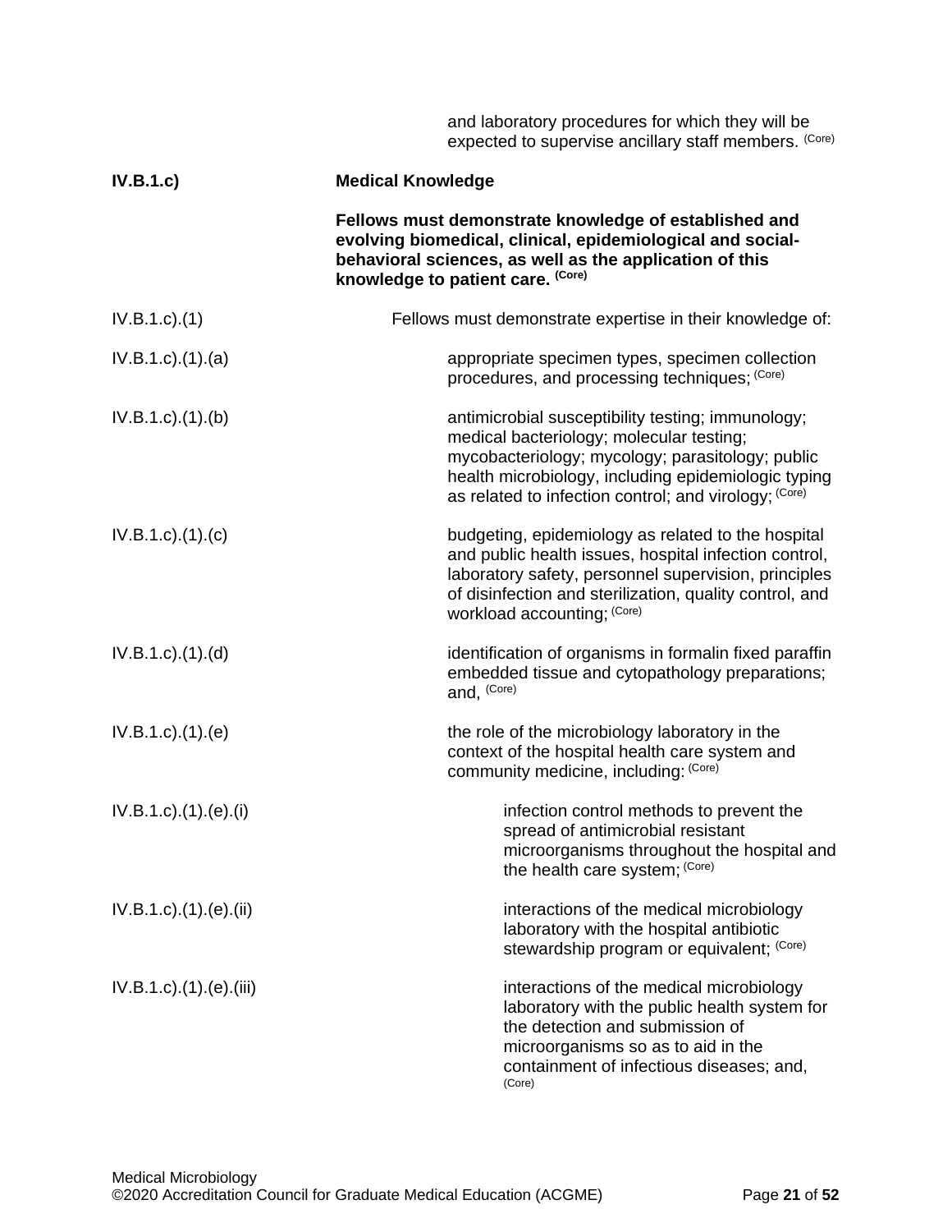and laboratory procedures for which they will be expected to supervise ancillary staff members. (Core)

**IV.B.1.c)** **Medical Knowledge**

**Fellows must demonstrate knowledge of established and evolving biomedical, clinical, epidemiological and social-behavioral sciences, as well as the application of this knowledge to patient care. (Core)**

IV.B.1.c).(1) Fellows must demonstrate expertise in their knowledge of:

IV.B.1.c).(1).(a) appropriate specimen types, specimen collection procedures, and processing techniques; (Core)

IV.B.1.c).(1).(b) antimicrobial susceptibility testing; immunology; medical bacteriology; molecular testing; mycobacteriology; mycology; parasitology; public health microbiology, including epidemiologic typing as related to infection control; and virology; (Core)

IV.B.1.c).(1).(c) budgeting, epidemiology as related to the hospital and public health issues, hospital infection control, laboratory safety, personnel supervision, principles of disinfection and sterilization, quality control, and workload accounting; (Core)

IV.B.1.c).(1).(d) identification of organisms in formalin fixed paraffin embedded tissue and cytopathology preparations; and, (Core)

IV.B.1.c).(1).(e) the role of the microbiology laboratory in the context of the hospital health care system and community medicine, including: (Core)

IV.B.1.c).(1).(e).(i) infection control methods to prevent the spread of antimicrobial resistant microorganisms throughout the hospital and the health care system; (Core)

IV.B.1.c).(1).(e).(ii) interactions of the medical microbiology laboratory with the hospital antibiotic stewardship program or equivalent; (Core)

IV.B.1.c).(1).(e).(iii) interactions of the medical microbiology laboratory with the public health system for the detection and submission of microorganisms so as to aid in the containment of infectious diseases; and, (Core)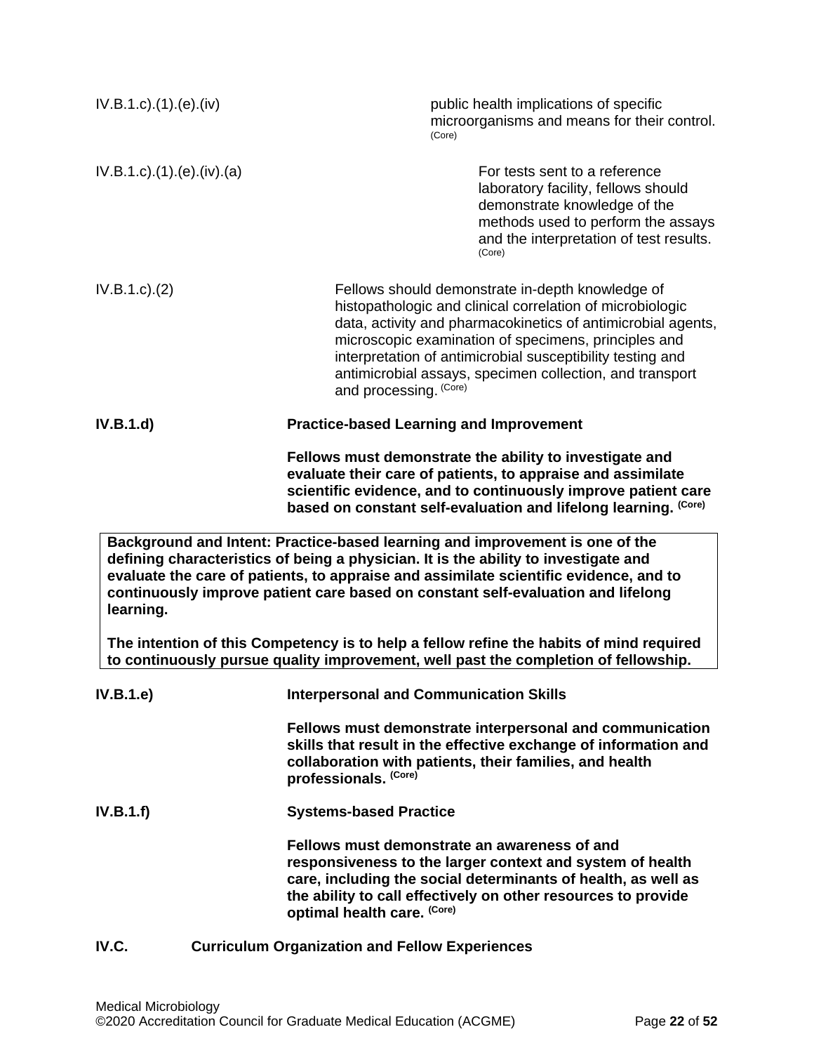IV.B.1.c).(1).(e).(iv) public health implications of specific microorganisms and means for their control. (Core)

IV.B.1.c).(1).(e).(iv).(a) For tests sent to a reference laboratory facility, fellows should demonstrate knowledge of the methods used to perform the assays and the interpretation of test results. (Core)

IV.B.1.c).(2) Fellows should demonstrate in-depth knowledge of histopathologic and clinical correlation of microbiologic data, activity and pharmacokinetics of antimicrobial agents, microscopic examination of specimens, principles and interpretation of antimicrobial susceptibility testing and antimicrobial assays, specimen collection, and transport and processing. (Core)

**IV.B.1.d) Practice-based Learning and Improvement**

**Fellows must demonstrate the ability to investigate and evaluate their care of patients, to appraise and assimilate scientific evidence, and to continuously improve patient care based on constant self-evaluation and lifelong learning. (Core)**

> **Background and Intent: Practice-based learning and improvement is one of the defining characteristics of being a physician. It is the ability to investigate and evaluate the care of patients, to appraise and assimilate scientific evidence, and to continuously improve patient care based on constant self-evaluation and lifelong learning.**
>
> **The intention of this Competency is to help a fellow refine the habits of mind required to continuously pursue quality improvement, well past the completion of fellowship.**

**IV.B.1.e) Interpersonal and Communication Skills**

**Fellows must demonstrate interpersonal and communication skills that result in the effective exchange of information and collaboration with patients, their families, and health professionals. (Core)**

**IV.B.1.f) Systems-based Practice**

**Fellows must demonstrate an awareness of and responsiveness to the larger context and system of health care, including the social determinants of health, as well as the ability to call effectively on other resources to provide optimal health care. (Core)**

**IV.C. Curriculum Organization and Fellow Experiences**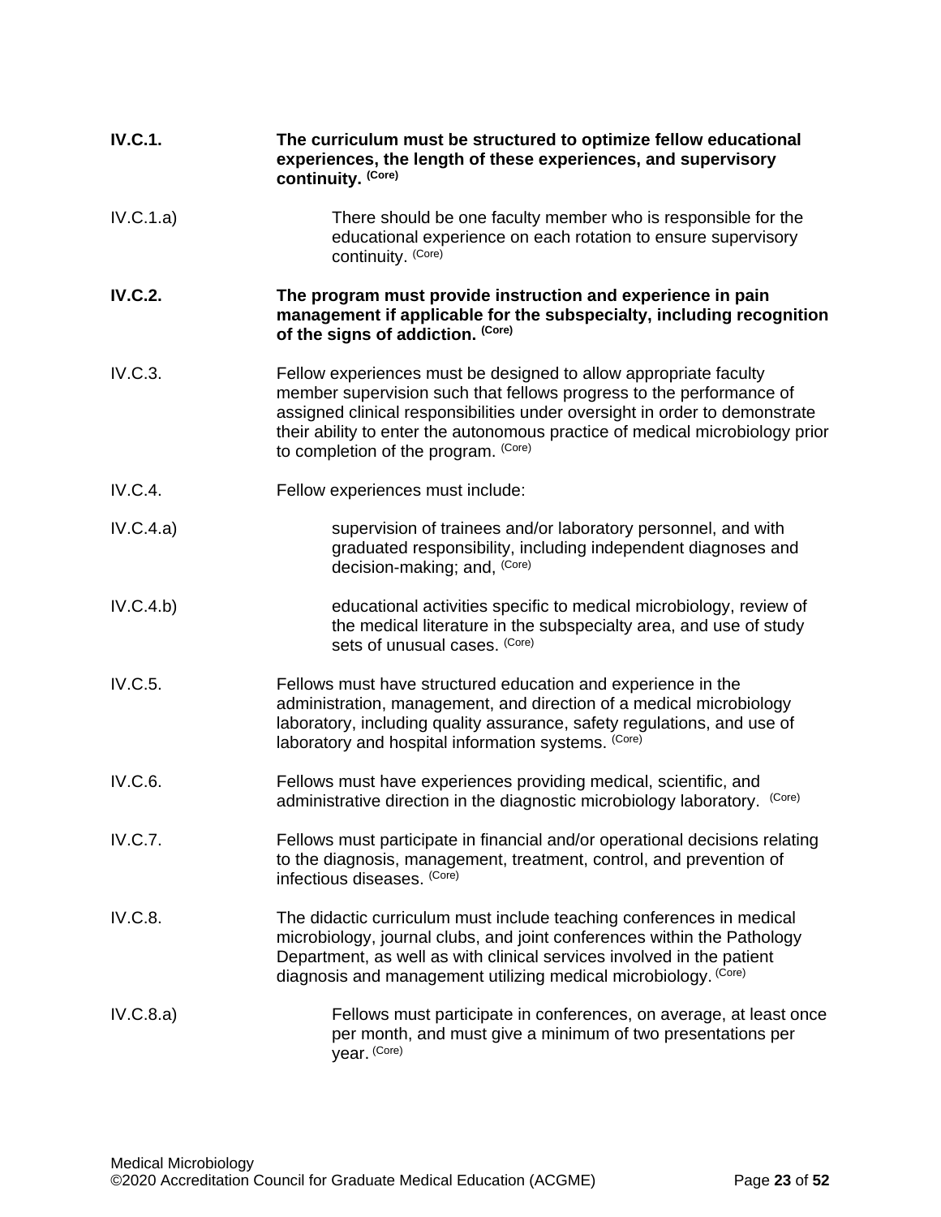**IV.C.1.** **The curriculum must be structured to optimize fellow educational experiences, the length of these experiences, and supervisory continuity.** **(Core)**

IV.C.1.a) There should be one faculty member who is responsible for the educational experience on each rotation to ensure supervisory continuity. (Core)

**IV.C.2.** **The program must provide instruction and experience in pain management if applicable for the subspecialty, including recognition of the signs of addiction.** **(Core)**

IV.C.3. Fellow experiences must be designed to allow appropriate faculty member supervision such that fellows progress to the performance of assigned clinical responsibilities under oversight in order to demonstrate their ability to enter the autonomous practice of medical microbiology prior to completion of the program. (Core)

IV.C.4. Fellow experiences must include:

IV.C.4.a) supervision of trainees and/or laboratory personnel, and with graduated responsibility, including independent diagnoses and decision-making; and, (Core)

IV.C.4.b) educational activities specific to medical microbiology, review of the medical literature in the subspecialty area, and use of study sets of unusual cases. (Core)

IV.C.5. Fellows must have structured education and experience in the administration, management, and direction of a medical microbiology laboratory, including quality assurance, safety regulations, and use of laboratory and hospital information systems. (Core)

IV.C.6. Fellows must have experiences providing medical, scientific, and administrative direction in the diagnostic microbiology laboratory. (Core)

IV.C.7. Fellows must participate in financial and/or operational decisions relating to the diagnosis, management, treatment, control, and prevention of infectious diseases. (Core)

IV.C.8. The didactic curriculum must include teaching conferences in medical microbiology, journal clubs, and joint conferences within the Pathology Department, as well as with clinical services involved in the patient diagnosis and management utilizing medical microbiology. (Core)

IV.C.8.a) Fellows must participate in conferences, on average, at least once per month, and must give a minimum of two presentations per year. (Core)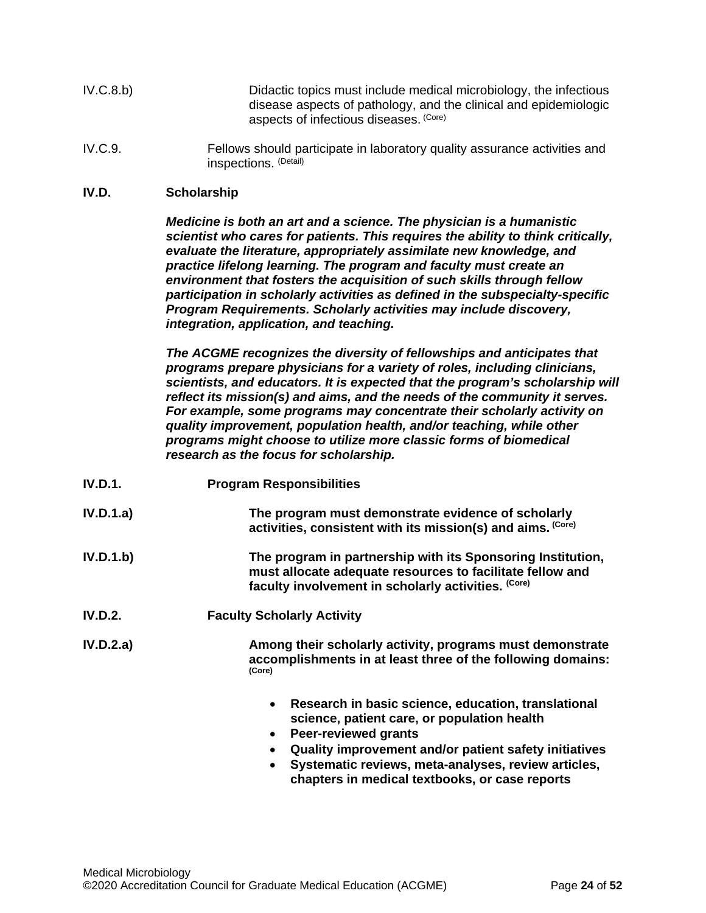IV.C.8.b) Didactic topics must include medical microbiology, the infectious disease aspects of pathology, and the clinical and epidemiologic aspects of infectious diseases. (Core)

IV.C.9. Fellows should participate in laboratory quality assurance activities and inspections. (Detail)

**IV.D. Scholarship**

***Medicine is both an art and a science. The physician is a humanistic scientist who cares for patients. This requires the ability to think critically, evaluate the literature, appropriately assimilate new knowledge, and practice lifelong learning. The program and faculty must create an environment that fosters the acquisition of such skills through fellow participation in scholarly activities as defined in the subspecialty-specific Program Requirements. Scholarly activities may include discovery, integration, application, and teaching.***

***The ACGME recognizes the diversity of fellowships and anticipates that programs prepare physicians for a variety of roles, including clinicians, scientists, and educators. It is expected that the program's scholarship will reflect its mission(s) and aims, and the needs of the community it serves. For example, some programs may concentrate their scholarly activity on quality improvement, population health, and/or teaching, while other programs might choose to utilize more classic forms of biomedical research as the focus for scholarship.***

**IV.D.1. Program Responsibilities**

**IV.D.1.a) The program must demonstrate evidence of scholarly activities, consistent with its mission(s) and aims. (Core)**

**IV.D.1.b) The program in partnership with its Sponsoring Institution, must allocate adequate resources to facilitate fellow and faculty involvement in scholarly activities. (Core)**

**IV.D.2. Faculty Scholarly Activity**

**IV.D.2.a) Among their scholarly activity, programs must demonstrate accomplishments in at least three of the following domains: (Core)**

- **Research in basic science, education, translational science, patient care, or population health**
- **Peer-reviewed grants**
- **Quality improvement and/or patient safety initiatives**
- **Systematic reviews, meta-analyses, review articles, chapters in medical textbooks, or case reports**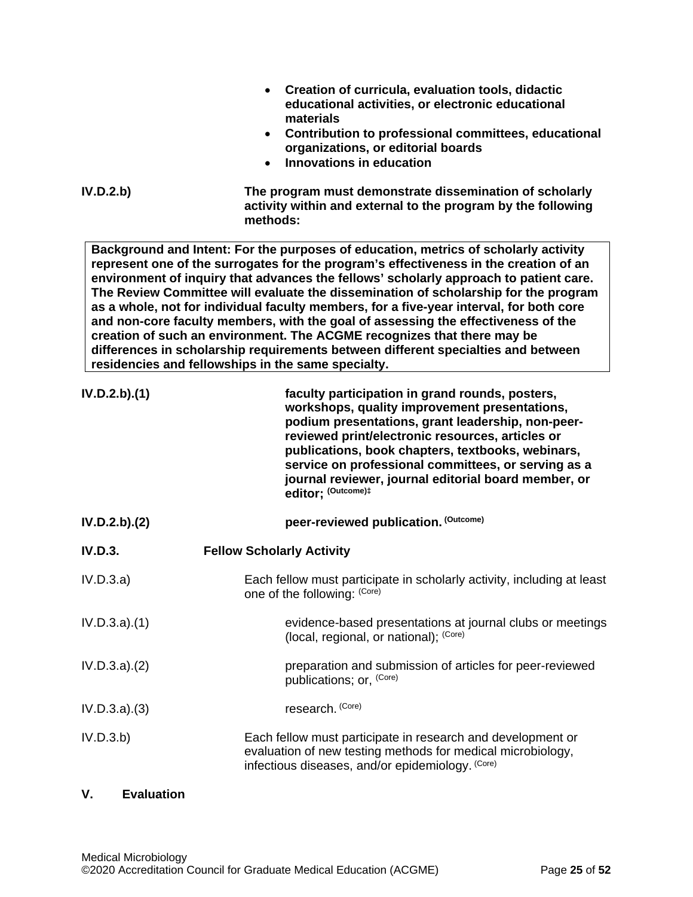- **Creation of curricula, evaluation tools, didactic educational activities, or electronic educational materials**
- **Contribution to professional committees, educational organizations, or editorial boards**
- **Innovations in education**

**IV.D.2.b)** **The program must demonstrate dissemination of scholarly activity within and external to the program by the following methods:**

> **Background and Intent: For the purposes of education, metrics of scholarly activity represent one of the surrogates for the program's effectiveness in the creation of an environment of inquiry that advances the fellows' scholarly approach to patient care. The Review Committee will evaluate the dissemination of scholarship for the program as a whole, not for individual faculty members, for a five-year interval, for both core and non-core faculty members, with the goal of assessing the effectiveness of the creation of such an environment. The ACGME recognizes that there may be differences in scholarship requirements between different specialties and between residencies and fellowships in the same specialty.**

**IV.D.2.b).(1)** **faculty participation in grand rounds, posters, workshops, quality improvement presentations, podium presentations, grant leadership, non-peer-reviewed print/electronic resources, articles or publications, book chapters, textbooks, webinars, service on professional committees, or serving as a journal reviewer, journal editorial board member, or editor; (Outcome)‡**

**IV.D.2.b).(2)** **peer-reviewed publication. (Outcome)**

**IV.D.3.** **Fellow Scholarly Activity**

IV.D.3.a) Each fellow must participate in scholarly activity, including at least one of the following: (Core)

IV.D.3.a).(1) evidence-based presentations at journal clubs or meetings (local, regional, or national); (Core)

IV.D.3.a).(2) preparation and submission of articles for peer-reviewed publications; or, (Core)

IV.D.3.a).(3) research. (Core)

IV.D.3.b) Each fellow must participate in research and development or evaluation of new testing methods for medical microbiology, infectious diseases, and/or epidemiology. (Core)

## V. Evaluation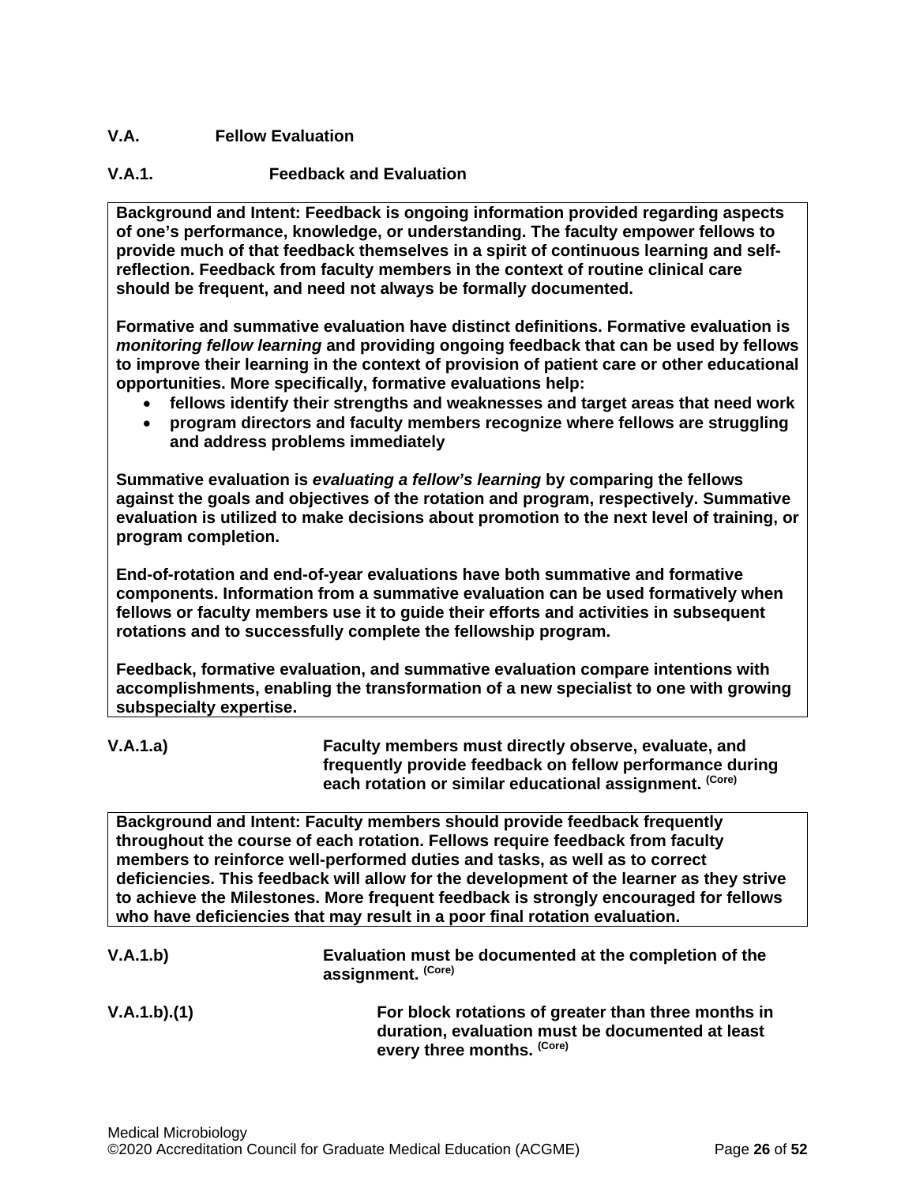**V.A. Fellow Evaluation**

**V.A.1. Feedback and Evaluation**

> **Background and Intent: Feedback is ongoing information provided regarding aspects of one's performance, knowledge, or understanding. The faculty empower fellows to provide much of that feedback themselves in a spirit of continuous learning and self-reflection. Feedback from faculty members in the context of routine clinical care should be frequent, and need not always be formally documented.**
>
> **Formative and summative evaluation have distinct definitions. Formative evaluation is *monitoring fellow learning* and providing ongoing feedback that can be used by fellows to improve their learning in the context of provision of patient care or other educational opportunities. More specifically, formative evaluations help:**
>
> - **fellows identify their strengths and weaknesses and target areas that need work**
> - **program directors and faculty members recognize where fellows are struggling and address problems immediately**
>
> **Summative evaluation is *evaluating a fellow's learning* by comparing the fellows against the goals and objectives of the rotation and program, respectively. Summative evaluation is utilized to make decisions about promotion to the next level of training, or program completion.**
>
> **End-of-rotation and end-of-year evaluations have both summative and formative components. Information from a summative evaluation can be used formatively when fellows or faculty members use it to guide their efforts and activities in subsequent rotations and to successfully complete the fellowship program.**
>
> **Feedback, formative evaluation, and summative evaluation compare intentions with accomplishments, enabling the transformation of a new specialist to one with growing subspecialty expertise.**

**V.A.1.a)** **Faculty members must directly observe, evaluate, and frequently provide feedback on fellow performance during each rotation or similar educational assignment.** (Core)

> **Background and Intent: Faculty members should provide feedback frequently throughout the course of each rotation. Fellows require feedback from faculty members to reinforce well-performed duties and tasks, as well as to correct deficiencies. This feedback will allow for the development of the learner as they strive to achieve the Milestones. More frequent feedback is strongly encouraged for fellows who have deficiencies that may result in a poor final rotation evaluation.**

**V.A.1.b)** **Evaluation must be documented at the completion of the assignment.** (Core)

**V.A.1.b).(1)** **For block rotations of greater than three months in duration, evaluation must be documented at least every three months.** (Core)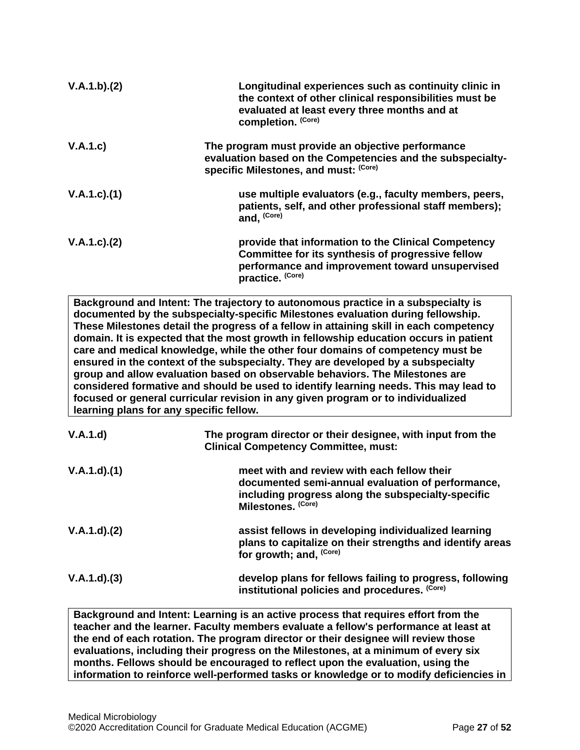| | |
|---|---|
| **V.A.1.b).(2)** | **Longitudinal experiences such as continuity clinic in the context of other clinical responsibilities must be evaluated at least every three months and at completion.** (Core) |
| **V.A.1.c)** | **The program must provide an objective performance evaluation based on the Competencies and the subspecialty-specific Milestones, and must:** (Core) |
| **V.A.1.c).(1)** | **use multiple evaluators (e.g., faculty members, peers, patients, self, and other professional staff members); and,** (Core) |
| **V.A.1.c).(2)** | **provide that information to the Clinical Competency Committee for its synthesis of progressive fellow performance and improvement toward unsupervised practice.** (Core) |

> **Background and Intent:** The trajectory to autonomous practice in a subspecialty is documented by the subspecialty-specific Milestones evaluation during fellowship. These Milestones detail the progress of a fellow in attaining skill in each competency domain. It is expected that the most growth in fellowship education occurs in patient care and medical knowledge, while the other four domains of competency must be ensured in the context of the subspecialty. They are developed by a subspecialty group and allow evaluation based on observable behaviors. The Milestones are considered formative and should be used to identify learning needs. This may lead to focused or general curricular revision in any given program or to individualized learning plans for any specific fellow.

| | |
|---|---|
| **V.A.1.d)** | **The program director or their designee, with input from the Clinical Competency Committee, must:** |
| **V.A.1.d).(1)** | **meet with and review with each fellow their documented semi-annual evaluation of performance, including progress along the subspecialty-specific Milestones.** (Core) |
| **V.A.1.d).(2)** | **assist fellows in developing individualized learning plans to capitalize on their strengths and identify areas for growth; and,** (Core) |
| **V.A.1.d).(3)** | **develop plans for fellows failing to progress, following institutional policies and procedures.** (Core) |

> **Background and Intent:** Learning is an active process that requires effort from the teacher and the learner. Faculty members evaluate a fellow's performance at least at the end of each rotation. The program director or their designee will review those evaluations, including their progress on the Milestones, at a minimum of every six months. Fellows should be encouraged to reflect upon the evaluation, using the information to reinforce well-performed tasks or knowledge or to modify deficiencies in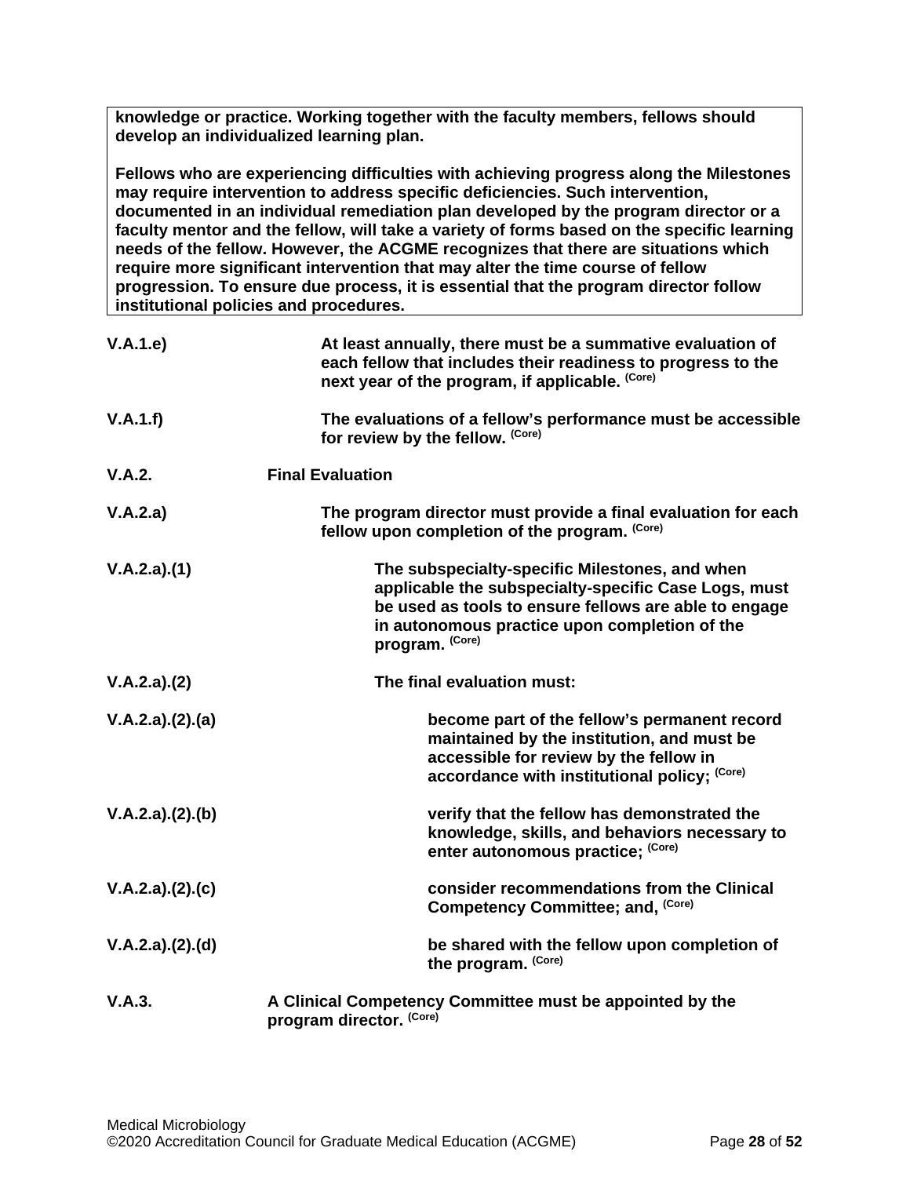**knowledge or practice. Working together with the faculty members, fellows should develop an individualized learning plan.**

**Fellows who are experiencing difficulties with achieving progress along the Milestones may require intervention to address specific deficiencies. Such intervention, documented in an individual remediation plan developed by the program director or a faculty mentor and the fellow, will take a variety of forms based on the specific learning needs of the fellow. However, the ACGME recognizes that there are situations which require more significant intervention that may alter the time course of fellow progression. To ensure due process, it is essential that the program director follow institutional policies and procedures.**

**V.A.1.e)** **At least annually, there must be a summative evaluation of each fellow that includes their readiness to progress to the next year of the program, if applicable.** (Core)

**V.A.1.f)** **The evaluations of a fellow's performance must be accessible for review by the fellow.** (Core)

**V.A.2.** **Final Evaluation**

**V.A.2.a)** **The program director must provide a final evaluation for each fellow upon completion of the program.** (Core)

**V.A.2.a).(1)** **The subspecialty-specific Milestones, and when applicable the subspecialty-specific Case Logs, must be used as tools to ensure fellows are able to engage in autonomous practice upon completion of the program.** (Core)

**V.A.2.a).(2)** **The final evaluation must:**

**V.A.2.a).(2).(a)** **become part of the fellow's permanent record maintained by the institution, and must be accessible for review by the fellow in accordance with institutional policy;** (Core)

**V.A.2.a).(2).(b)** **verify that the fellow has demonstrated the knowledge, skills, and behaviors necessary to enter autonomous practice;** (Core)

**V.A.2.a).(2).(c)** **consider recommendations from the Clinical Competency Committee; and,** (Core)

**V.A.2.a).(2).(d)** **be shared with the fellow upon completion of the program.** (Core)

**V.A.3.** **A Clinical Competency Committee must be appointed by the program director.** (Core)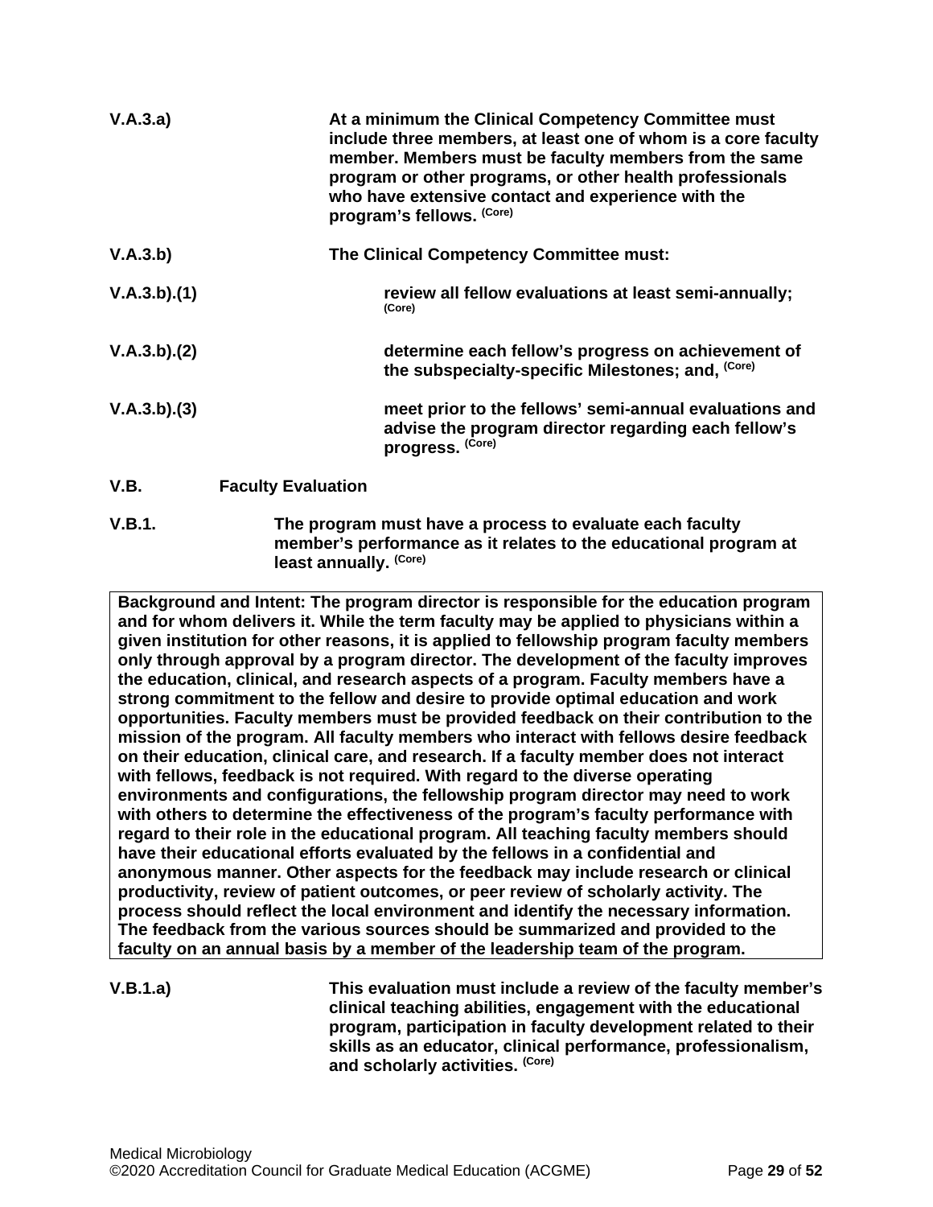**V.A.3.a)** **At a minimum the Clinical Competency Committee must include three members, at least one of whom is a core faculty member. Members must be faculty members from the same program or other programs, or other health professionals who have extensive contact and experience with the program's fellows.** (Core)

**V.A.3.b)** **The Clinical Competency Committee must:**

**V.A.3.b).(1)** **review all fellow evaluations at least semi-annually;** (Core)

**V.A.3.b).(2)** **determine each fellow's progress on achievement of the subspecialty-specific Milestones; and,** (Core)

**V.A.3.b).(3)** **meet prior to the fellows' semi-annual evaluations and advise the program director regarding each fellow's progress.** (Core)

**V.B. Faculty Evaluation**

**V.B.1.** **The program must have a process to evaluate each faculty member's performance as it relates to the educational program at least annually.** (Core)

| Background and Intent: The program director is responsible for the education program and for whom delivers it. While the term faculty may be applied to physicians within a given institution for other reasons, it is applied to fellowship program faculty members only through approval by a program director. The development of the faculty improves the education, clinical, and research aspects of a program. Faculty members have a strong commitment to the fellow and desire to provide optimal education and work opportunities. Faculty members must be provided feedback on their contribution to the mission of the program. All faculty members who interact with fellows desire feedback on their education, clinical care, and research. If a faculty member does not interact with fellows, feedback is not required. With regard to the diverse operating environments and configurations, the fellowship program director may need to work with others to determine the effectiveness of the program's faculty performance with regard to their role in the educational program. All teaching faculty members should have their educational efforts evaluated by the fellows in a confidential and anonymous manner. Other aspects for the feedback may include research or clinical productivity, review of patient outcomes, or peer review of scholarly activity. The process should reflect the local environment and identify the necessary information. The feedback from the various sources should be summarized and provided to the faculty on an annual basis by a member of the leadership team of the program. |
|---|

**V.B.1.a)** **This evaluation must include a review of the faculty member's clinical teaching abilities, engagement with the educational program, participation in faculty development related to their skills as an educator, clinical performance, professionalism, and scholarly activities.** (Core)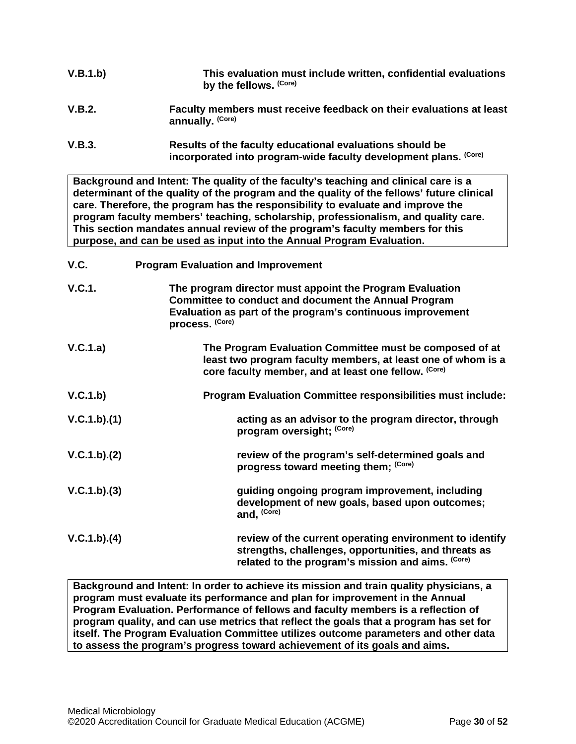**V.B.1.b)** **This evaluation must include written, confidential evaluations by the fellows.** ^(Core)

**V.B.2.** **Faculty members must receive feedback on their evaluations at least annually.** ^(Core)

**V.B.3.** **Results of the faculty educational evaluations should be incorporated into program-wide faculty development plans.** ^(Core)

> **Background and Intent: The quality of the faculty's teaching and clinical care is a determinant of the quality of the program and the quality of the fellows' future clinical care. Therefore, the program has the responsibility to evaluate and improve the program faculty members' teaching, scholarship, professionalism, and quality care. This section mandates annual review of the program's faculty members for this purpose, and can be used as input into the Annual Program Evaluation.**

**V.C.** **Program Evaluation and Improvement**

**V.C.1.** **The program director must appoint the Program Evaluation Committee to conduct and document the Annual Program Evaluation as part of the program's continuous improvement process.** ^(Core)

**V.C.1.a)** **The Program Evaluation Committee must be composed of at least two program faculty members, at least one of whom is a core faculty member, and at least one fellow.** ^(Core)

**V.C.1.b)** **Program Evaluation Committee responsibilities must include:**

**V.C.1.b).(1)** **acting as an advisor to the program director, through program oversight;** ^(Core)

**V.C.1.b).(2)** **review of the program's self-determined goals and progress toward meeting them;** ^(Core)

**V.C.1.b).(3)** **guiding ongoing program improvement, including development of new goals, based upon outcomes; and,** ^(Core)

**V.C.1.b).(4)** **review of the current operating environment to identify strengths, challenges, opportunities, and threats as related to the program's mission and aims.** ^(Core)

> **Background and Intent: In order to achieve its mission and train quality physicians, a program must evaluate its performance and plan for improvement in the Annual Program Evaluation. Performance of fellows and faculty members is a reflection of program quality, and can use metrics that reflect the goals that a program has set for itself. The Program Evaluation Committee utilizes outcome parameters and other data to assess the program's progress toward achievement of its goals and aims.**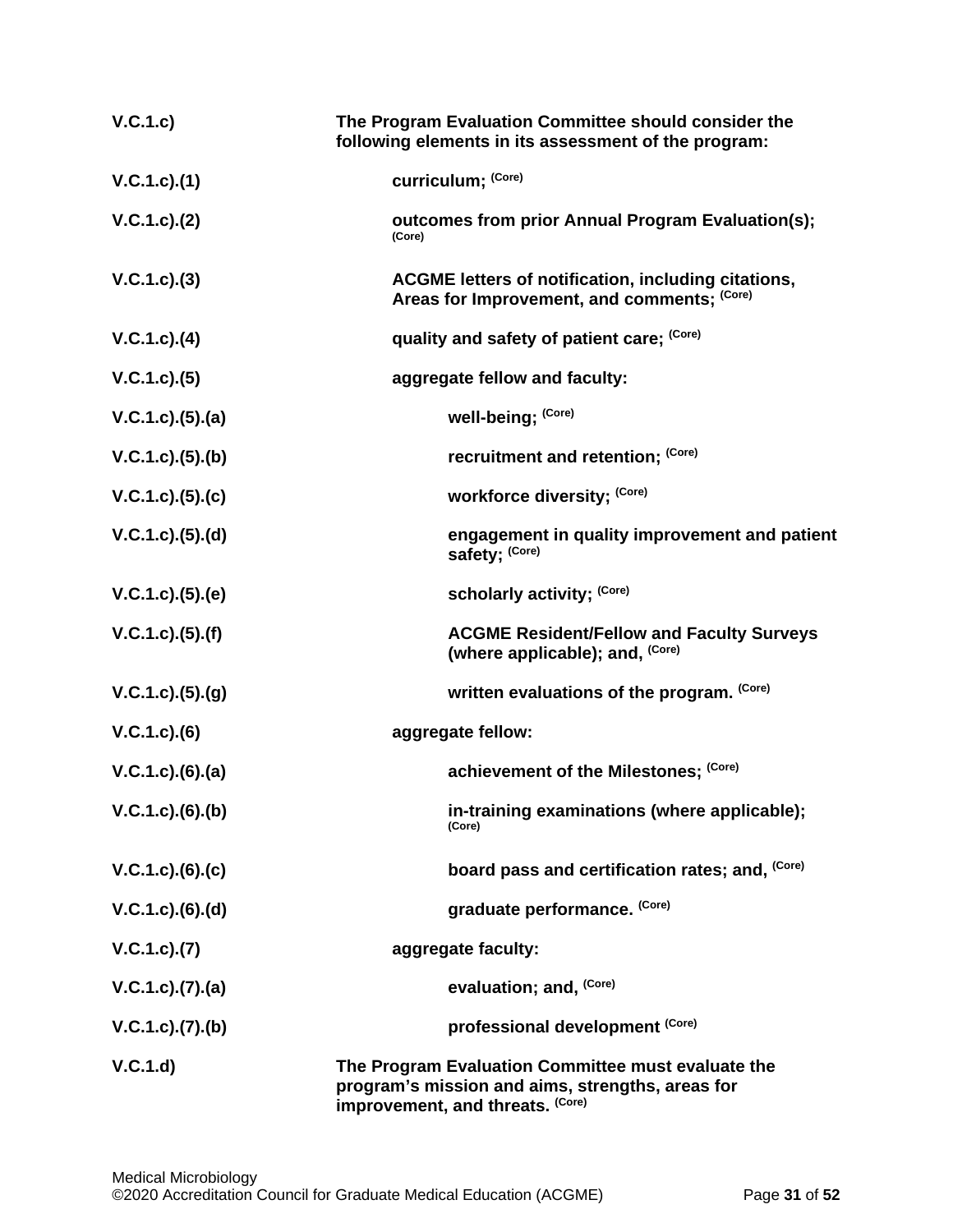| | |
|---|---|
| V.C.1.c) | **The Program Evaluation Committee should consider the following elements in its assessment of the program:** |
| V.C.1.c).(1) | **curriculum;** (Core) |
| V.C.1.c).(2) | **outcomes from prior Annual Program Evaluation(s);** (Core) |
| V.C.1.c).(3) | **ACGME letters of notification, including citations, Areas for Improvement, and comments;** (Core) |
| V.C.1.c).(4) | **quality and safety of patient care;** (Core) |
| V.C.1.c).(5) | **aggregate fellow and faculty:** |
| V.C.1.c).(5).(a) | **well-being;** (Core) |
| V.C.1.c).(5).(b) | **recruitment and retention;** (Core) |
| V.C.1.c).(5).(c) | **workforce diversity;** (Core) |
| V.C.1.c).(5).(d) | **engagement in quality improvement and patient safety;** (Core) |
| V.C.1.c).(5).(e) | **scholarly activity;** (Core) |
| V.C.1.c).(5).(f) | **ACGME Resident/Fellow and Faculty Surveys (where applicable); and,** (Core) |
| V.C.1.c).(5).(g) | **written evaluations of the program.** (Core) |
| V.C.1.c).(6) | **aggregate fellow:** |
| V.C.1.c).(6).(a) | **achievement of the Milestones;** (Core) |
| V.C.1.c).(6).(b) | **in-training examinations (where applicable);** (Core) |
| V.C.1.c).(6).(c) | **board pass and certification rates; and,** (Core) |
| V.C.1.c).(6).(d) | **graduate performance.** (Core) |
| V.C.1.c).(7) | **aggregate faculty:** |
| V.C.1.c).(7).(a) | **evaluation; and,** (Core) |
| V.C.1.c).(7).(b) | **professional development** (Core) |
| V.C.1.d) | **The Program Evaluation Committee must evaluate the program's mission and aims, strengths, areas for improvement, and threats.** (Core) |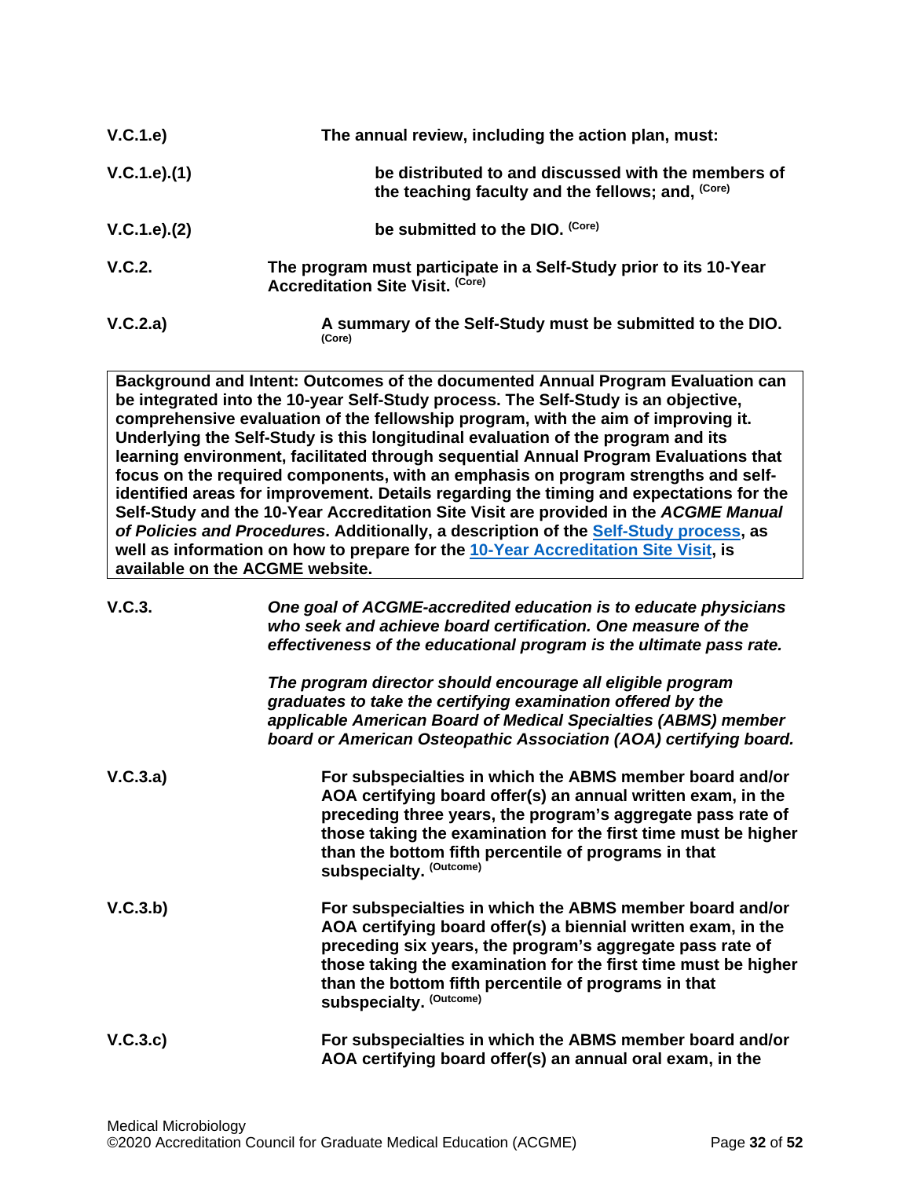| | |
|---|---|
| V.C.1.e) | **The annual review, including the action plan, must:** |
| V.C.1.e).(1) | **be distributed to and discussed with the members of the teaching faculty and the fellows; and,** (Core) |
| V.C.1.e).(2) | **be submitted to the DIO.** (Core) |
| V.C.2. | **The program must participate in a Self-Study prior to its 10-Year Accreditation Site Visit.** (Core) |
| V.C.2.a) | **A summary of the Self-Study must be submitted to the DIO.** (Core) |

**Background and Intent: Outcomes of the documented Annual Program Evaluation can be integrated into the 10-year Self-Study process. The Self-Study is an objective, comprehensive evaluation of the fellowship program, with the aim of improving it. Underlying the Self-Study is this longitudinal evaluation of the program and its learning environment, facilitated through sequential Annual Program Evaluations that focus on the required components, with an emphasis on program strengths and self-identified areas for improvement. Details regarding the timing and expectations for the Self-Study and the 10-Year Accreditation Site Visit are provided in the *ACGME Manual of Policies and Procedures*. Additionally, a description of the [Self-Study process](), as well as information on how to prepare for the [10-Year Accreditation Site Visit](), is available on the ACGME website.**

| | |
|---|---|
| V.C.3. | ***One goal of ACGME-accredited education is to educate physicians who seek and achieve board certification. One measure of the effectiveness of the educational program is the ultimate pass rate.***<br><br>***The program director should encourage all eligible program graduates to take the certifying examination offered by the applicable American Board of Medical Specialties (ABMS) member board or American Osteopathic Association (AOA) certifying board.*** |
| V.C.3.a) | **For subspecialties in which the ABMS member board and/or AOA certifying board offer(s) an annual written exam, in the preceding three years, the program's aggregate pass rate of those taking the examination for the first time must be higher than the bottom fifth percentile of programs in that subspecialty.** (Outcome) |
| V.C.3.b) | **For subspecialties in which the ABMS member board and/or AOA certifying board offer(s) a biennial written exam, in the preceding six years, the program's aggregate pass rate of those taking the examination for the first time must be higher than the bottom fifth percentile of programs in that subspecialty.** (Outcome) |
| V.C.3.c) | **For subspecialties in which the ABMS member board and/or AOA certifying board offer(s) an annual oral exam, in the** |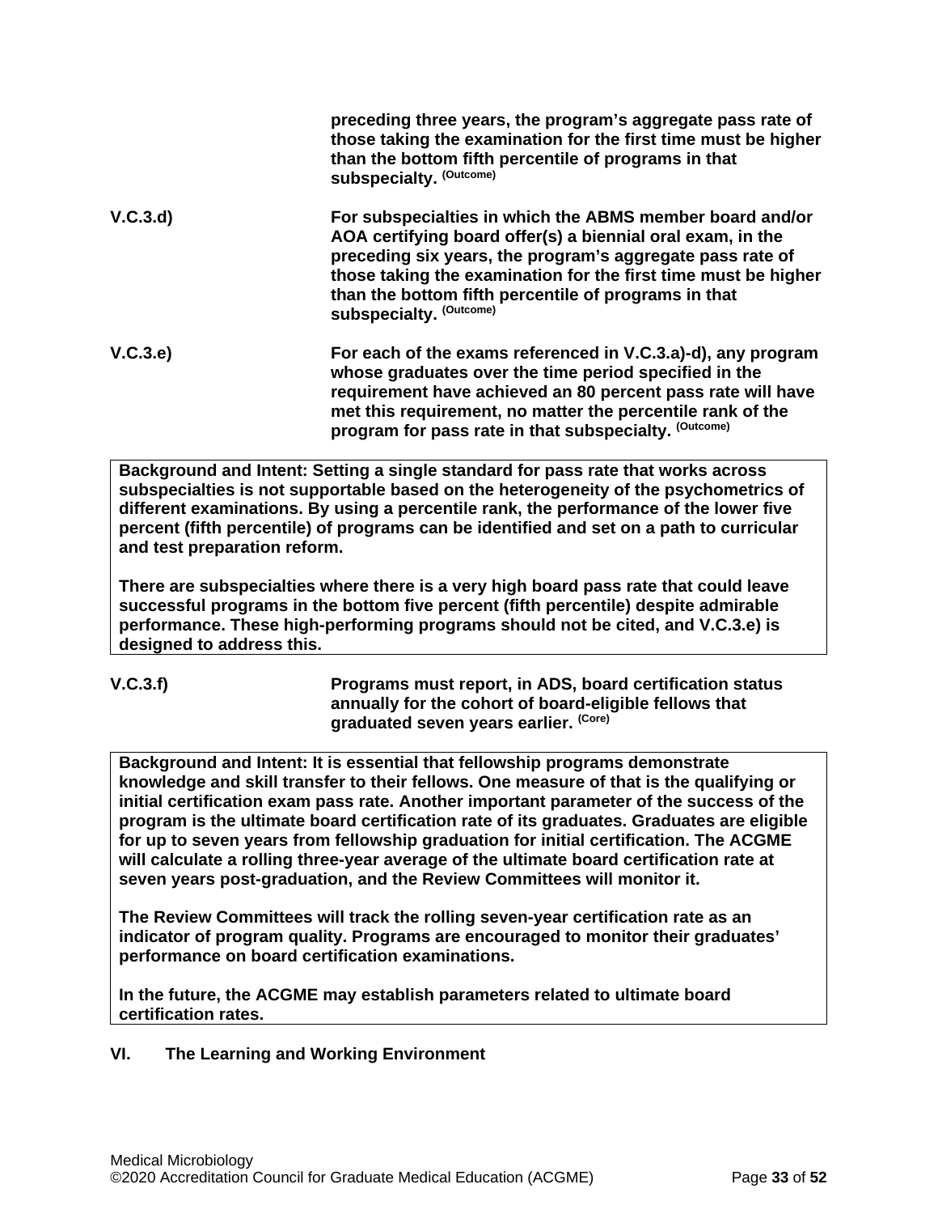**preceding three years, the program's aggregate pass rate of those taking the examination for the first time must be higher than the bottom fifth percentile of programs in that subspecialty.** **(Outcome)**

**V.C.3.d)** **For subspecialties in which the ABMS member board and/or AOA certifying board offer(s) a biennial oral exam, in the preceding six years, the program's aggregate pass rate of those taking the examination for the first time must be higher than the bottom fifth percentile of programs in that subspecialty.** **(Outcome)**

**V.C.3.e)** **For each of the exams referenced in V.C.3.a)-d), any program whose graduates over the time period specified in the requirement have achieved an 80 percent pass rate will have met this requirement, no matter the percentile rank of the program for pass rate in that subspecialty.** **(Outcome)**

> **Background and Intent: Setting a single standard for pass rate that works across subspecialties is not supportable based on the heterogeneity of the psychometrics of different examinations. By using a percentile rank, the performance of the lower five percent (fifth percentile) of programs can be identified and set on a path to curricular and test preparation reform.**
>
> **There are subspecialties where there is a very high board pass rate that could leave successful programs in the bottom five percent (fifth percentile) despite admirable performance. These high-performing programs should not be cited, and V.C.3.e) is designed to address this.**

**V.C.3.f)** **Programs must report, in ADS, board certification status annually for the cohort of board-eligible fellows that graduated seven years earlier.** **(Core)**

> **Background and Intent: It is essential that fellowship programs demonstrate knowledge and skill transfer to their fellows. One measure of that is the qualifying or initial certification exam pass rate. Another important parameter of the success of the program is the ultimate board certification rate of its graduates. Graduates are eligible for up to seven years from fellowship graduation for initial certification. The ACGME will calculate a rolling three-year average of the ultimate board certification rate at seven years post-graduation, and the Review Committees will monitor it.**
>
> **The Review Committees will track the rolling seven-year certification rate as an indicator of program quality. Programs are encouraged to monitor their graduates' performance on board certification examinations.**
>
> **In the future, the ACGME may establish parameters related to ultimate board certification rates.**

## VI. The Learning and Working Environment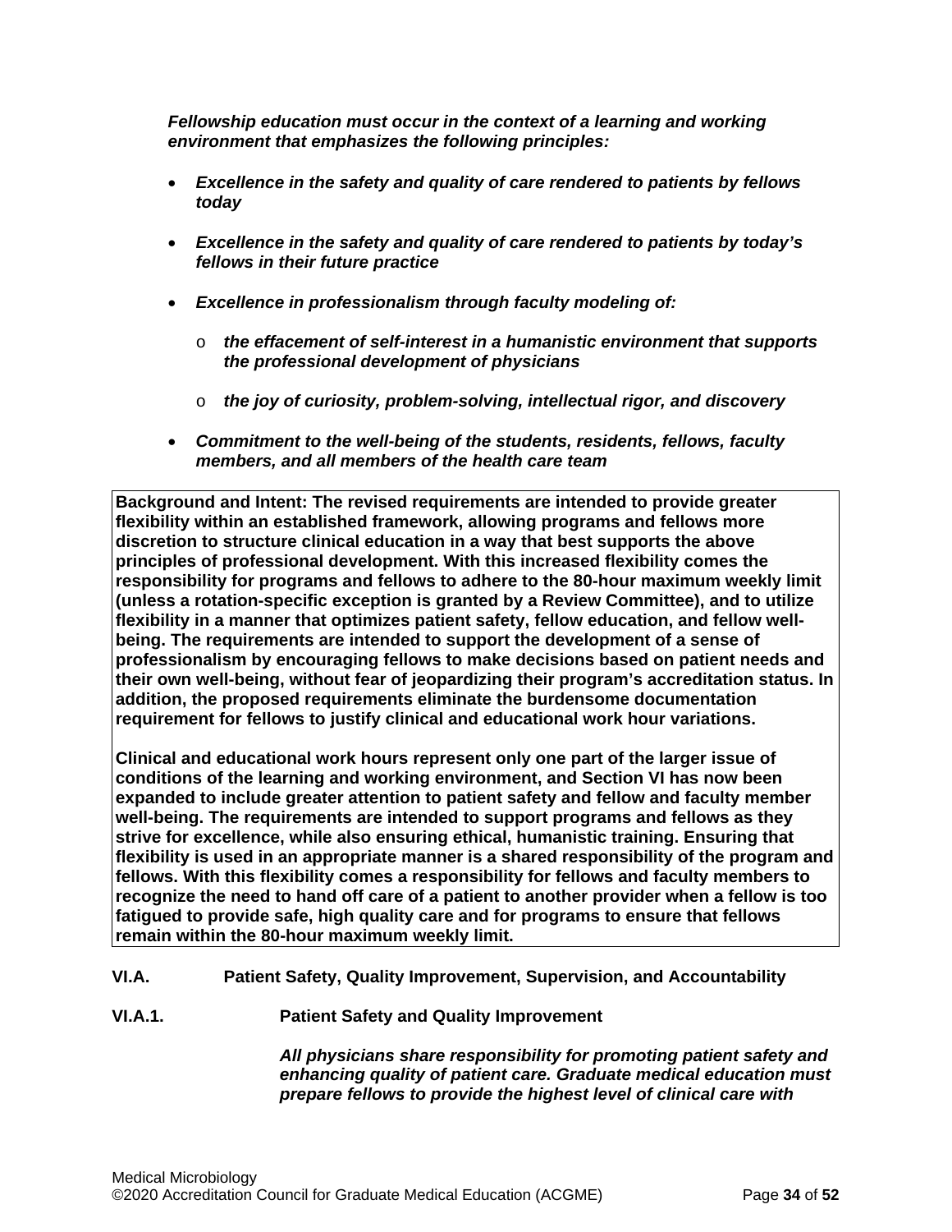***Fellowship education must occur in the context of a learning and working environment that emphasizes the following principles:***

- ***Excellence in the safety and quality of care rendered to patients by fellows today***
- ***Excellence in the safety and quality of care rendered to patients by today's fellows in their future practice***
- ***Excellence in professionalism through faculty modeling of:***
  - ***the effacement of self-interest in a humanistic environment that supports the professional development of physicians***
  - ***the joy of curiosity, problem-solving, intellectual rigor, and discovery***
- ***Commitment to the well-being of the students, residents, fellows, faculty members, and all members of the health care team***

**Background and Intent: The revised requirements are intended to provide greater flexibility within an established framework, allowing programs and fellows more discretion to structure clinical education in a way that best supports the above principles of professional development. With this increased flexibility comes the responsibility for programs and fellows to adhere to the 80-hour maximum weekly limit (unless a rotation-specific exception is granted by a Review Committee), and to utilize flexibility in a manner that optimizes patient safety, fellow education, and fellow well-being. The requirements are intended to support the development of a sense of professionalism by encouraging fellows to make decisions based on patient needs and their own well-being, without fear of jeopardizing their program's accreditation status. In addition, the proposed requirements eliminate the burdensome documentation requirement for fellows to justify clinical and educational work hour variations.**

**Clinical and educational work hours represent only one part of the larger issue of conditions of the learning and working environment, and Section VI has now been expanded to include greater attention to patient safety and fellow and faculty member well-being. The requirements are intended to support programs and fellows as they strive for excellence, while also ensuring ethical, humanistic training. Ensuring that flexibility is used in an appropriate manner is a shared responsibility of the program and fellows. With this flexibility comes a responsibility for fellows and faculty members to recognize the need to hand off care of a patient to another provider when a fellow is too fatigued to provide safe, high quality care and for programs to ensure that fellows remain within the 80-hour maximum weekly limit.**

**VI.A. Patient Safety, Quality Improvement, Supervision, and Accountability**

**VI.A.1. Patient Safety and Quality Improvement**

***All physicians share responsibility for promoting patient safety and enhancing quality of patient care. Graduate medical education must prepare fellows to provide the highest level of clinical care with***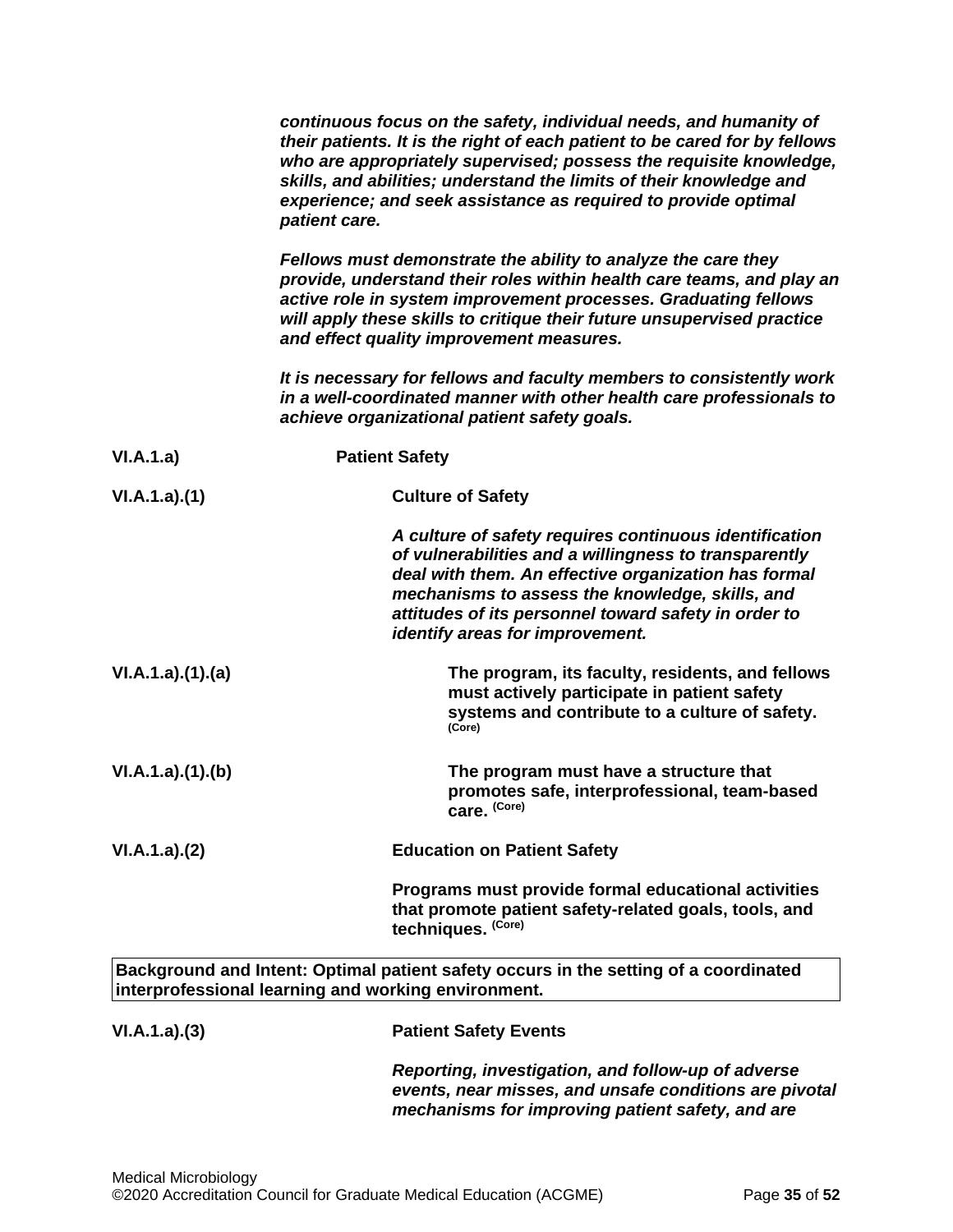*continuous focus on the safety, individual needs, and humanity of their patients. It is the right of each patient to be cared for by fellows who are appropriately supervised; possess the requisite knowledge, skills, and abilities; understand the limits of their knowledge and experience; and seek assistance as required to provide optimal patient care.*

*Fellows must demonstrate the ability to analyze the care they provide, understand their roles within health care teams, and play an active role in system improvement processes. Graduating fellows will apply these skills to critique their future unsupervised practice and effect quality improvement measures.*

*It is necessary for fellows and faculty members to consistently work in a well-coordinated manner with other health care professionals to achieve organizational patient safety goals.*

**VI.A.1.a)** **Patient Safety**

**VI.A.1.a).(1)** **Culture of Safety**

*A culture of safety requires continuous identification of vulnerabilities and a willingness to transparently deal with them. An effective organization has formal mechanisms to assess the knowledge, skills, and attitudes of its personnel toward safety in order to identify areas for improvement.*

**VI.A.1.a).(1).(a)** **The program, its faculty, residents, and fellows must actively participate in patient safety systems and contribute to a culture of safety.** (Core)

**VI.A.1.a).(1).(b)** **The program must have a structure that promotes safe, interprofessional, team-based care.** (Core)

**VI.A.1.a).(2)** **Education on Patient Safety**

**Programs must provide formal educational activities that promote patient safety-related goals, tools, and techniques.** (Core)

| **Background and Intent: Optimal patient safety occurs in the setting of a coordinated interprofessional learning and working environment.** |
|---|

**VI.A.1.a).(3)** **Patient Safety Events**

*Reporting, investigation, and follow-up of adverse events, near misses, and unsafe conditions are pivotal mechanisms for improving patient safety, and are*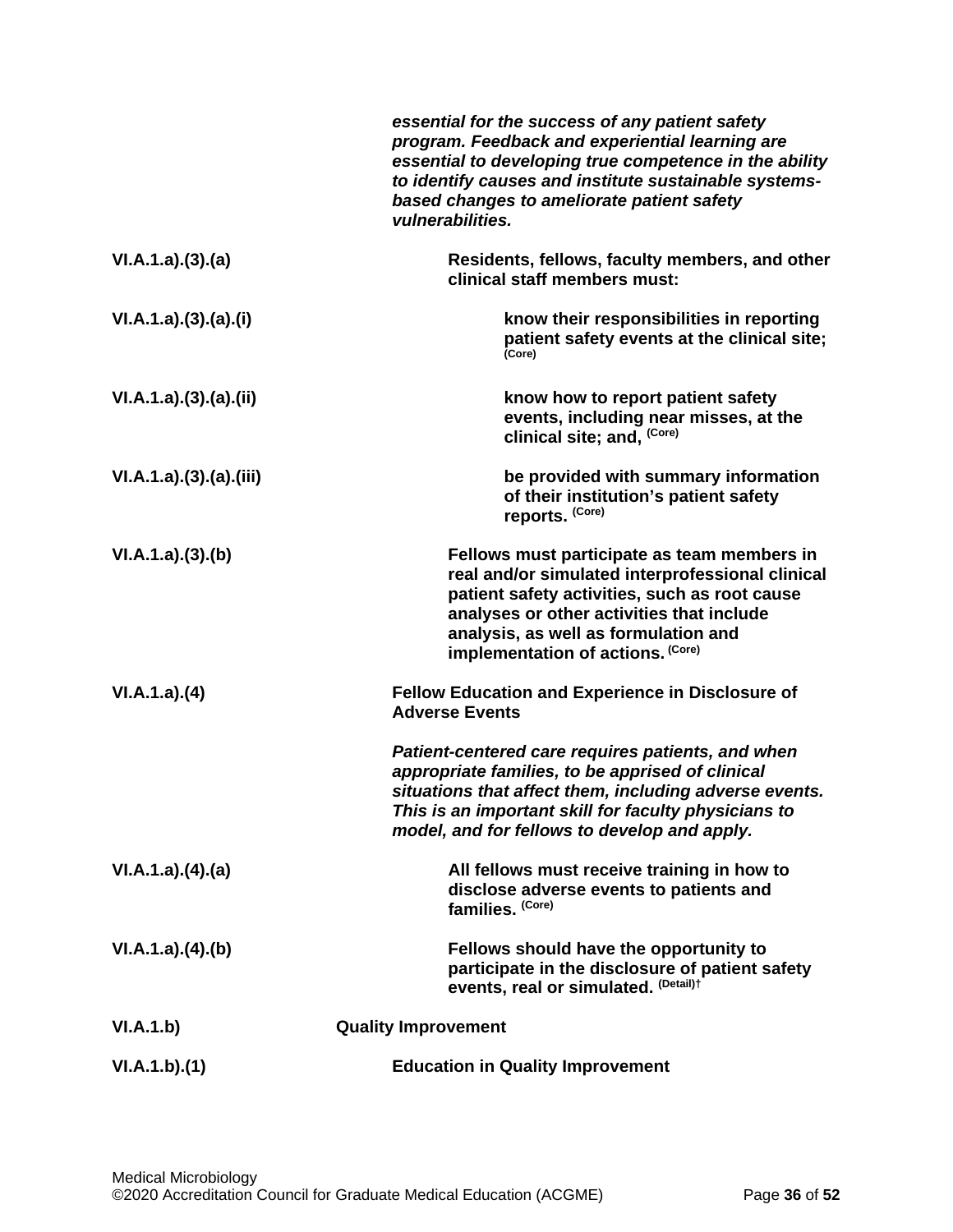*essential for the success of any patient safety program. Feedback and experiential learning are essential to developing true competence in the ability to identify causes and institute sustainable systems-based changes to ameliorate patient safety vulnerabilities.*

**VI.A.1.a).(3).(a)** **Residents, fellows, faculty members, and other clinical staff members must:**

**VI.A.1.a).(3).(a).(i)** **know their responsibilities in reporting patient safety events at the clinical site;** **(Core)**

**VI.A.1.a).(3).(a).(ii)** **know how to report patient safety events, including near misses, at the clinical site; and,** **(Core)**

**VI.A.1.a).(3).(a).(iii)** **be provided with summary information of their institution's patient safety reports.** **(Core)**

**VI.A.1.a).(3).(b)** **Fellows must participate as team members in real and/or simulated interprofessional clinical patient safety activities, such as root cause analyses or other activities that include analysis, as well as formulation and implementation of actions.** **(Core)**

**VI.A.1.a).(4)** **Fellow Education and Experience in Disclosure of Adverse Events**

*Patient-centered care requires patients, and when appropriate families, to be apprised of clinical situations that affect them, including adverse events. This is an important skill for faculty physicians to model, and for fellows to develop and apply.*

**VI.A.1.a).(4).(a)** **All fellows must receive training in how to disclose adverse events to patients and families.** **(Core)**

**VI.A.1.a).(4).(b)** **Fellows should have the opportunity to participate in the disclosure of patient safety events, real or simulated.** **(Detail)†**

**VI.A.1.b)** **Quality Improvement**

**VI.A.1.b).(1)** **Education in Quality Improvement**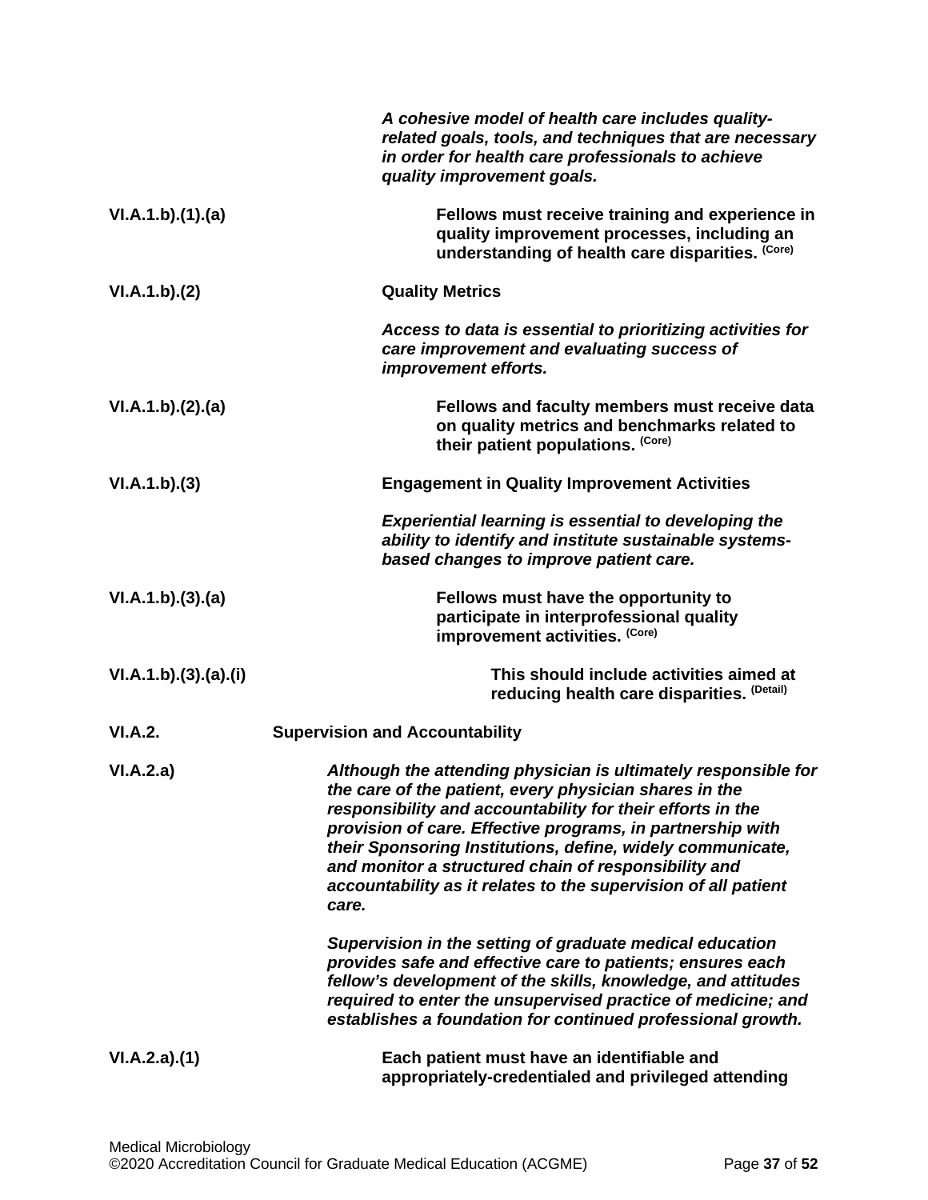*A cohesive model of health care includes quality-related goals, tools, and techniques that are necessary in order for health care professionals to achieve quality improvement goals.*

**VI.A.1.b).(1).(a)** **Fellows must receive training and experience in quality improvement processes, including an understanding of health care disparities.** (Core)

**VI.A.1.b).(2)** **Quality Metrics**

*Access to data is essential to prioritizing activities for care improvement and evaluating success of improvement efforts.*

**VI.A.1.b).(2).(a)** **Fellows and faculty members must receive data on quality metrics and benchmarks related to their patient populations.** (Core)

**VI.A.1.b).(3)** **Engagement in Quality Improvement Activities**

*Experiential learning is essential to developing the ability to identify and institute sustainable systems-based changes to improve patient care.*

**VI.A.1.b).(3).(a)** **Fellows must have the opportunity to participate in interprofessional quality improvement activities.** (Core)

**VI.A.1.b).(3).(a).(i)** This should include activities aimed at reducing health care disparities. (Detail)

**VI.A.2.** **Supervision and Accountability**

**VI.A.2.a)** *Although the attending physician is ultimately responsible for the care of the patient, every physician shares in the responsibility and accountability for their efforts in the provision of care. Effective programs, in partnership with their Sponsoring Institutions, define, widely communicate, and monitor a structured chain of responsibility and accountability as it relates to the supervision of all patient care.*

*Supervision in the setting of graduate medical education provides safe and effective care to patients; ensures each fellow's development of the skills, knowledge, and attitudes required to enter the unsupervised practice of medicine; and establishes a foundation for continued professional growth.*

**VI.A.2.a).(1)** **Each patient must have an identifiable and appropriately-credentialed and privileged attending**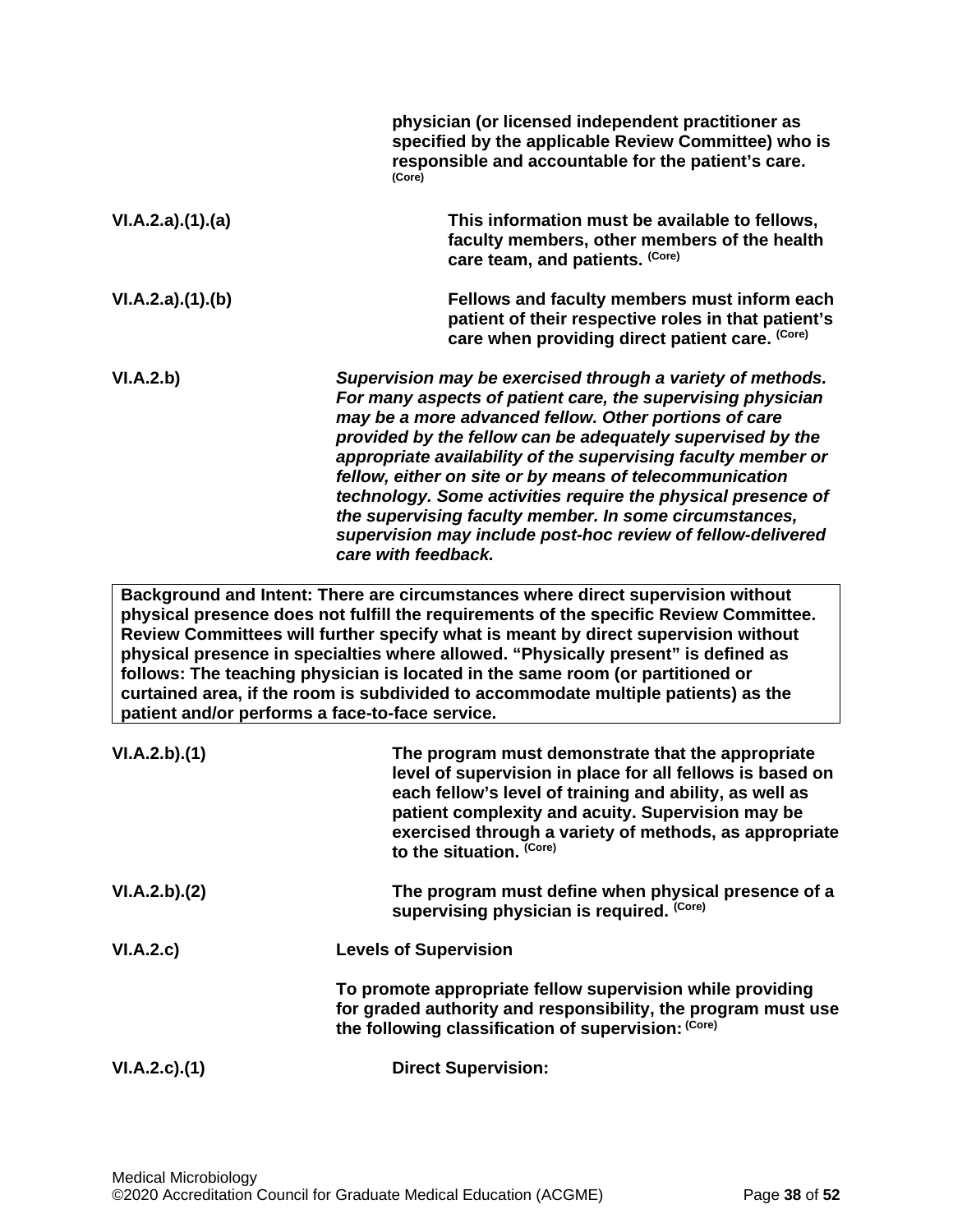**physician (or licensed independent practitioner as specified by the applicable Review Committee) who is responsible and accountable for the patient's care.** (Core)

VI.A.2.a).(1).(a) **This information must be available to fellows, faculty members, other members of the health care team, and patients.** (Core)

VI.A.2.a).(1).(b) **Fellows and faculty members must inform each patient of their respective roles in that patient's care when providing direct patient care.** (Core)

VI.A.2.b) ***Supervision may be exercised through a variety of methods. For many aspects of patient care, the supervising physician may be a more advanced fellow. Other portions of care provided by the fellow can be adequately supervised by the appropriate availability of the supervising faculty member or fellow, either on site or by means of telecommunication technology. Some activities require the physical presence of the supervising faculty member. In some circumstances, supervision may include post-hoc review of fellow-delivered care with feedback.***

> **Background and Intent: There are circumstances where direct supervision without physical presence does not fulfill the requirements of the specific Review Committee. Review Committees will further specify what is meant by direct supervision without physical presence in specialties where allowed. "Physically present" is defined as follows: The teaching physician is located in the same room (or partitioned or curtained area, if the room is subdivided to accommodate multiple patients) as the patient and/or performs a face-to-face service.**

VI.A.2.b).(1) **The program must demonstrate that the appropriate level of supervision in place for all fellows is based on each fellow's level of training and ability, as well as patient complexity and acuity. Supervision may be exercised through a variety of methods, as appropriate to the situation.** (Core)

VI.A.2.b).(2) **The program must define when physical presence of a supervising physician is required.** (Core)

VI.A.2.c) **Levels of Supervision**

**To promote appropriate fellow supervision while providing for graded authority and responsibility, the program must use the following classification of supervision:** (Core)

VI.A.2.c).(1) **Direct Supervision:**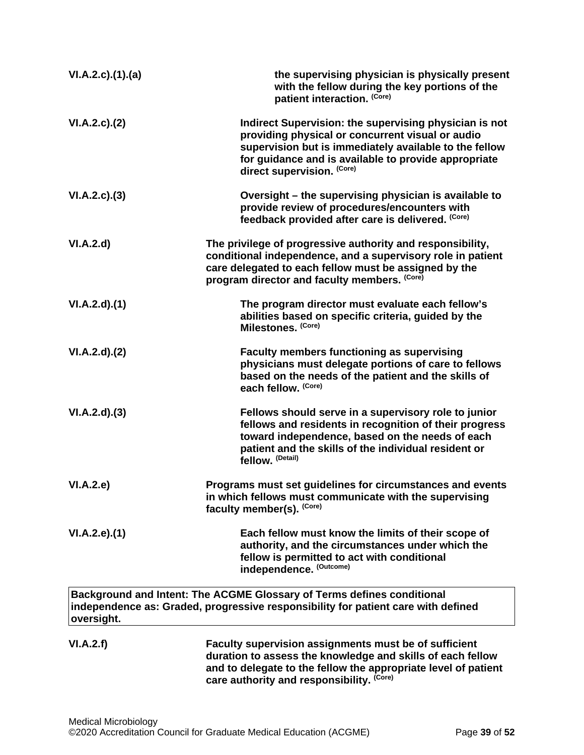| | |
|---|---|
| **VI.A.2.c).(1).(a)** | **the supervising physician is physically present with the fellow during the key portions of the patient interaction.** **(Core)** |
| **VI.A.2.c).(2)** | **Indirect Supervision: the supervising physician is not providing physical or concurrent visual or audio supervision but is immediately available to the fellow for guidance and is available to provide appropriate direct supervision.** **(Core)** |
| **VI.A.2.c).(3)** | **Oversight – the supervising physician is available to provide review of procedures/encounters with feedback provided after care is delivered.** **(Core)** |
| **VI.A.2.d)** | **The privilege of progressive authority and responsibility, conditional independence, and a supervisory role in patient care delegated to each fellow must be assigned by the program director and faculty members.** **(Core)** |
| **VI.A.2.d).(1)** | **The program director must evaluate each fellow's abilities based on specific criteria, guided by the Milestones.** **(Core)** |
| **VI.A.2.d).(2)** | **Faculty members functioning as supervising physicians must delegate portions of care to fellows based on the needs of the patient and the skills of each fellow.** **(Core)** |
| **VI.A.2.d).(3)** | **Fellows should serve in a supervisory role to junior fellows and residents in recognition of their progress toward independence, based on the needs of each patient and the skills of the individual resident or fellow.** **(Detail)** |
| **VI.A.2.e)** | **Programs must set guidelines for circumstances and events in which fellows must communicate with the supervising faculty member(s).** **(Core)** |
| **VI.A.2.e).(1)** | **Each fellow must know the limits of their scope of authority, and the circumstances under which the fellow is permitted to act with conditional independence.** **(Outcome)** |

| Background and Intent: The ACGME Glossary of Terms defines conditional independence as: Graded, progressive responsibility for patient care with defined oversight. |
|---|

| | |
|---|---|
| **VI.A.2.f)** | **Faculty supervision assignments must be of sufficient duration to assess the knowledge and skills of each fellow and to delegate to the fellow the appropriate level of patient care authority and responsibility.** **(Core)** |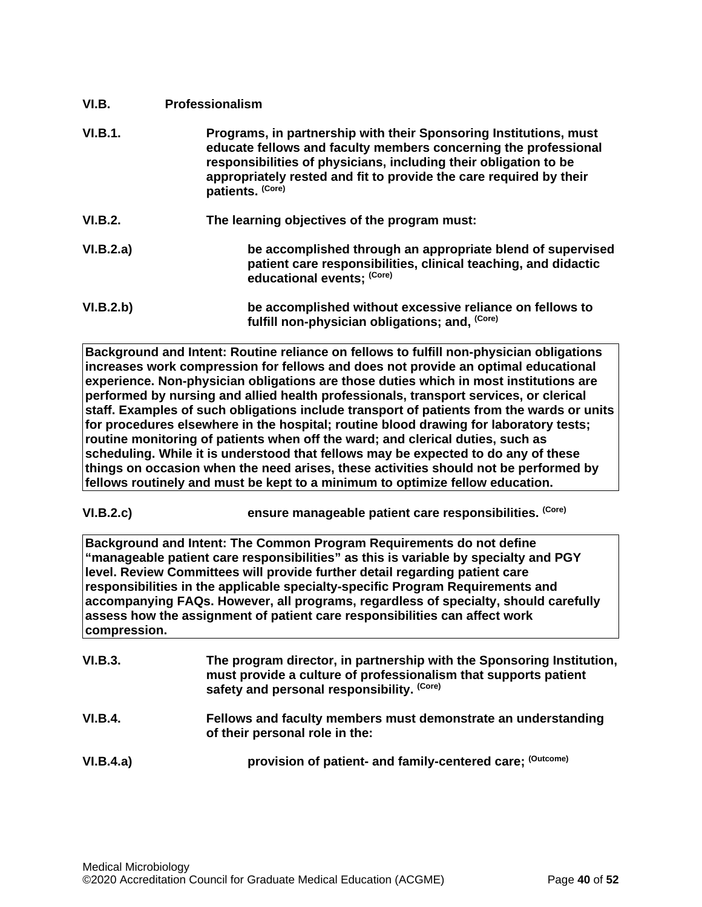**VI.B. Professionalism**

**VI.B.1.** **Programs, in partnership with their Sponsoring Institutions, must educate fellows and faculty members concerning the professional responsibilities of physicians, including their obligation to be appropriately rested and fit to provide the care required by their patients.** (Core)

**VI.B.2.** **The learning objectives of the program must:**

**VI.B.2.a)** **be accomplished through an appropriate blend of supervised patient care responsibilities, clinical teaching, and didactic educational events;** (Core)

**VI.B.2.b)** **be accomplished without excessive reliance on fellows to fulfill non-physician obligations; and,** (Core)

| Background and Intent: Routine reliance on fellows to fulfill non-physician obligations increases work compression for fellows and does not provide an optimal educational experience. Non-physician obligations are those duties which in most institutions are performed by nursing and allied health professionals, transport services, or clerical staff. Examples of such obligations include transport of patients from the wards or units for procedures elsewhere in the hospital; routine blood drawing for laboratory tests; routine monitoring of patients when off the ward; and clerical duties, such as scheduling. While it is understood that fellows may be expected to do any of these things on occasion when the need arises, these activities should not be performed by fellows routinely and must be kept to a minimum to optimize fellow education. |
|---|

**VI.B.2.c)** **ensure manageable patient care responsibilities.** (Core)

| Background and Intent: The Common Program Requirements do not define "manageable patient care responsibilities" as this is variable by specialty and PGY level. Review Committees will provide further detail regarding patient care responsibilities in the applicable specialty-specific Program Requirements and accompanying FAQs. However, all programs, regardless of specialty, should carefully assess how the assignment of patient care responsibilities can affect work compression. |
|---|

**VI.B.3.** **The program director, in partnership with the Sponsoring Institution, must provide a culture of professionalism that supports patient safety and personal responsibility.** (Core)

**VI.B.4.** **Fellows and faculty members must demonstrate an understanding of their personal role in the:**

**VI.B.4.a)** **provision of patient- and family-centered care;** (Outcome)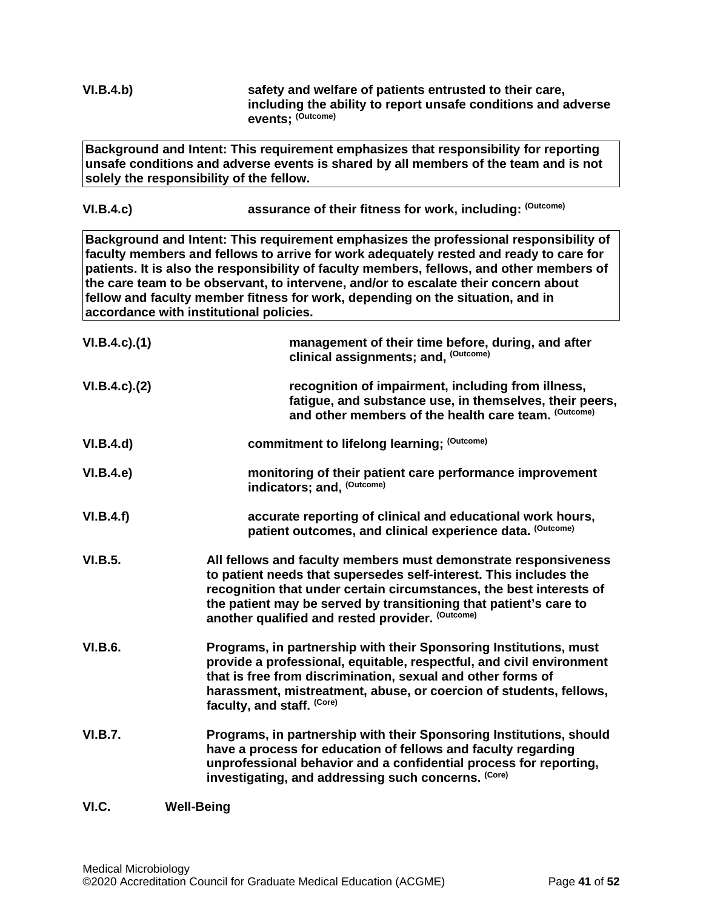**VI.B.4.b)** **safety and welfare of patients entrusted to their care, including the ability to report unsafe conditions and adverse events;** **(Outcome)**

> **Background and Intent: This requirement emphasizes that responsibility for reporting unsafe conditions and adverse events is shared by all members of the team and is not solely the responsibility of the fellow.**

**VI.B.4.c)** **assurance of their fitness for work, including:** **(Outcome)**

> **Background and Intent: This requirement emphasizes the professional responsibility of faculty members and fellows to arrive for work adequately rested and ready to care for patients. It is also the responsibility of faculty members, fellows, and other members of the care team to be observant, to intervene, and/or to escalate their concern about fellow and faculty member fitness for work, depending on the situation, and in accordance with institutional policies.**

**VI.B.4.c).(1)** **management of their time before, during, and after clinical assignments; and,** **(Outcome)**

**VI.B.4.c).(2)** **recognition of impairment, including from illness, fatigue, and substance use, in themselves, their peers, and other members of the health care team.** **(Outcome)**

**VI.B.4.d)** **commitment to lifelong learning;** **(Outcome)**

**VI.B.4.e)** **monitoring of their patient care performance improvement indicators; and,** **(Outcome)**

**VI.B.4.f)** **accurate reporting of clinical and educational work hours, patient outcomes, and clinical experience data.** **(Outcome)**

**VI.B.5.** **All fellows and faculty members must demonstrate responsiveness to patient needs that supersedes self-interest. This includes the recognition that under certain circumstances, the best interests of the patient may be served by transitioning that patient's care to another qualified and rested provider.** **(Outcome)**

**VI.B.6.** **Programs, in partnership with their Sponsoring Institutions, must provide a professional, equitable, respectful, and civil environment that is free from discrimination, sexual and other forms of harassment, mistreatment, abuse, or coercion of students, fellows, faculty, and staff.** **(Core)**

**VI.B.7.** **Programs, in partnership with their Sponsoring Institutions, should have a process for education of fellows and faculty regarding unprofessional behavior and a confidential process for reporting, investigating, and addressing such concerns.** **(Core)**

## VI.C. Well-Being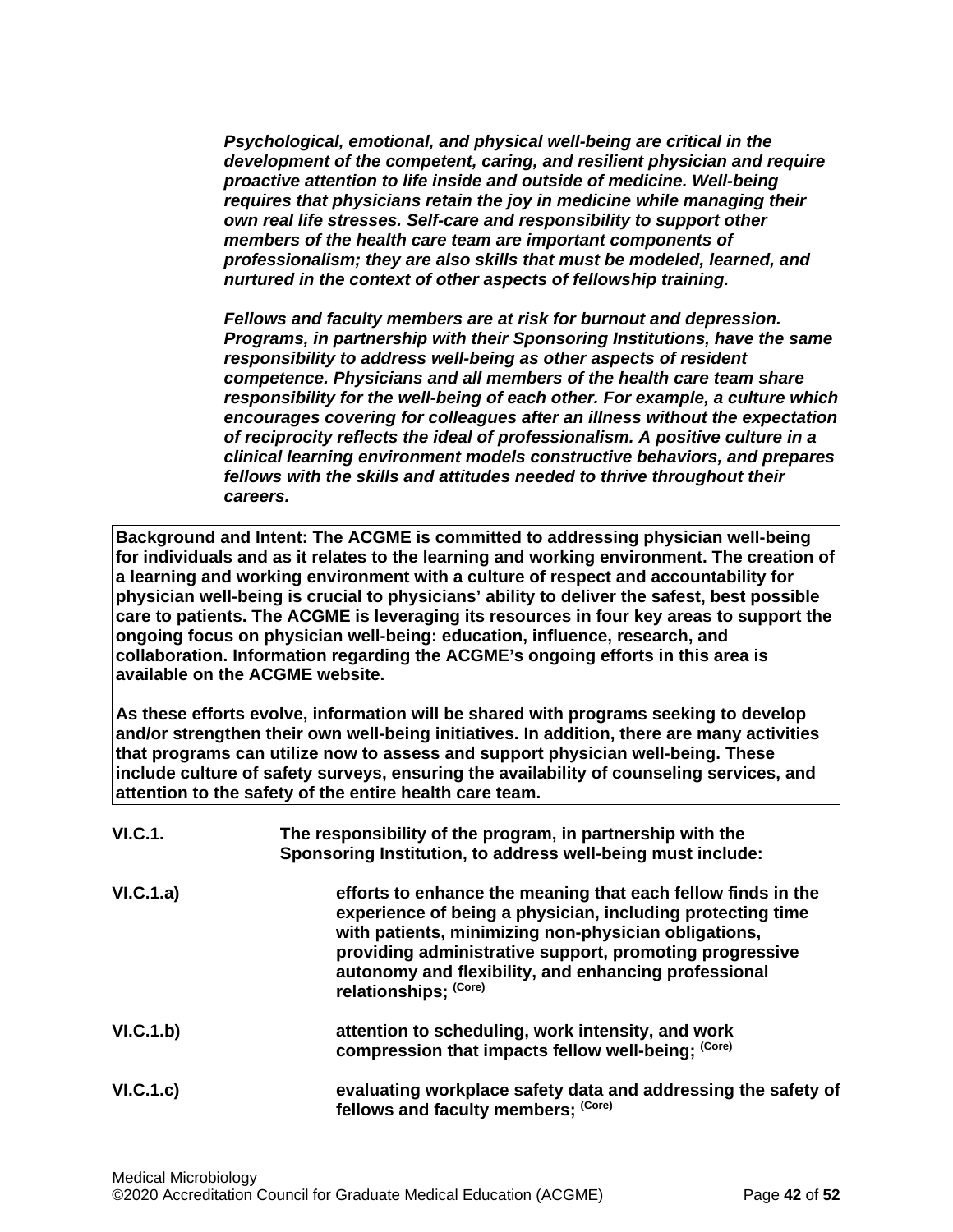***Psychological, emotional, and physical well-being are critical in the development of the competent, caring, and resilient physician and require proactive attention to life inside and outside of medicine. Well-being requires that physicians retain the joy in medicine while managing their own real life stresses. Self-care and responsibility to support other members of the health care team are important components of professionalism; they are also skills that must be modeled, learned, and nurtured in the context of other aspects of fellowship training.***

***Fellows and faculty members are at risk for burnout and depression. Programs, in partnership with their Sponsoring Institutions, have the same responsibility to address well-being as other aspects of resident competence. Physicians and all members of the health care team share responsibility for the well-being of each other. For example, a culture which encourages covering for colleagues after an illness without the expectation of reciprocity reflects the ideal of professionalism. A positive culture in a clinical learning environment models constructive behaviors, and prepares fellows with the skills and attitudes needed to thrive throughout their careers.***

**Background and Intent: The ACGME is committed to addressing physician well-being for individuals and as it relates to the learning and working environment. The creation of a learning and working environment with a culture of respect and accountability for physician well-being is crucial to physicians' ability to deliver the safest, best possible care to patients. The ACGME is leveraging its resources in four key areas to support the ongoing focus on physician well-being: education, influence, research, and collaboration. Information regarding the ACGME's ongoing efforts in this area is available on the ACGME website.**

**As these efforts evolve, information will be shared with programs seeking to develop and/or strengthen their own well-being initiatives. In addition, there are many activities that programs can utilize now to assess and support physician well-being. These include culture of safety surveys, ensuring the availability of counseling services, and attention to the safety of the entire health care team.**

**VI.C.1.** **The responsibility of the program, in partnership with the Sponsoring Institution, to address well-being must include:**

**VI.C.1.a)** **efforts to enhance the meaning that each fellow finds in the experience of being a physician, including protecting time with patients, minimizing non-physician obligations, providing administrative support, promoting progressive autonomy and flexibility, and enhancing professional relationships;** (Core)

**VI.C.1.b)** **attention to scheduling, work intensity, and work compression that impacts fellow well-being;** (Core)

**VI.C.1.c)** **evaluating workplace safety data and addressing the safety of fellows and faculty members;** (Core)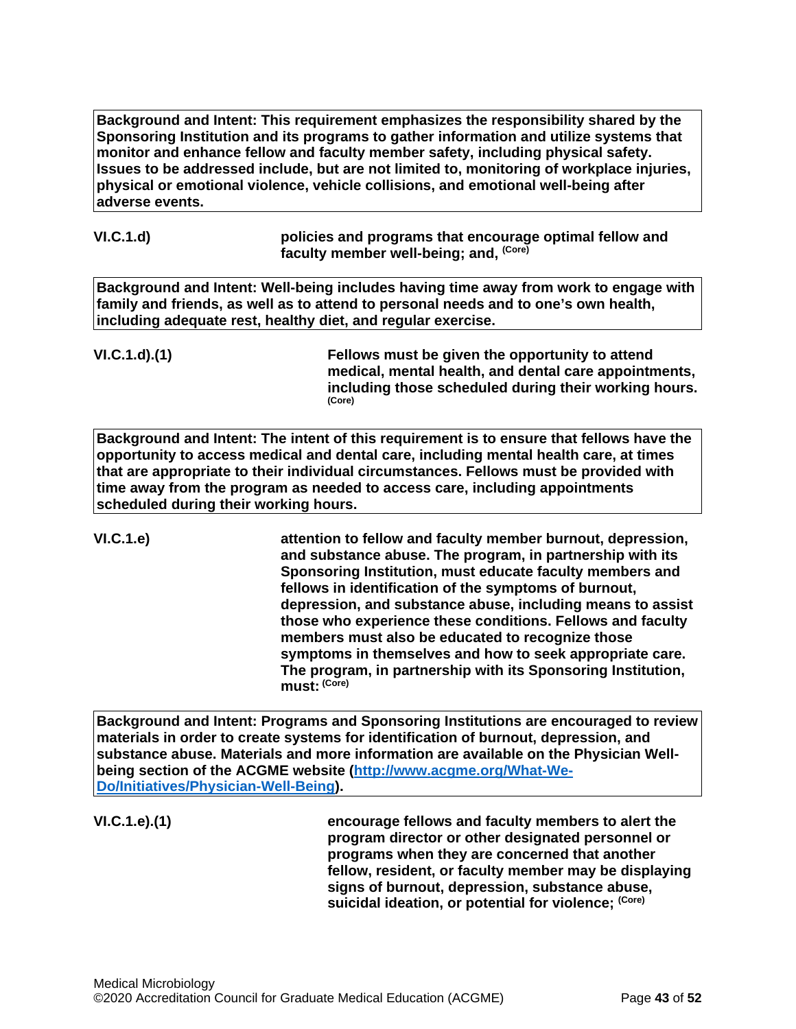**Background and Intent: This requirement emphasizes the responsibility shared by the Sponsoring Institution and its programs to gather information and utilize systems that monitor and enhance fellow and faculty member safety, including physical safety. Issues to be addressed include, but are not limited to, monitoring of workplace injuries, physical or emotional violence, vehicle collisions, and emotional well-being after adverse events.**

**VI.C.1.d)** **policies and programs that encourage optimal fellow and faculty member well-being; and,** (Core)

**Background and Intent: Well-being includes having time away from work to engage with family and friends, as well as to attend to personal needs and to one's own health, including adequate rest, healthy diet, and regular exercise.**

**VI.C.1.d).(1)** **Fellows must be given the opportunity to attend medical, mental health, and dental care appointments, including those scheduled during their working hours.** (Core)

**Background and Intent: The intent of this requirement is to ensure that fellows have the opportunity to access medical and dental care, including mental health care, at times that are appropriate to their individual circumstances. Fellows must be provided with time away from the program as needed to access care, including appointments scheduled during their working hours.**

**VI.C.1.e)** **attention to fellow and faculty member burnout, depression, and substance abuse. The program, in partnership with its Sponsoring Institution, must educate faculty members and fellows in identification of the symptoms of burnout, depression, and substance abuse, including means to assist those who experience these conditions. Fellows and faculty members must also be educated to recognize those symptoms in themselves and how to seek appropriate care. The program, in partnership with its Sponsoring Institution, must:** (Core)

**Background and Intent: Programs and Sponsoring Institutions are encouraged to review materials in order to create systems for identification of burnout, depression, and substance abuse. Materials and more information are available on the Physician Well-being section of the ACGME website ([http://www.acgme.org/What-We-Do/Initiatives/Physician-Well-Being](http://www.acgme.org/What-We-Do/Initiatives/Physician-Well-Being)).**

**VI.C.1.e).(1)** **encourage fellows and faculty members to alert the program director or other designated personnel or programs when they are concerned that another fellow, resident, or faculty member may be displaying signs of burnout, depression, substance abuse, suicidal ideation, or potential for violence;** (Core)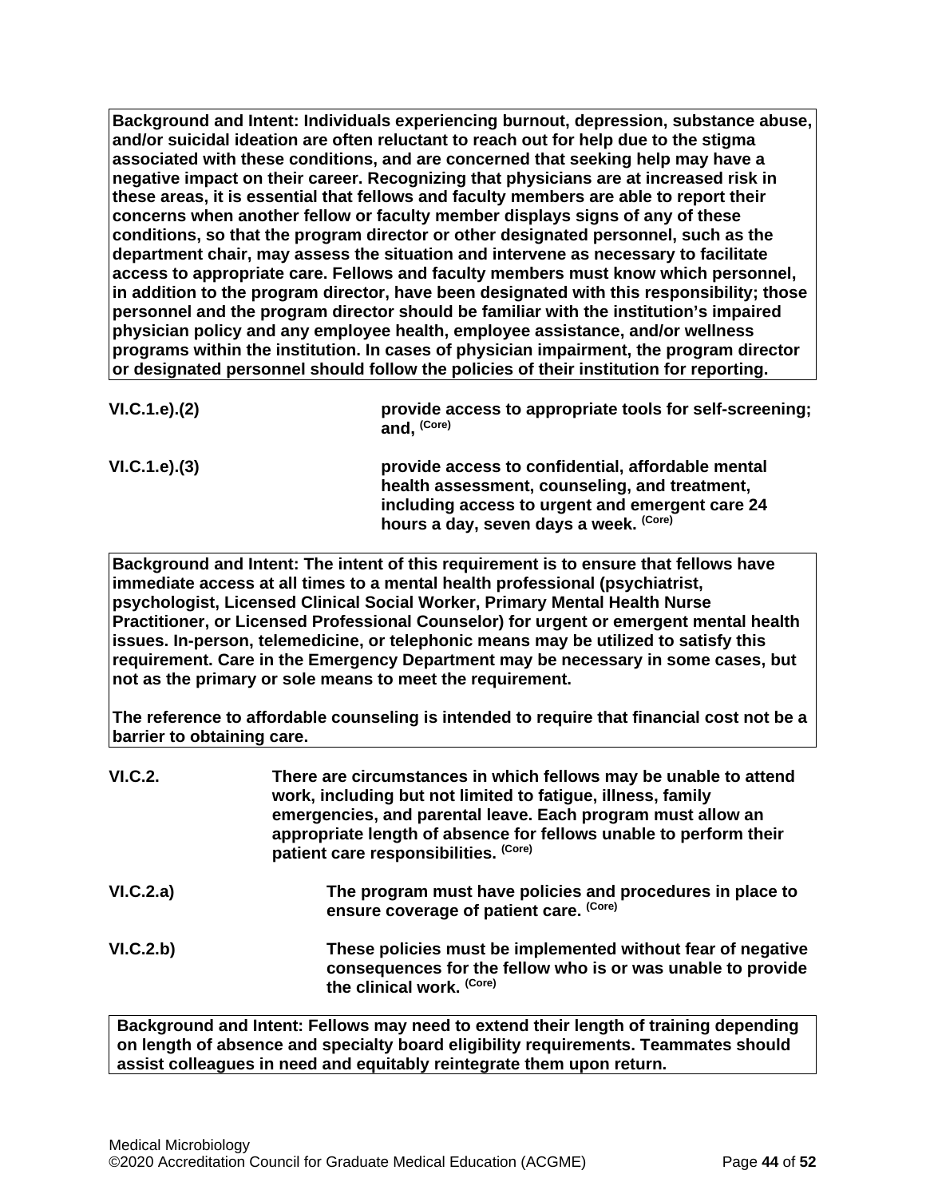**Background and Intent: Individuals experiencing burnout, depression, substance abuse, and/or suicidal ideation are often reluctant to reach out for help due to the stigma associated with these conditions, and are concerned that seeking help may have a negative impact on their career. Recognizing that physicians are at increased risk in these areas, it is essential that fellows and faculty members are able to report their concerns when another fellow or faculty member displays signs of any of these conditions, so that the program director or other designated personnel, such as the department chair, may assess the situation and intervene as necessary to facilitate access to appropriate care. Fellows and faculty members must know which personnel, in addition to the program director, have been designated with this responsibility; those personnel and the program director should be familiar with the institution's impaired physician policy and any employee health, employee assistance, and/or wellness programs within the institution. In cases of physician impairment, the program director or designated personnel should follow the policies of their institution for reporting.**

**VI.C.1.e).(2)** **provide access to appropriate tools for self-screening; and, (Core)**

**VI.C.1.e).(3)** **provide access to confidential, affordable mental health assessment, counseling, and treatment, including access to urgent and emergent care 24 hours a day, seven days a week. (Core)**

**Background and Intent: The intent of this requirement is to ensure that fellows have immediate access at all times to a mental health professional (psychiatrist, psychologist, Licensed Clinical Social Worker, Primary Mental Health Nurse Practitioner, or Licensed Professional Counselor) for urgent or emergent mental health issues. In-person, telemedicine, or telephonic means may be utilized to satisfy this requirement. Care in the Emergency Department may be necessary in some cases, but not as the primary or sole means to meet the requirement.**

**The reference to affordable counseling is intended to require that financial cost not be a barrier to obtaining care.**

**VI.C.2.** **There are circumstances in which fellows may be unable to attend work, including but not limited to fatigue, illness, family emergencies, and parental leave. Each program must allow an appropriate length of absence for fellows unable to perform their patient care responsibilities. (Core)**

**VI.C.2.a)** **The program must have policies and procedures in place to ensure coverage of patient care. (Core)**

**VI.C.2.b)** **These policies must be implemented without fear of negative consequences for the fellow who is or was unable to provide the clinical work. (Core)**

**Background and Intent: Fellows may need to extend their length of training depending on length of absence and specialty board eligibility requirements. Teammates should assist colleagues in need and equitably reintegrate them upon return.**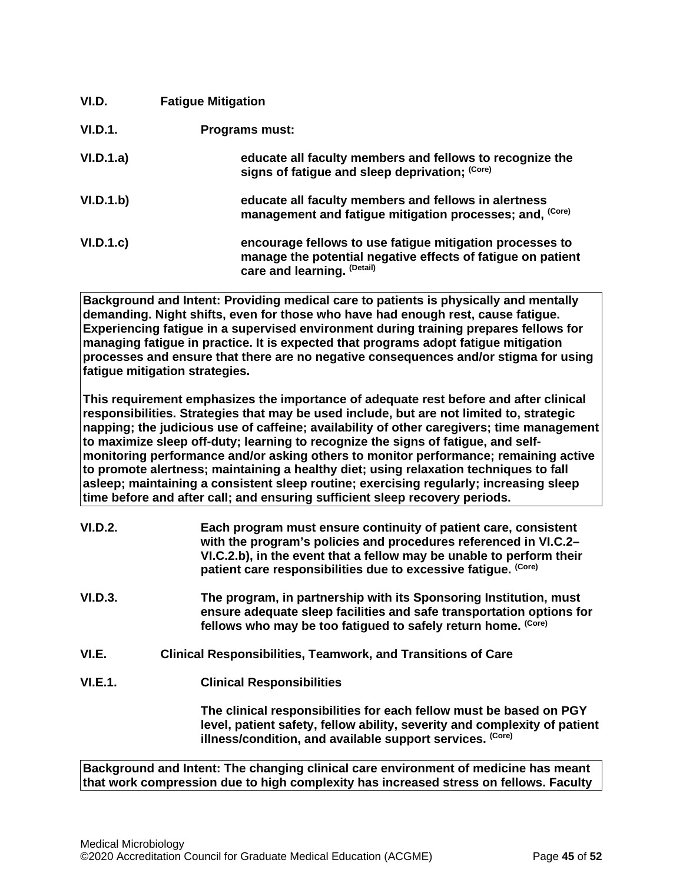**VI.D. Fatigue Mitigation**

**VI.D.1. Programs must:**

**VI.D.1.a) educate all faculty members and fellows to recognize the signs of fatigue and sleep deprivation;** **(Core)**

**VI.D.1.b) educate all faculty members and fellows in alertness management and fatigue mitigation processes; and,** **(Core)**

**VI.D.1.c) encourage fellows to use fatigue mitigation processes to manage the potential negative effects of fatigue on patient care and learning.** **(Detail)**

> **Background and Intent: Providing medical care to patients is physically and mentally demanding. Night shifts, even for those who have had enough rest, cause fatigue. Experiencing fatigue in a supervised environment during training prepares fellows for managing fatigue in practice. It is expected that programs adopt fatigue mitigation processes and ensure that there are no negative consequences and/or stigma for using fatigue mitigation strategies.**
>
> **This requirement emphasizes the importance of adequate rest before and after clinical responsibilities. Strategies that may be used include, but are not limited to, strategic napping; the judicious use of caffeine; availability of other caregivers; time management to maximize sleep off-duty; learning to recognize the signs of fatigue, and self-monitoring performance and/or asking others to monitor performance; remaining active to promote alertness; maintaining a healthy diet; using relaxation techniques to fall asleep; maintaining a consistent sleep routine; exercising regularly; increasing sleep time before and after call; and ensuring sufficient sleep recovery periods.**

**VI.D.2. Each program must ensure continuity of patient care, consistent with the program's policies and procedures referenced in VI.C.2–VI.C.2.b), in the event that a fellow may be unable to perform their patient care responsibilities due to excessive fatigue.** **(Core)**

**VI.D.3. The program, in partnership with its Sponsoring Institution, must ensure adequate sleep facilities and safe transportation options for fellows who may be too fatigued to safely return home.** **(Core)**

**VI.E. Clinical Responsibilities, Teamwork, and Transitions of Care**

**VI.E.1. Clinical Responsibilities**

**The clinical responsibilities for each fellow must be based on PGY level, patient safety, fellow ability, severity and complexity of patient illness/condition, and available support services.** **(Core)**

> **Background and Intent: The changing clinical care environment of medicine has meant that work compression due to high complexity has increased stress on fellows. Faculty**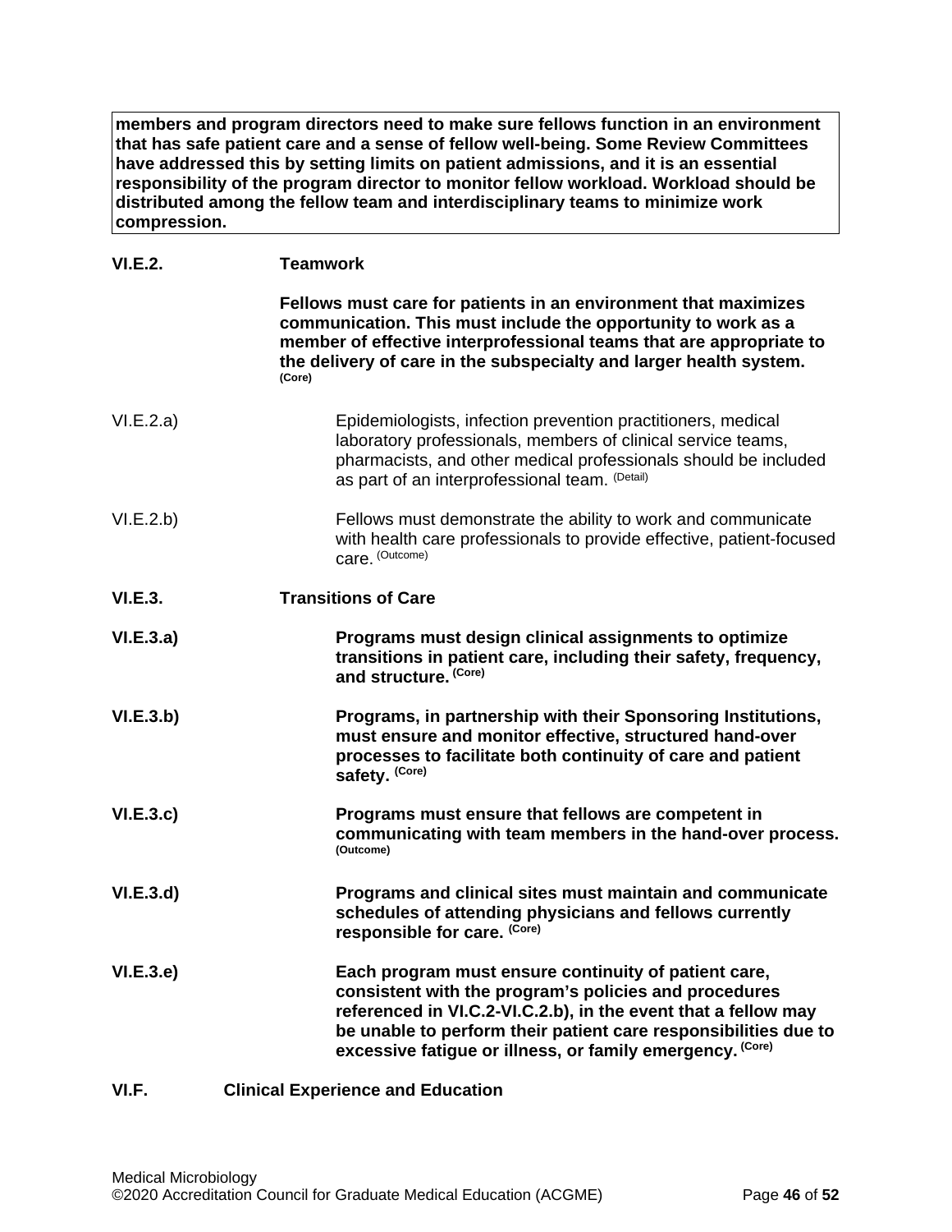**members and program directors need to make sure fellows function in an environment that has safe patient care and a sense of fellow well-being. Some Review Committees have addressed this by setting limits on patient admissions, and it is an essential responsibility of the program director to monitor fellow workload. Workload should be distributed among the fellow team and interdisciplinary teams to minimize work compression.**

**VI.E.2. Teamwork**

**Fellows must care for patients in an environment that maximizes communication. This must include the opportunity to work as a member of effective interprofessional teams that are appropriate to the delivery of care in the subspecialty and larger health system.** (Core)

VI.E.2.a) Epidemiologists, infection prevention practitioners, medical laboratory professionals, members of clinical service teams, pharmacists, and other medical professionals should be included as part of an interprofessional team. (Detail)

VI.E.2.b) Fellows must demonstrate the ability to work and communicate with health care professionals to provide effective, patient-focused care. (Outcome)

**VI.E.3. Transitions of Care**

**VI.E.3.a) Programs must design clinical assignments to optimize transitions in patient care, including their safety, frequency, and structure.** (Core)

**VI.E.3.b) Programs, in partnership with their Sponsoring Institutions, must ensure and monitor effective, structured hand-over processes to facilitate both continuity of care and patient safety.** (Core)

**VI.E.3.c) Programs must ensure that fellows are competent in communicating with team members in the hand-over process.** (Outcome)

**VI.E.3.d) Programs and clinical sites must maintain and communicate schedules of attending physicians and fellows currently responsible for care.** (Core)

**VI.E.3.e) Each program must ensure continuity of patient care, consistent with the program's policies and procedures referenced in VI.C.2-VI.C.2.b), in the event that a fellow may be unable to perform their patient care responsibilities due to excessive fatigue or illness, or family emergency.** (Core)

**VI.F. Clinical Experience and Education**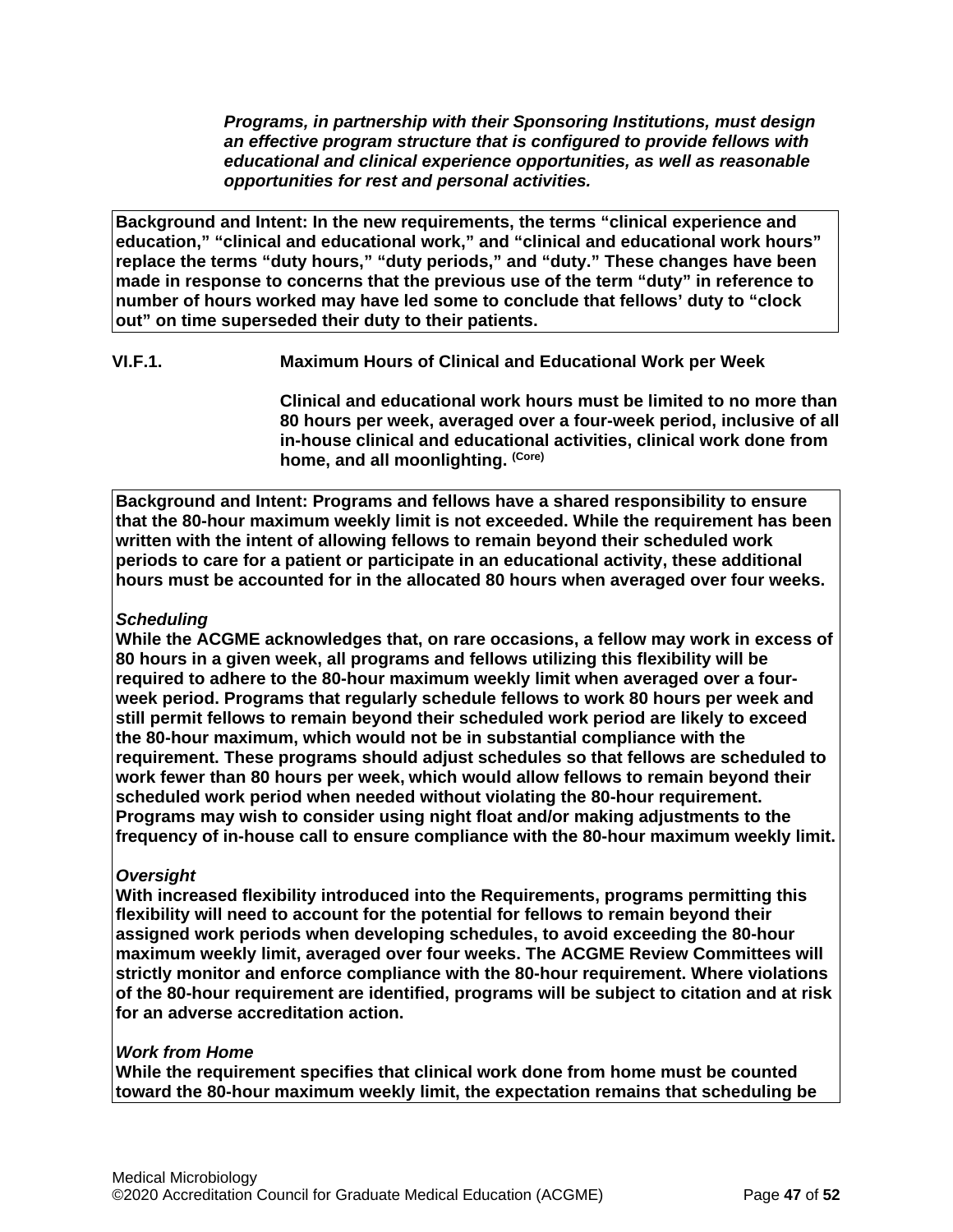***Programs, in partnership with their Sponsoring Institutions, must design an effective program structure that is configured to provide fellows with educational and clinical experience opportunities, as well as reasonable opportunities for rest and personal activities.***

**Background and Intent: In the new requirements, the terms "clinical experience and education," "clinical and educational work," and "clinical and educational work hours" replace the terms "duty hours," "duty periods," and "duty." These changes have been made in response to concerns that the previous use of the term "duty" in reference to number of hours worked may have led some to conclude that fellows' duty to "clock out" on time superseded their duty to their patients.**

**VI.F.1. Maximum Hours of Clinical and Educational Work per Week**

**Clinical and educational work hours must be limited to no more than 80 hours per week, averaged over a four-week period, inclusive of all in-house clinical and educational activities, clinical work done from home, and all moonlighting.** (Core)

**Background and Intent: Programs and fellows have a shared responsibility to ensure that the 80-hour maximum weekly limit is not exceeded. While the requirement has been written with the intent of allowing fellows to remain beyond their scheduled work periods to care for a patient or participate in an educational activity, these additional hours must be accounted for in the allocated 80 hours when averaged over four weeks.**

***Scheduling***
**While the ACGME acknowledges that, on rare occasions, a fellow may work in excess of 80 hours in a given week, all programs and fellows utilizing this flexibility will be required to adhere to the 80-hour maximum weekly limit when averaged over a four-week period. Programs that regularly schedule fellows to work 80 hours per week and still permit fellows to remain beyond their scheduled work period are likely to exceed the 80-hour maximum, which would not be in substantial compliance with the requirement. These programs should adjust schedules so that fellows are scheduled to work fewer than 80 hours per week, which would allow fellows to remain beyond their scheduled work period when needed without violating the 80-hour requirement. Programs may wish to consider using night float and/or making adjustments to the frequency of in-house call to ensure compliance with the 80-hour maximum weekly limit.**

***Oversight***
**With increased flexibility introduced into the Requirements, programs permitting this flexibility will need to account for the potential for fellows to remain beyond their assigned work periods when developing schedules, to avoid exceeding the 80-hour maximum weekly limit, averaged over four weeks. The ACGME Review Committees will strictly monitor and enforce compliance with the 80-hour requirement. Where violations of the 80-hour requirement are identified, programs will be subject to citation and at risk for an adverse accreditation action.**

***Work from Home***
**While the requirement specifies that clinical work done from home must be counted toward the 80-hour maximum weekly limit, the expectation remains that scheduling be**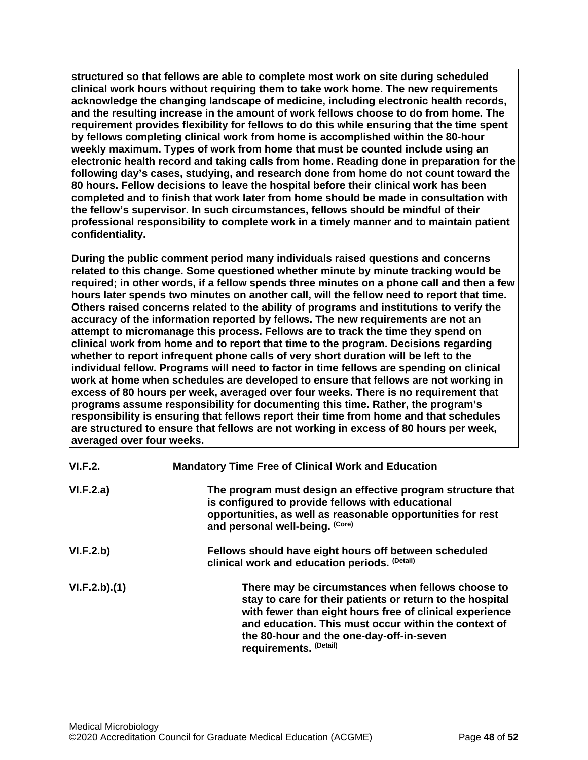**structured so that fellows are able to complete most work on site during scheduled clinical work hours without requiring them to take work home. The new requirements acknowledge the changing landscape of medicine, including electronic health records, and the resulting increase in the amount of work fellows choose to do from home. The requirement provides flexibility for fellows to do this while ensuring that the time spent by fellows completing clinical work from home is accomplished within the 80-hour weekly maximum. Types of work from home that must be counted include using an electronic health record and taking calls from home. Reading done in preparation for the following day's cases, studying, and research done from home do not count toward the 80 hours. Fellow decisions to leave the hospital before their clinical work has been completed and to finish that work later from home should be made in consultation with the fellow's supervisor. In such circumstances, fellows should be mindful of their professional responsibility to complete work in a timely manner and to maintain patient confidentiality.**

**During the public comment period many individuals raised questions and concerns related to this change. Some questioned whether minute by minute tracking would be required; in other words, if a fellow spends three minutes on a phone call and then a few hours later spends two minutes on another call, will the fellow need to report that time. Others raised concerns related to the ability of programs and institutions to verify the accuracy of the information reported by fellows. The new requirements are not an attempt to micromanage this process. Fellows are to track the time they spend on clinical work from home and to report that time to the program. Decisions regarding whether to report infrequent phone calls of very short duration will be left to the individual fellow. Programs will need to factor in time fellows are spending on clinical work at home when schedules are developed to ensure that fellows are not working in excess of 80 hours per week, averaged over four weeks. There is no requirement that programs assume responsibility for documenting this time. Rather, the program's responsibility is ensuring that fellows report their time from home and that schedules are structured to ensure that fellows are not working in excess of 80 hours per week, averaged over four weeks.**

**VI.F.2. Mandatory Time Free of Clinical Work and Education**

**VI.F.2.a)** **The program must design an effective program structure that is configured to provide fellows with educational opportunities, as well as reasonable opportunities for rest and personal well-being.** (Core)

**VI.F.2.b)** **Fellows should have eight hours off between scheduled clinical work and education periods.** (Detail)

**VI.F.2.b).(1)** **There may be circumstances when fellows choose to stay to care for their patients or return to the hospital with fewer than eight hours free of clinical experience and education. This must occur within the context of the 80-hour and the one-day-off-in-seven requirements.** (Detail)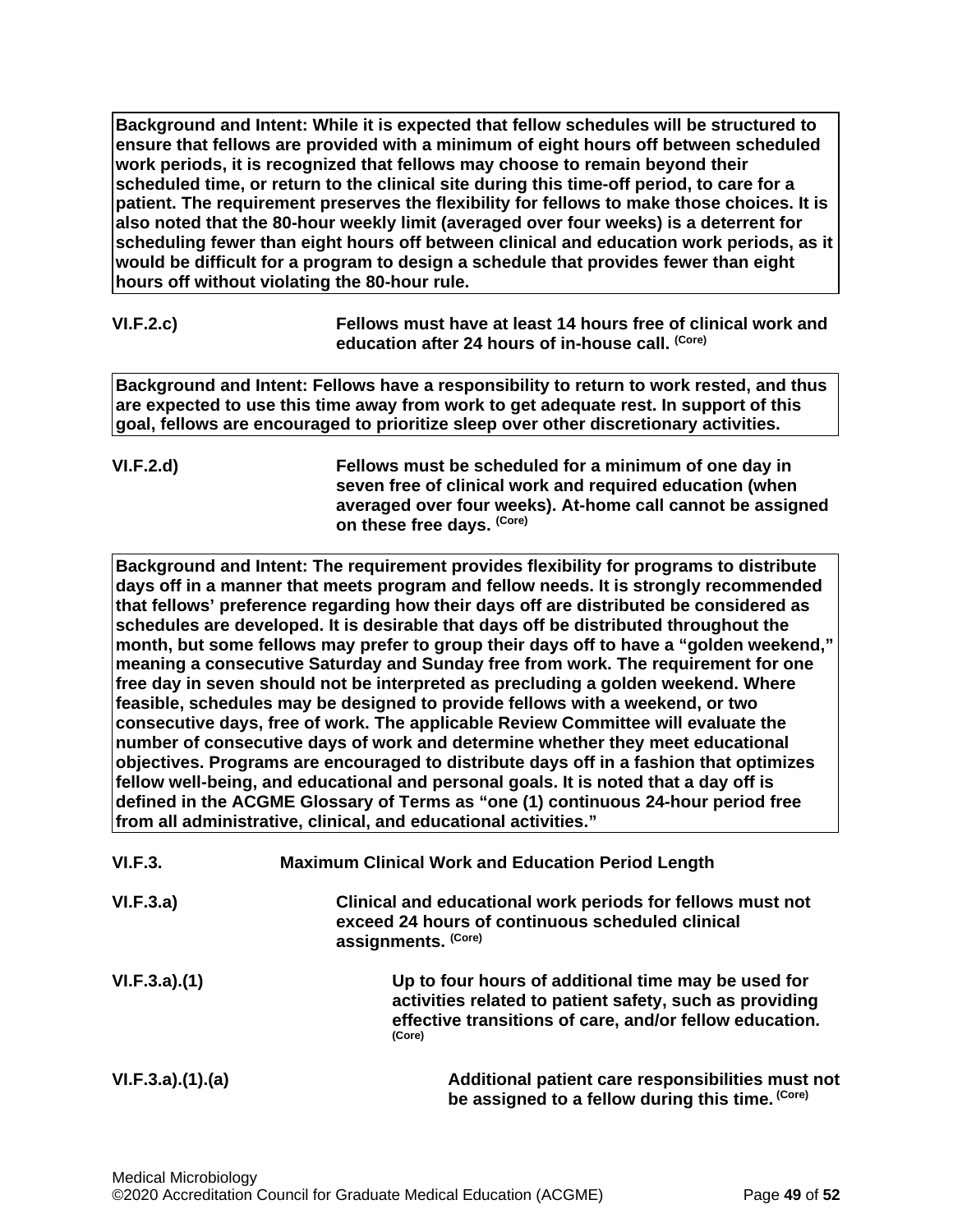**Background and Intent: While it is expected that fellow schedules will be structured to ensure that fellows are provided with a minimum of eight hours off between scheduled work periods, it is recognized that fellows may choose to remain beyond their scheduled time, or return to the clinical site during this time-off period, to care for a patient. The requirement preserves the flexibility for fellows to make those choices. It is also noted that the 80-hour weekly limit (averaged over four weeks) is a deterrent for scheduling fewer than eight hours off between clinical and education work periods, as it would be difficult for a program to design a schedule that provides fewer than eight hours off without violating the 80-hour rule.**

**VI.F.2.c)** **Fellows must have at least 14 hours free of clinical work and education after 24 hours of in-house call.** (Core)

**Background and Intent: Fellows have a responsibility to return to work rested, and thus are expected to use this time away from work to get adequate rest. In support of this goal, fellows are encouraged to prioritize sleep over other discretionary activities.**

**VI.F.2.d)** **Fellows must be scheduled for a minimum of one day in seven free of clinical work and required education (when averaged over four weeks). At-home call cannot be assigned on these free days.** (Core)

**Background and Intent: The requirement provides flexibility for programs to distribute days off in a manner that meets program and fellow needs. It is strongly recommended that fellows' preference regarding how their days off are distributed be considered as schedules are developed. It is desirable that days off be distributed throughout the month, but some fellows may prefer to group their days off to have a "golden weekend," meaning a consecutive Saturday and Sunday free from work. The requirement for one free day in seven should not be interpreted as precluding a golden weekend. Where feasible, schedules may be designed to provide fellows with a weekend, or two consecutive days, free of work. The applicable Review Committee will evaluate the number of consecutive days of work and determine whether they meet educational objectives. Programs are encouraged to distribute days off in a fashion that optimizes fellow well-being, and educational and personal goals. It is noted that a day off is defined in the ACGME Glossary of Terms as "one (1) continuous 24-hour period free from all administrative, clinical, and educational activities."**

**VI.F.3.** **Maximum Clinical Work and Education Period Length**

**VI.F.3.a)** **Clinical and educational work periods for fellows must not exceed 24 hours of continuous scheduled clinical assignments.** (Core)

**VI.F.3.a).(1)** **Up to four hours of additional time may be used for activities related to patient safety, such as providing effective transitions of care, and/or fellow education.** (Core)

**VI.F.3.a).(1).(a)** **Additional patient care responsibilities must not be assigned to a fellow during this time.** (Core)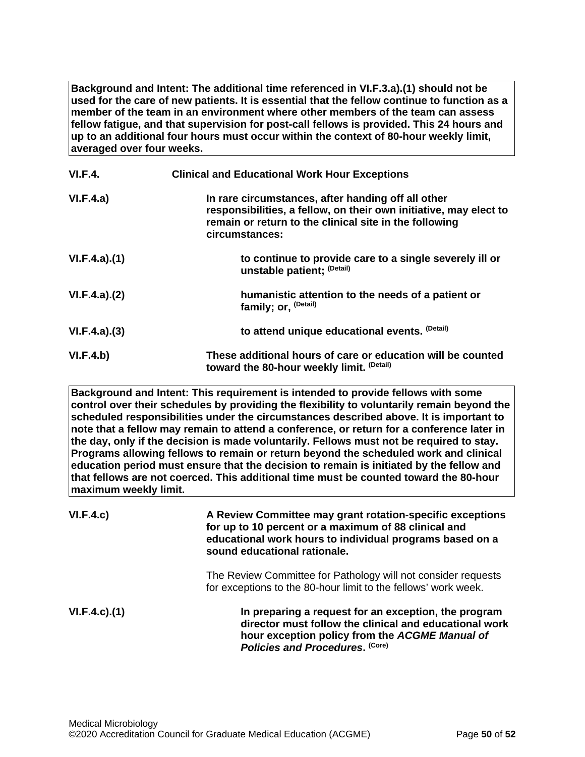**Background and Intent: The additional time referenced in VI.F.3.a).(1) should not be used for the care of new patients. It is essential that the fellow continue to function as a member of the team in an environment where other members of the team can assess fellow fatigue, and that supervision for post-call fellows is provided. This 24 hours and up to an additional four hours must occur within the context of 80-hour weekly limit, averaged over four weeks.**

**VI.F.4. Clinical and Educational Work Hour Exceptions**

**VI.F.4.a) In rare circumstances, after handing off all other responsibilities, a fellow, on their own initiative, may elect to remain or return to the clinical site in the following circumstances:**

**VI.F.4.a).(1) to continue to provide care to a single severely ill or unstable patient;** (Detail)

**VI.F.4.a).(2) humanistic attention to the needs of a patient or family; or,** (Detail)

**VI.F.4.a).(3) to attend unique educational events.** (Detail)

**VI.F.4.b) These additional hours of care or education will be counted toward the 80-hour weekly limit.** (Detail)

**Background and Intent: This requirement is intended to provide fellows with some control over their schedules by providing the flexibility to voluntarily remain beyond the scheduled responsibilities under the circumstances described above. It is important to note that a fellow may remain to attend a conference, or return for a conference later in the day, only if the decision is made voluntarily. Fellows must not be required to stay. Programs allowing fellows to remain or return beyond the scheduled work and clinical education period must ensure that the decision to remain is initiated by the fellow and that fellows are not coerced. This additional time must be counted toward the 80-hour maximum weekly limit.**

**VI.F.4.c) A Review Committee may grant rotation-specific exceptions for up to 10 percent or a maximum of 88 clinical and educational work hours to individual programs based on a sound educational rationale.**

The Review Committee for Pathology will not consider requests for exceptions to the 80-hour limit to the fellows' work week.

**VI.F.4.c).(1) In preparing a request for an exception, the program director must follow the clinical and educational work hour exception policy from the *ACGME Manual of Policies and Procedures*.** (Core)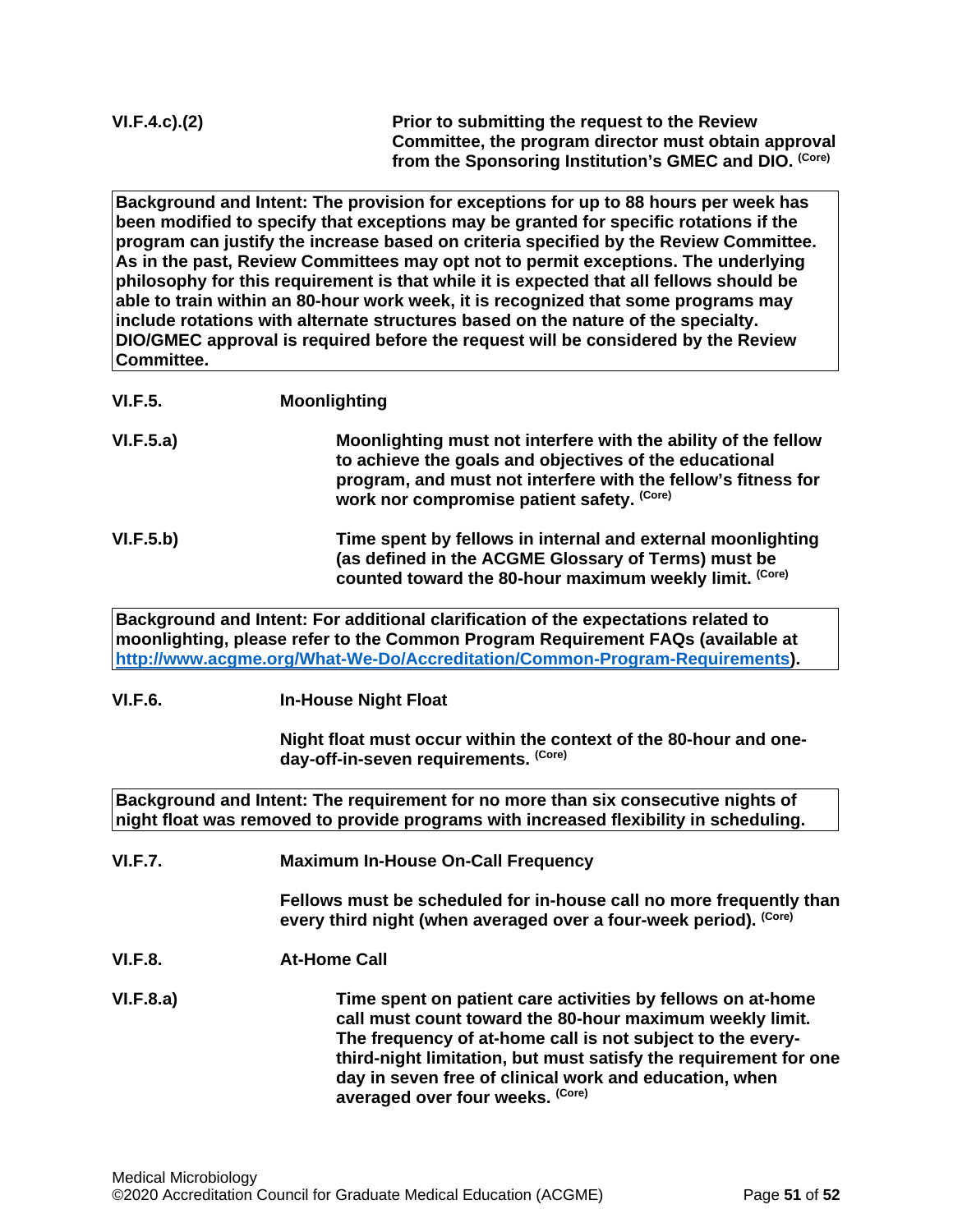**VI.F.4.c).(2)** **Prior to submitting the request to the Review Committee, the program director must obtain approval from the Sponsoring Institution's GMEC and DIO.** **(Core)**

> **Background and Intent: The provision for exceptions for up to 88 hours per week has been modified to specify that exceptions may be granted for specific rotations if the program can justify the increase based on criteria specified by the Review Committee. As in the past, Review Committees may opt not to permit exceptions. The underlying philosophy for this requirement is that while it is expected that all fellows should be able to train within an 80-hour work week, it is recognized that some programs may include rotations with alternate structures based on the nature of the specialty. DIO/GMEC approval is required before the request will be considered by the Review Committee.**

**VI.F.5.** **Moonlighting**

**VI.F.5.a)** **Moonlighting must not interfere with the ability of the fellow to achieve the goals and objectives of the educational program, and must not interfere with the fellow's fitness for work nor compromise patient safety.** **(Core)**

**VI.F.5.b)** **Time spent by fellows in internal and external moonlighting (as defined in the ACGME Glossary of Terms) must be counted toward the 80-hour maximum weekly limit.** **(Core)**

> **Background and Intent: For additional clarification of the expectations related to moonlighting, please refer to the Common Program Requirement FAQs (available at [http://www.acgme.org/What-We-Do/Accreditation/Common-Program-Requirements](http://www.acgme.org/What-We-Do/Accreditation/Common-Program-Requirements)).**

**VI.F.6.** **In-House Night Float**

**Night float must occur within the context of the 80-hour and one-day-off-in-seven requirements.** **(Core)**

> **Background and Intent: The requirement for no more than six consecutive nights of night float was removed to provide programs with increased flexibility in scheduling.**

**VI.F.7.** **Maximum In-House On-Call Frequency**

**Fellows must be scheduled for in-house call no more frequently than every third night (when averaged over a four-week period).** **(Core)**

**VI.F.8.** **At-Home Call**

**VI.F.8.a)** **Time spent on patient care activities by fellows on at-home call must count toward the 80-hour maximum weekly limit. The frequency of at-home call is not subject to the every-third-night limitation, but must satisfy the requirement for one day in seven free of clinical work and education, when averaged over four weeks.** **(Core)**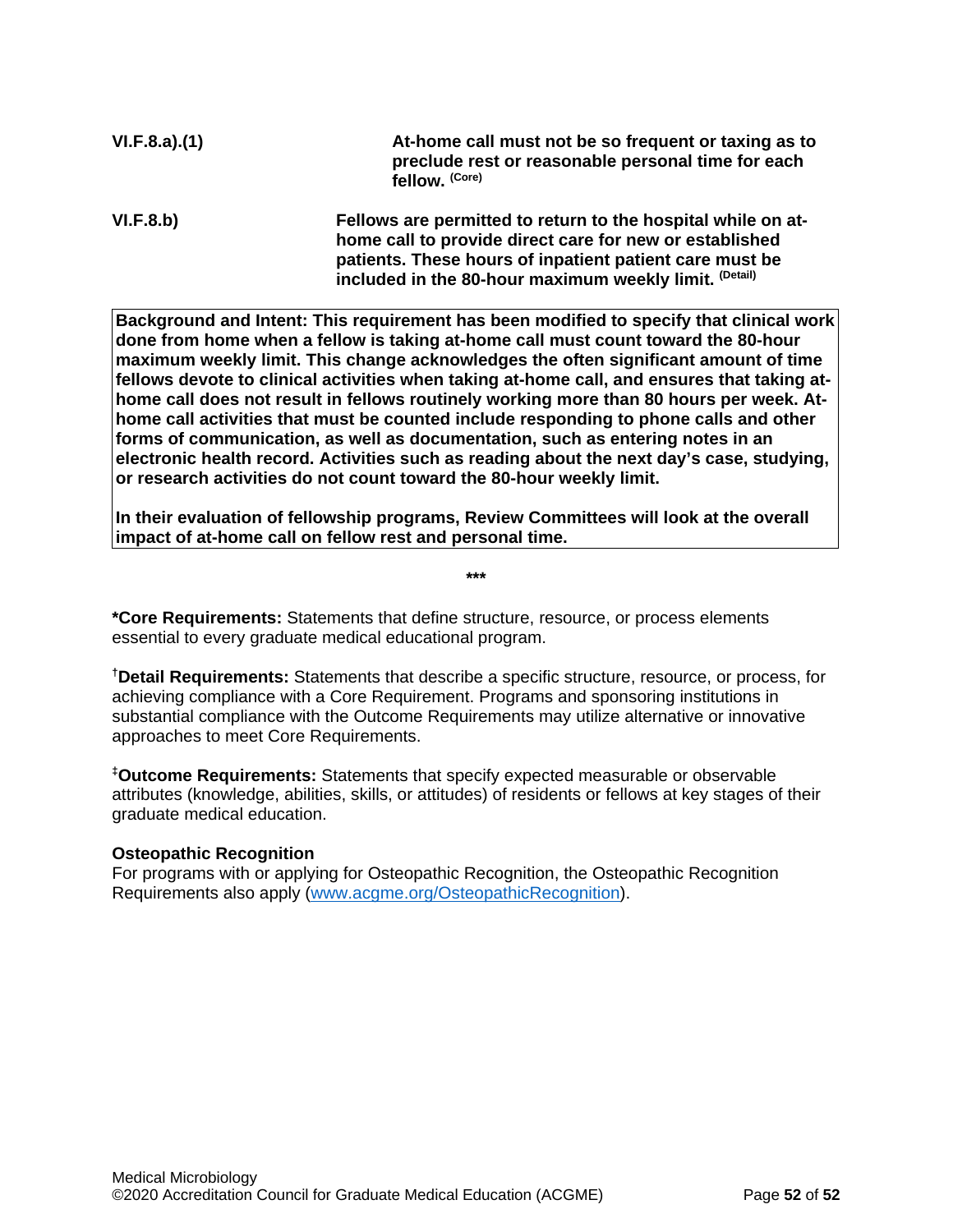**VI.F.8.a).(1)** **At-home call must not be so frequent or taxing as to preclude rest or reasonable personal time for each fellow.** (Core)

**VI.F.8.b)** **Fellows are permitted to return to the hospital while on at-home call to provide direct care for new or established patients. These hours of inpatient patient care must be included in the 80-hour maximum weekly limit.** (Detail)

**Background and Intent: This requirement has been modified to specify that clinical work done from home when a fellow is taking at-home call must count toward the 80-hour maximum weekly limit. This change acknowledges the often significant amount of time fellows devote to clinical activities when taking at-home call, and ensures that taking at-home call does not result in fellows routinely working more than 80 hours per week. At-home call activities that must be counted include responding to phone calls and other forms of communication, as well as documentation, such as entering notes in an electronic health record. Activities such as reading about the next day's case, studying, or research activities do not count toward the 80-hour weekly limit.**

**In their evaluation of fellowship programs, Review Committees will look at the overall impact of at-home call on fellow rest and personal time.**

***

***Core Requirements:** Statements that define structure, resource, or process elements essential to every graduate medical educational program.

[†]**Detail Requirements:** Statements that describe a specific structure, resource, or process, for achieving compliance with a Core Requirement. Programs and sponsoring institutions in substantial compliance with the Outcome Requirements may utilize alternative or innovative approaches to meet Core Requirements.

[‡]**Outcome Requirements:** Statements that specify expected measurable or observable attributes (knowledge, abilities, skills, or attitudes) of residents or fellows at key stages of their graduate medical education.

**Osteopathic Recognition**
For programs with or applying for Osteopathic Recognition, the Osteopathic Recognition Requirements also apply (www.acgme.org/OsteopathicRecognition).